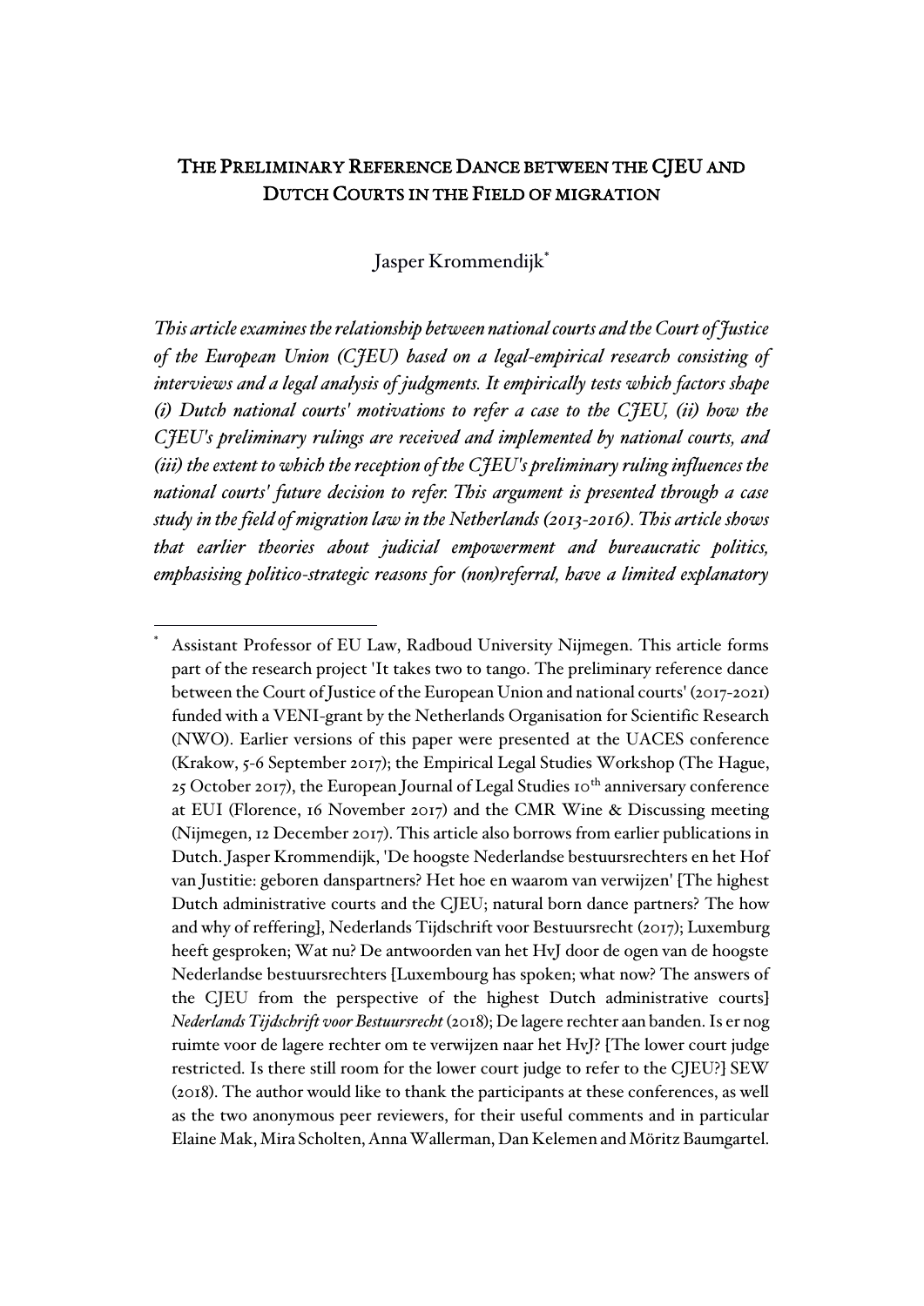# THE PRELIMINARY REFERENCE DANCE BETWEEN THE CJEU AND DUTCH COURTS IN THE FIELD OF MIGRATION

Jasper Krommendijk*

*This article examines the relationship between national courts and the Court of Justice of the European Union (CJEU) based on a legal-empirical research consisting of interviews and a legal analysis of judgments. It empirically tests which factors shape (i) Dutch national courts' motivations to refer a case to the CJEU, (ii) how the CJEU's preliminary rulings are received and implemented by national courts, and (iii) the extent to which the reception of the CJEU's preliminary ruling influences the national courts' future decision to refer. This argument is presented through a case study in the field of migration law in the Netherlands (2013-2016). This article shows that earlier theories about judicial empowerment and bureaucratic politics, emphasising politico-strategic reasons for (non)referral, have a limited explanatory*

---

\* Assistant Professor of EU Law, Radboud University Nijmegen. This article forms part of the research project 'It takes two to tango. The preliminary reference dance between the Court of Justice of the European Union and national courts' (2017-2021) funded with a VENI-grant by the Netherlands Organisation for Scientific Research (NWO). Earlier versions of this paper were presented at the UACES conference (Krakow, 5-6 September 2017); the Empirical Legal Studies Workshop (The Hague, 25 October 2017), the European Journal of Legal Studies 10th anniversary conference at EUI (Florence, 16 November 2017) and the CMR Wine & Discussing meeting (Nijmegen, 12 December 2017). This article also borrows from earlier publications in Dutch. Jasper Krommendijk, 'De hoogste Nederlandse bestuursrechters en het Hof van Justitie: geboren danspartners? Het hoe en waarom van verwijzen' [The highest Dutch administrative courts and the CJEU; natural born dance partners? The how and why of reffering], Nederlands Tijdschrift voor Bestuursrecht (2017); Luxemburg heeft gesproken; Wat nu? De antwoorden van het HvJ door de ogen van de hoogste Nederlandse bestuursrechters [Luxembourg has spoken; what now? The answers of the CJEU from the perspective of the highest Dutch administrative courts] *Nederlands Tijdschrift voor Bestuursrecht* (2018); De lagere rechter aan banden. Is er nog ruimte voor de lagere rechter om te verwijzen naar het HvJ? [The lower court judge restricted. Is there still room for the lower court judge to refer to the CJEU?] SEW (2018). The author would like to thank the participants at these conferences, as well as the two anonymous peer reviewers, for their useful comments and in particular Elaine Mak, Mira Scholten, Anna Wallerman, Dan Kelemen and Möritz Baumgartel.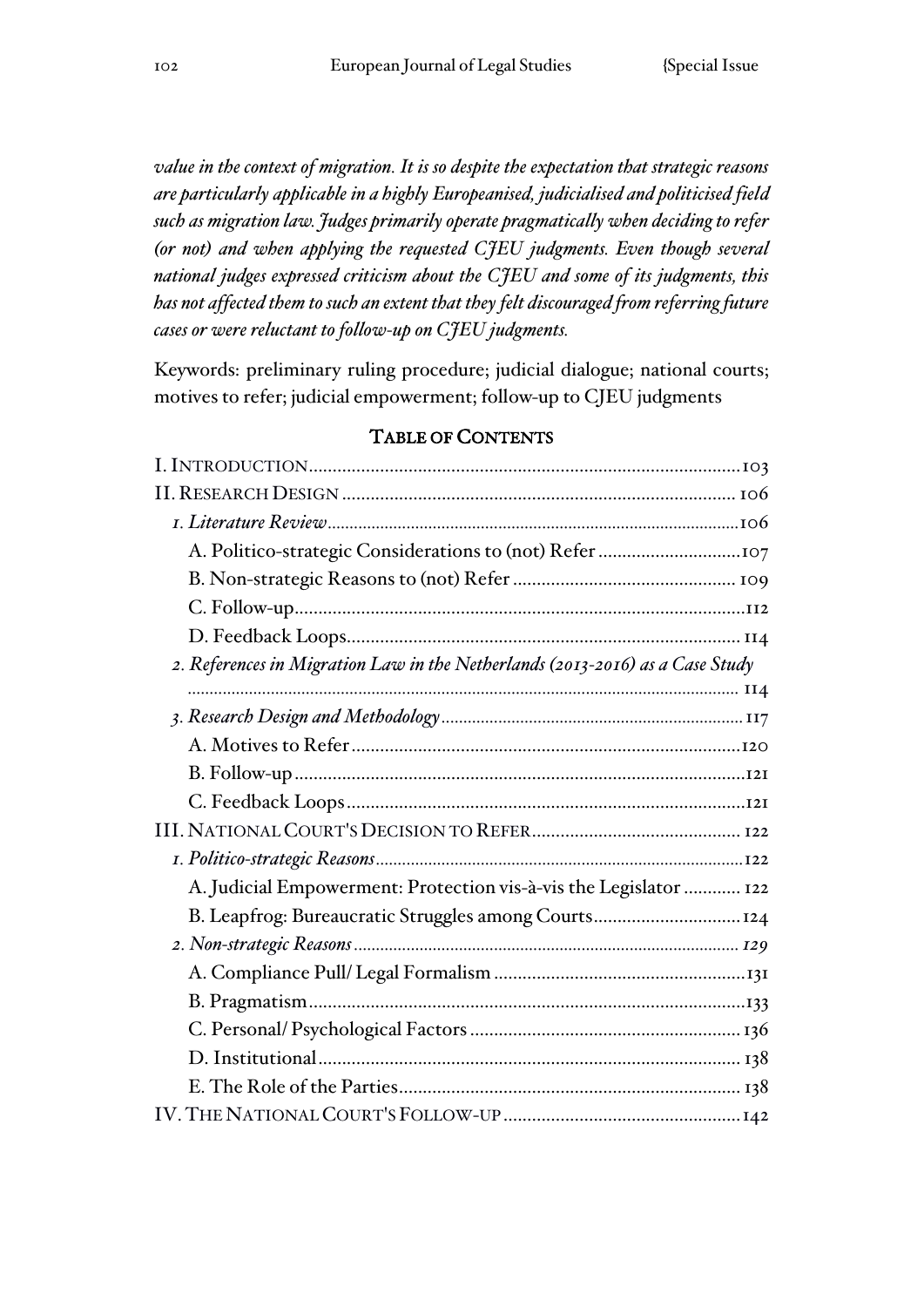*value in the context of migration. It is so despite the expectation that strategic reasons are particularly applicable in a highly Europeanised, judicialised and politicised field such as migration law. Judges primarily operate pragmatically when deciding to refer (or not) and when applying the requested CJEU judgments. Even though several national judges expressed criticism about the CJEU and some of its judgments, this has not affected them to such an extent that they felt discouraged from referring future cases or were reluctant to follow-up on CJEU judgments.*

Keywords: preliminary ruling procedure; judicial dialogue; national courts; motives to refer; judicial empowerment; follow-up to CJEU judgments

## TABLE OF CONTENTS

I. INTRODUCTION .......... 103
II. RESEARCH DESIGN .......... 106
*1. Literature Review* .......... 106
A. Politico-strategic Considerations to (not) Refer .......... 107
B. Non-strategic Reasons to (not) Refer .......... 109
C. Follow-up .......... 112
D. Feedback Loops .......... 114
*2. References in Migration Law in the Netherlands (2013-2016) as a Case Study* .......... 114
*3. Research Design and Methodology* .......... 117
A. Motives to Refer .......... 120
B. Follow-up .......... 121
C. Feedback Loops .......... 121
III. NATIONAL COURT'S DECISION TO REFER .......... 122
*1. Politico-strategic Reasons* .......... 122
A. Judicial Empowerment: Protection vis-à-vis the Legislator .......... 122
B. Leapfrog: Bureaucratic Struggles among Courts .......... 124
*2. Non-strategic Reasons* .......... *129*
A. Compliance Pull/ Legal Formalism .......... 131
B. Pragmatism .......... 133
C. Personal/ Psychological Factors .......... 136
D. Institutional .......... 138
E. The Role of the Parties .......... 138
IV. THE NATIONAL COURT'S FOLLOW-UP .......... 142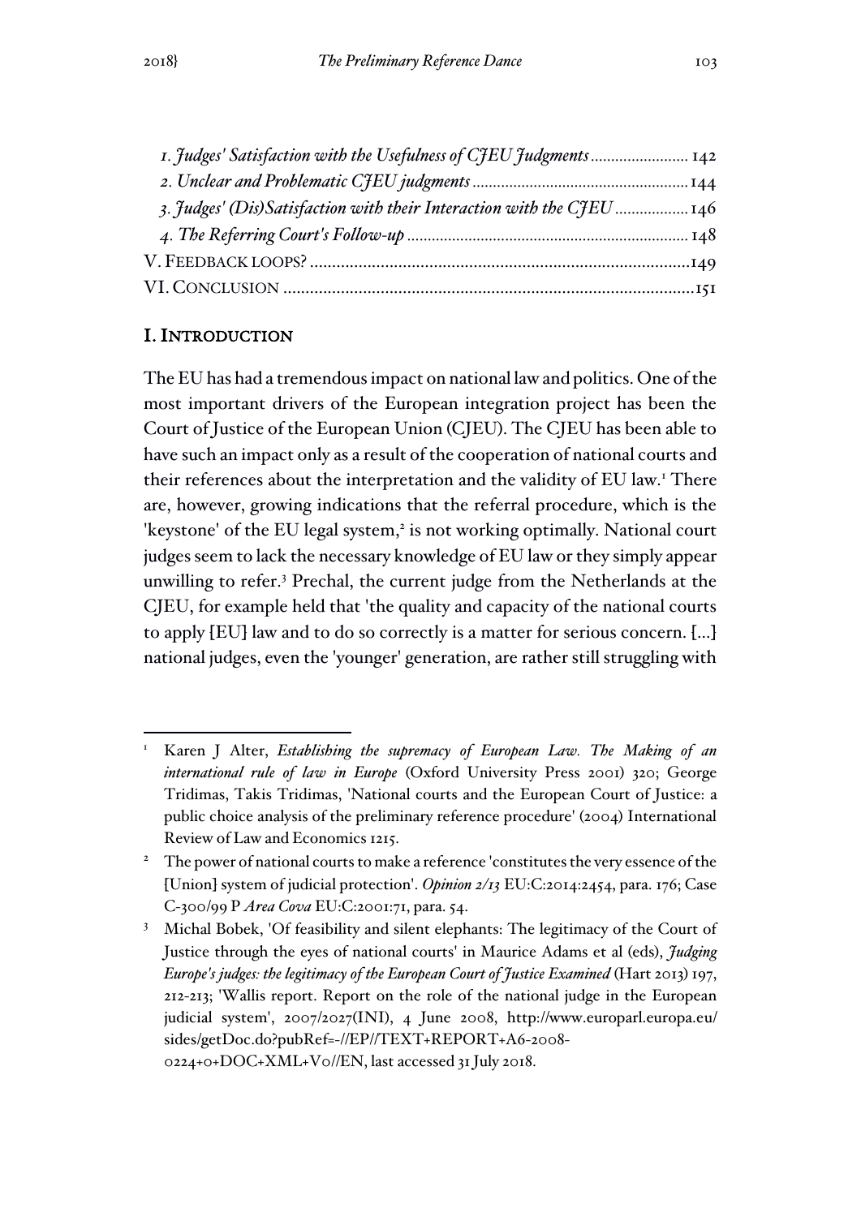*1. Judges' Satisfaction with the Usefulness of CJEU Judgments* ........................ 142
*2. Unclear and Problematic CJEU judgments* .................................................... 144
*3. Judges' (Dis)Satisfaction with their Interaction with the CJEU* .................. 146
*4. The Referring Court's Follow-up* .................................................................. 148
V. FEEDBACK LOOPS? ..................................................................................... 149
VI. CONCLUSION ............................................................................................ 151

## I. INTRODUCTION

The EU has had a tremendous impact on national law and politics. One of the most important drivers of the European integration project has been the Court of Justice of the European Union (CJEU). The CJEU has been able to have such an impact only as a result of the cooperation of national courts and their references about the interpretation and the validity of EU law.[1] There are, however, growing indications that the referral procedure, which is the 'keystone' of the EU legal system,[2] is not working optimally. National court judges seem to lack the necessary knowledge of EU law or they simply appear unwilling to refer.[3] Prechal, the current judge from the Netherlands at the CJEU, for example held that 'the quality and capacity of the national courts to apply [EU] law and to do so correctly is a matter for serious concern. [...] national judges, even the 'younger' generation, are rather still struggling with

---

[1] Karen J Alter, *Establishing the supremacy of European Law. The Making of an international rule of law in Europe* (Oxford University Press 2001) 320; George Tridimas, Takis Tridimas, 'National courts and the European Court of Justice: a public choice analysis of the preliminary reference procedure' (2004) International Review of Law and Economics 1215.

[2] The power of national courts to make a reference 'constitutes the very essence of the [Union] system of judicial protection'. *Opinion 2/13* EU:C:2014:2454, para. 176; Case C-300/99 P *Area Cova* EU:C:2001:71, para. 54.

[3] Michal Bobek, 'Of feasibility and silent elephants: The legitimacy of the Court of Justice through the eyes of national courts' in Maurice Adams et al (eds), *Judging Europe's judges: the legitimacy of the European Court of Justice Examined* (Hart 2013) 197, 212-213; 'Wallis report. Report on the role of the national judge in the European judicial system', 2007/2027(INI), 4 June 2008, http://www.europarl.europa.eu/sides/getDoc.do?pubRef=-//EP//TEXT+REPORT+A6-2008-0224+0+DOC+XML+V0//EN, last accessed 31 July 2018.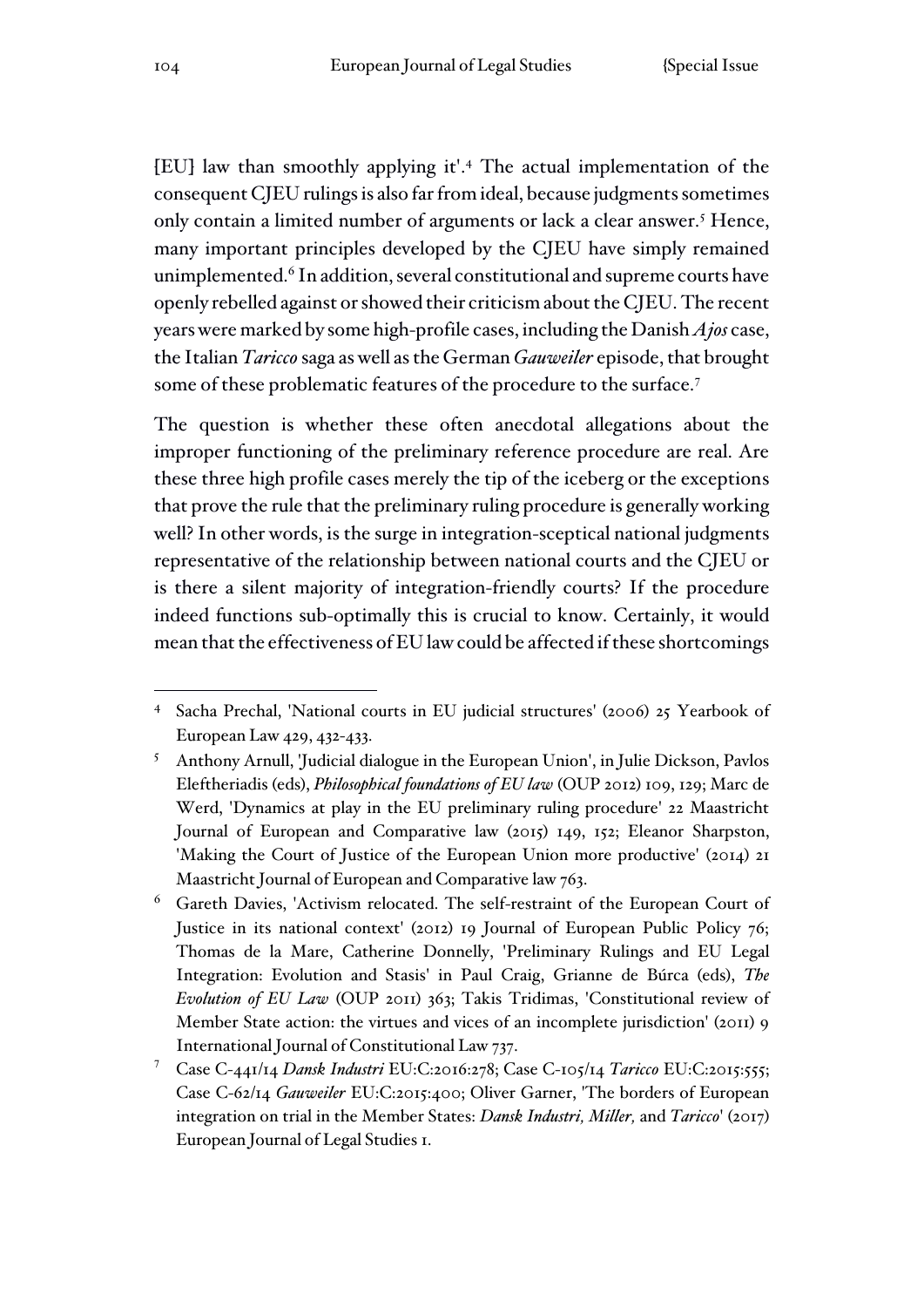[EU] law than smoothly applying it'.[4] The actual implementation of the consequent CJEU rulings is also far from ideal, because judgments sometimes only contain a limited number of arguments or lack a clear answer.[5] Hence, many important principles developed by the CJEU have simply remained unimplemented.[6] In addition, several constitutional and supreme courts have openly rebelled against or showed their criticism about the CJEU. The recent years were marked by some high-profile cases, including the Danish *Ajos* case, the Italian *Taricco* saga as well as the German *Gauweiler* episode, that brought some of these problematic features of the procedure to the surface.[7]

The question is whether these often anecdotal allegations about the improper functioning of the preliminary reference procedure are real. Are these three high profile cases merely the tip of the iceberg or the exceptions that prove the rule that the preliminary ruling procedure is generally working well? In other words, is the surge in integration-sceptical national judgments representative of the relationship between national courts and the CJEU or is there a silent majority of integration-friendly courts? If the procedure indeed functions sub-optimally this is crucial to know. Certainly, it would mean that the effectiveness of EU law could be affected if these shortcomings

---

[4] Sacha Prechal, 'National courts in EU judicial structures' (2006) 25 Yearbook of European Law 429, 432-433.

[5] Anthony Arnull, 'Judicial dialogue in the European Union', in Julie Dickson, Pavlos Eleftheriadis (eds), *Philosophical foundations of EU law* (OUP 2012) 109, 129; Marc de Werd, 'Dynamics at play in the EU preliminary ruling procedure' 22 Maastricht Journal of European and Comparative law (2015) 149, 152; Eleanor Sharpston, 'Making the Court of Justice of the European Union more productive' (2014) 21 Maastricht Journal of European and Comparative law 763.

[6] Gareth Davies, 'Activism relocated. The self-restraint of the European Court of Justice in its national context' (2012) 19 Journal of European Public Policy 76; Thomas de la Mare, Catherine Donnelly, 'Preliminary Rulings and EU Legal Integration: Evolution and Stasis' in Paul Craig, Grianne de Búrca (eds), *The Evolution of EU Law* (OUP 2011) 363; Takis Tridimas, 'Constitutional review of Member State action: the virtues and vices of an incomplete jurisdiction' (2011) 9 International Journal of Constitutional Law 737.

[7] Case C-441/14 *Dansk Industri* EU:C:2016:278; Case C-105/14 *Taricco* EU:C:2015:555; Case C-62/14 *Gauweiler* EU:C:2015:400; Oliver Garner, 'The borders of European integration on trial in the Member States: *Dansk Industri, Miller,* and *Taricco*' (2017) European Journal of Legal Studies 1.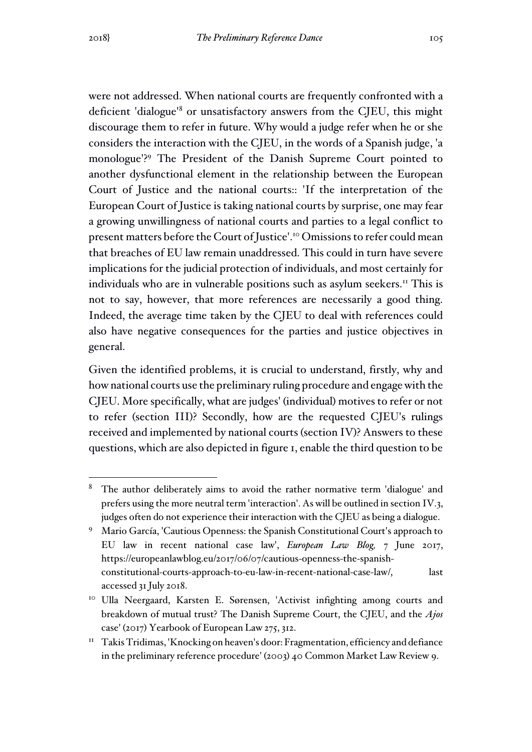were not addressed. When national courts are frequently confronted with a deficient 'dialogue'[8] or unsatisfactory answers from the CJEU, this might discourage them to refer in future. Why would a judge refer when he or she considers the interaction with the CJEU, in the words of a Spanish judge, 'a monologue'?[9] The President of the Danish Supreme Court pointed to another dysfunctional element in the relationship between the European Court of Justice and the national courts:: 'If the interpretation of the European Court of Justice is taking national courts by surprise, one may fear a growing unwillingness of national courts and parties to a legal conflict to present matters before the Court of Justice'.[10] Omissions to refer could mean that breaches of EU law remain unaddressed. This could in turn have severe implications for the judicial protection of individuals, and most certainly for individuals who are in vulnerable positions such as asylum seekers.[11] This is not to say, however, that more references are necessarily a good thing. Indeed, the average time taken by the CJEU to deal with references could also have negative consequences for the parties and justice objectives in general.

Given the identified problems, it is crucial to understand, firstly, why and how national courts use the preliminary ruling procedure and engage with the CJEU. More specifically, what are judges' (individual) motives to refer or not to refer (section III)? Secondly, how are the requested CJEU's rulings received and implemented by national courts (section IV)? Answers to these questions, which are also depicted in figure 1, enable the third question to be

---

[8] The author deliberately aims to avoid the rather normative term 'dialogue' and prefers using the more neutral term 'interaction'. As will be outlined in section IV.3, judges often do not experience their interaction with the CJEU as being a dialogue.

[9] Mario García, 'Cautious Openness: the Spanish Constitutional Court's approach to EU law in recent national case law', *European Law Blog,* 7 June 2017, https://europeanlawblog.eu/2017/06/07/cautious-openness-the-spanish-constitutional-courts-approach-to-eu-law-in-recent-national-case-law/, last accessed 31 July 2018.

[10] Ulla Neergaard, Karsten E. Sørensen, 'Activist infighting among courts and breakdown of mutual trust? The Danish Supreme Court, the CJEU, and the *Ajos* case' (2017) Yearbook of European Law 275, 312.

[11] Takis Tridimas, 'Knocking on heaven's door: Fragmentation, efficiency and defiance in the preliminary reference procedure' (2003) 40 Common Market Law Review 9.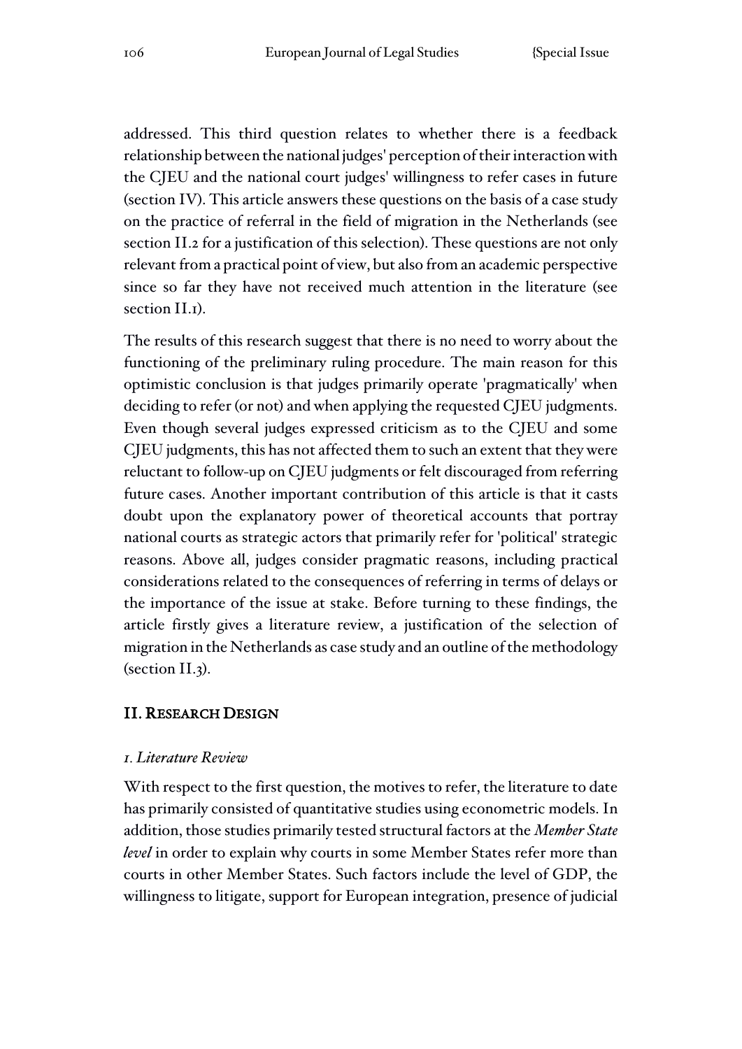addressed. This third question relates to whether there is a feedback relationship between the national judges' perception of their interaction with the CJEU and the national court judges' willingness to refer cases in future (section IV). This article answers these questions on the basis of a case study on the practice of referral in the field of migration in the Netherlands (see section II.2 for a justification of this selection). These questions are not only relevant from a practical point of view, but also from an academic perspective since so far they have not received much attention in the literature (see section II.1).

The results of this research suggest that there is no need to worry about the functioning of the preliminary ruling procedure. The main reason for this optimistic conclusion is that judges primarily operate 'pragmatically' when deciding to refer (or not) and when applying the requested CJEU judgments. Even though several judges expressed criticism as to the CJEU and some CJEU judgments, this has not affected them to such an extent that they were reluctant to follow-up on CJEU judgments or felt discouraged from referring future cases. Another important contribution of this article is that it casts doubt upon the explanatory power of theoretical accounts that portray national courts as strategic actors that primarily refer for 'political' strategic reasons. Above all, judges consider pragmatic reasons, including practical considerations related to the consequences of referring in terms of delays or the importance of the issue at stake. Before turning to these findings, the article firstly gives a literature review, a justification of the selection of migration in the Netherlands as case study and an outline of the methodology (section II.3).

## II. Research Design

### *1. Literature Review*

With respect to the first question, the motives to refer, the literature to date has primarily consisted of quantitative studies using econometric models. In addition, those studies primarily tested structural factors at the *Member State level* in order to explain why courts in some Member States refer more than courts in other Member States. Such factors include the level of GDP, the willingness to litigate, support for European integration, presence of judicial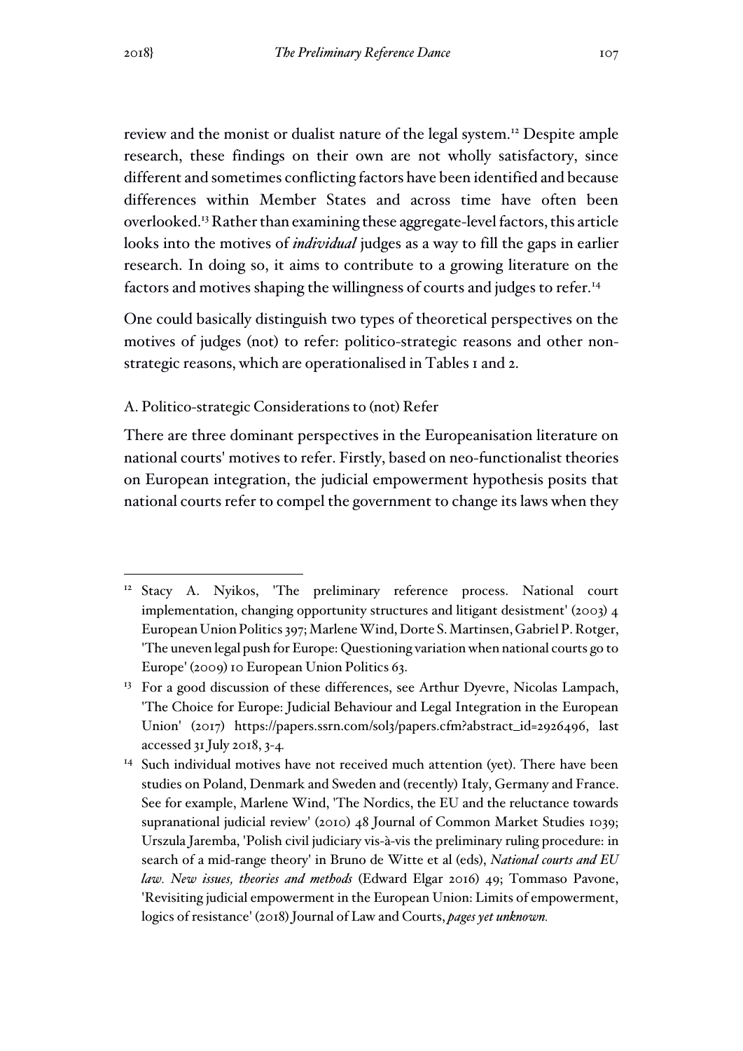review and the monist or dualist nature of the legal system.[12] Despite ample research, these findings on their own are not wholly satisfactory, since different and sometimes conflicting factors have been identified and because differences within Member States and across time have often been overlooked.[13] Rather than examining these aggregate-level factors, this article looks into the motives of ***individual*** judges as a way to fill the gaps in earlier research. In doing so, it aims to contribute to a growing literature on the factors and motives shaping the willingness of courts and judges to refer.[14]

One could basically distinguish two types of theoretical perspectives on the motives of judges (not) to refer: politico-strategic reasons and other non-strategic reasons, which are operationalised in Tables 1 and 2.

### A. Politico-strategic Considerations to (not) Refer

There are three dominant perspectives in the Europeanisation literature on national courts' motives to refer. Firstly, based on neo-functionalist theories on European integration, the judicial empowerment hypothesis posits that national courts refer to compel the government to change its laws when they

---

[12] Stacy A. Nyikos, 'The preliminary reference process. National court implementation, changing opportunity structures and litigant desistment' (2003) 4 European Union Politics 397; Marlene Wind, Dorte S. Martinsen, Gabriel P. Rotger, 'The uneven legal push for Europe: Questioning variation when national courts go to Europe' (2009) 10 European Union Politics 63.

[13] For a good discussion of these differences, see Arthur Dyevre, Nicolas Lampach, 'The Choice for Europe: Judicial Behaviour and Legal Integration in the European Union' (2017) https://papers.ssrn.com/sol3/papers.cfm?abstract_id=2926496, last accessed 31 July 2018, 3-4.

[14] Such individual motives have not received much attention (yet). There have been studies on Poland, Denmark and Sweden and (recently) Italy, Germany and France. See for example, Marlene Wind, 'The Nordics, the EU and the reluctance towards supranational judicial review' (2010) 48 Journal of Common Market Studies 1039; Urszula Jaremba, 'Polish civil judiciary vis-à-vis the preliminary ruling procedure: in search of a mid-range theory' in Bruno de Witte et al (eds), *National courts and EU law. New issues, theories and methods* (Edward Elgar 2016) 49; Tommaso Pavone, 'Revisiting judicial empowerment in the European Union: Limits of empowerment, logics of resistance' (2018) Journal of Law and Courts, ***pages yet unknown.***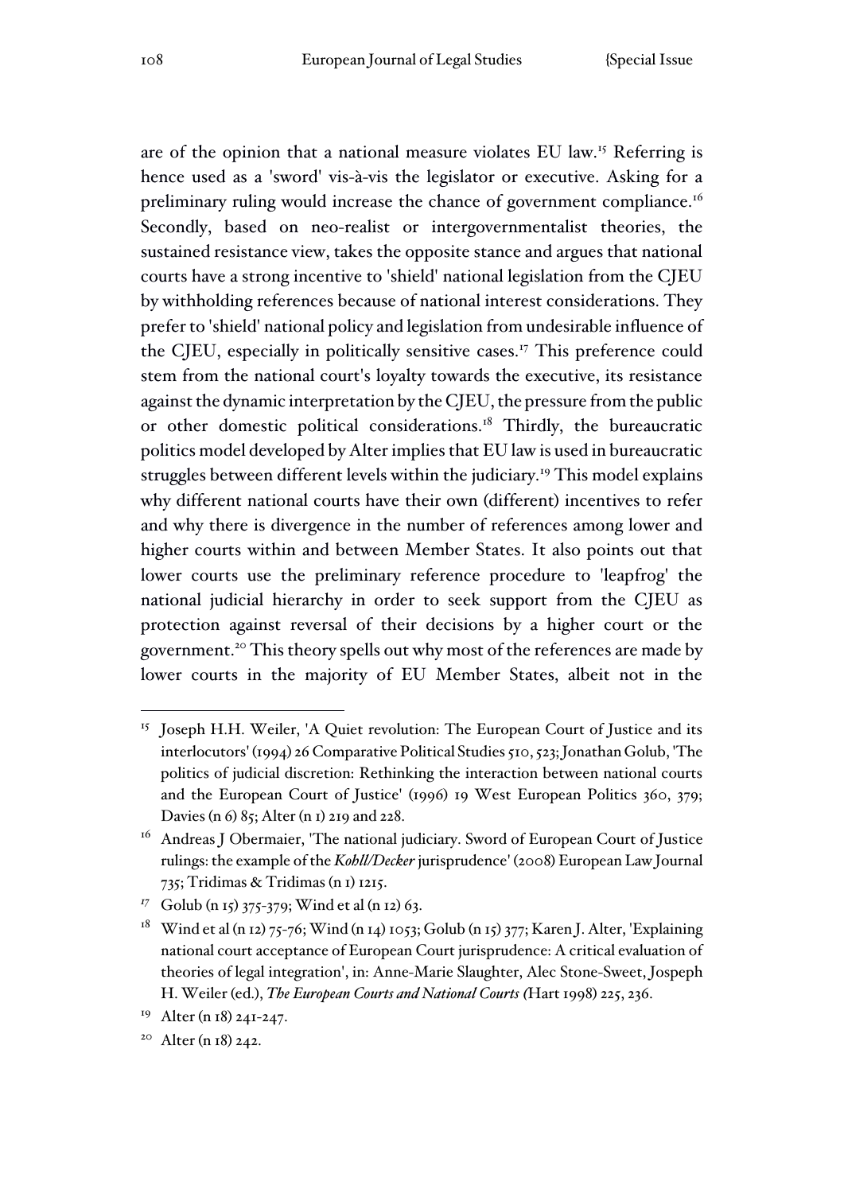are of the opinion that a national measure violates EU law.[15] Referring is hence used as a 'sword' vis-à-vis the legislator or executive. Asking for a preliminary ruling would increase the chance of government compliance.[16] Secondly, based on neo-realist or intergovernmentalist theories, the sustained resistance view, takes the opposite stance and argues that national courts have a strong incentive to 'shield' national legislation from the CJEU by withholding references because of national interest considerations. They prefer to 'shield' national policy and legislation from undesirable influence of the CJEU, especially in politically sensitive cases.[17] This preference could stem from the national court's loyalty towards the executive, its resistance against the dynamic interpretation by the CJEU, the pressure from the public or other domestic political considerations.[18] Thirdly, the bureaucratic politics model developed by Alter implies that EU law is used in bureaucratic struggles between different levels within the judiciary.[19] This model explains why different national courts have their own (different) incentives to refer and why there is divergence in the number of references among lower and higher courts within and between Member States. It also points out that lower courts use the preliminary reference procedure to 'leapfrog' the national judicial hierarchy in order to seek support from the CJEU as protection against reversal of their decisions by a higher court or the government.[20] This theory spells out why most of the references are made by lower courts in the majority of EU Member States, albeit not in the

---

[15] Joseph H.H. Weiler, 'A Quiet revolution: The European Court of Justice and its interlocutors' (1994) 26 Comparative Political Studies 510, 523; Jonathan Golub, 'The politics of judicial discretion: Rethinking the interaction between national courts and the European Court of Justice' (1996) 19 West European Politics 360, 379; Davies (n 6) 85; Alter (n 1) 219 and 228.

[16] Andreas J Obermaier, 'The national judiciary. Sword of European Court of Justice rulings: the example of the *Kohll/Decker* jurisprudence' (2008) European Law Journal 735; Tridimas & Tridimas (n 1) 1215.

[17] Golub (n 15) 375-379; Wind et al (n 12) 63.

[18] Wind et al (n 12) 75-76; Wind (n 14) 1053; Golub (n 15) 377; Karen J. Alter, 'Explaining national court acceptance of European Court jurisprudence: A critical evaluation of theories of legal integration', in: Anne-Marie Slaughter, Alec Stone-Sweet, Jospeph H. Weiler (ed.), *The European Courts and National Courts (*Hart 1998) 225, 236.

[19] Alter (n 18) 241-247.

[20] Alter (n 18) 242.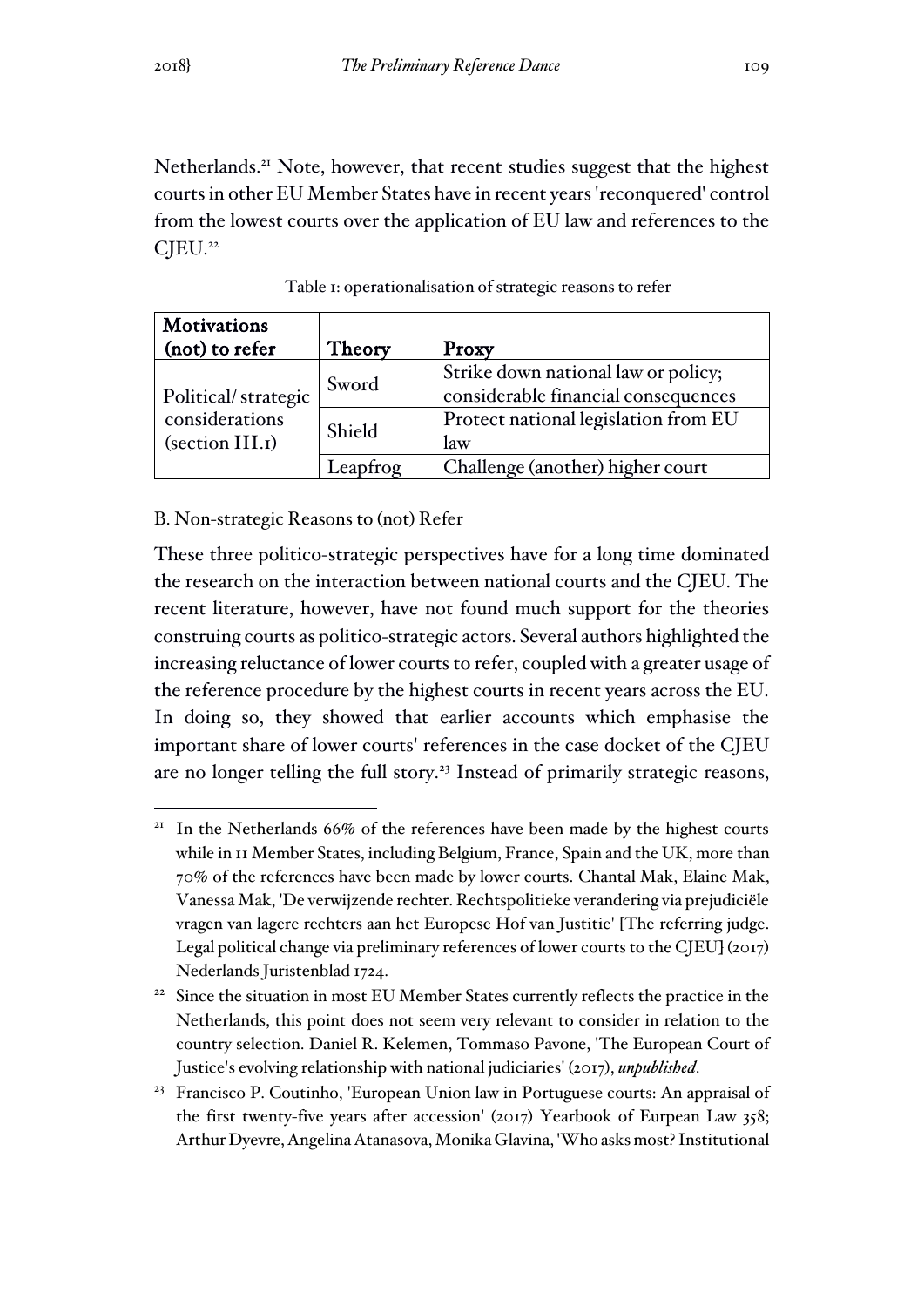Netherlands.[21] Note, however, that recent studies suggest that the highest courts in other EU Member States have in recent years 'reconquered' control from the lowest courts over the application of EU law and references to the CJEU.[22]

Table 1: operationalisation of strategic reasons to refer

| **Motivations (not) to refer** | **Theory** | **Proxy** |
|---|---|---|
| Political/ strategic considerations (section III.1) | Sword | Strike down national law or policy; considerable financial consequences |
| | Shield | Protect national legislation from EU law |
| | Leapfrog | Challenge (another) higher court |

B. Non-strategic Reasons to (not) Refer

These three politico-strategic perspectives have for a long time dominated the research on the interaction between national courts and the CJEU. The recent literature, however, have not found much support for the theories construing courts as politico-strategic actors. Several authors highlighted the increasing reluctance of lower courts to refer, coupled with a greater usage of the reference procedure by the highest courts in recent years across the EU. In doing so, they showed that earlier accounts which emphasise the important share of lower courts' references in the case docket of the CJEU are no longer telling the full story.[23] Instead of primarily strategic reasons,

---

[21] In the Netherlands 66% of the references have been made by the highest courts while in 11 Member States, including Belgium, France, Spain and the UK, more than 70% of the references have been made by lower courts. Chantal Mak, Elaine Mak, Vanessa Mak, 'De verwijzende rechter. Rechtspolitieke verandering via prejudiciële vragen van lagere rechters aan het Europese Hof van Justitie' [The referring judge. Legal political change via preliminary references of lower courts to the CJEU] (2017) Nederlands Juristenblad 1724.

[22] Since the situation in most EU Member States currently reflects the practice in the Netherlands, this point does not seem very relevant to consider in relation to the country selection. Daniel R. Kelemen, Tommaso Pavone, 'The European Court of Justice's evolving relationship with national judiciaries' (2017), *unpublished*.

[23] Francisco P. Coutinho, 'European Union law in Portuguese courts: An appraisal of the first twenty-five years after accession' (2017) Yearbook of Eurpean Law 358; Arthur Dyevre, Angelina Atanasova, Monika Glavina, 'Who asks most? Institutional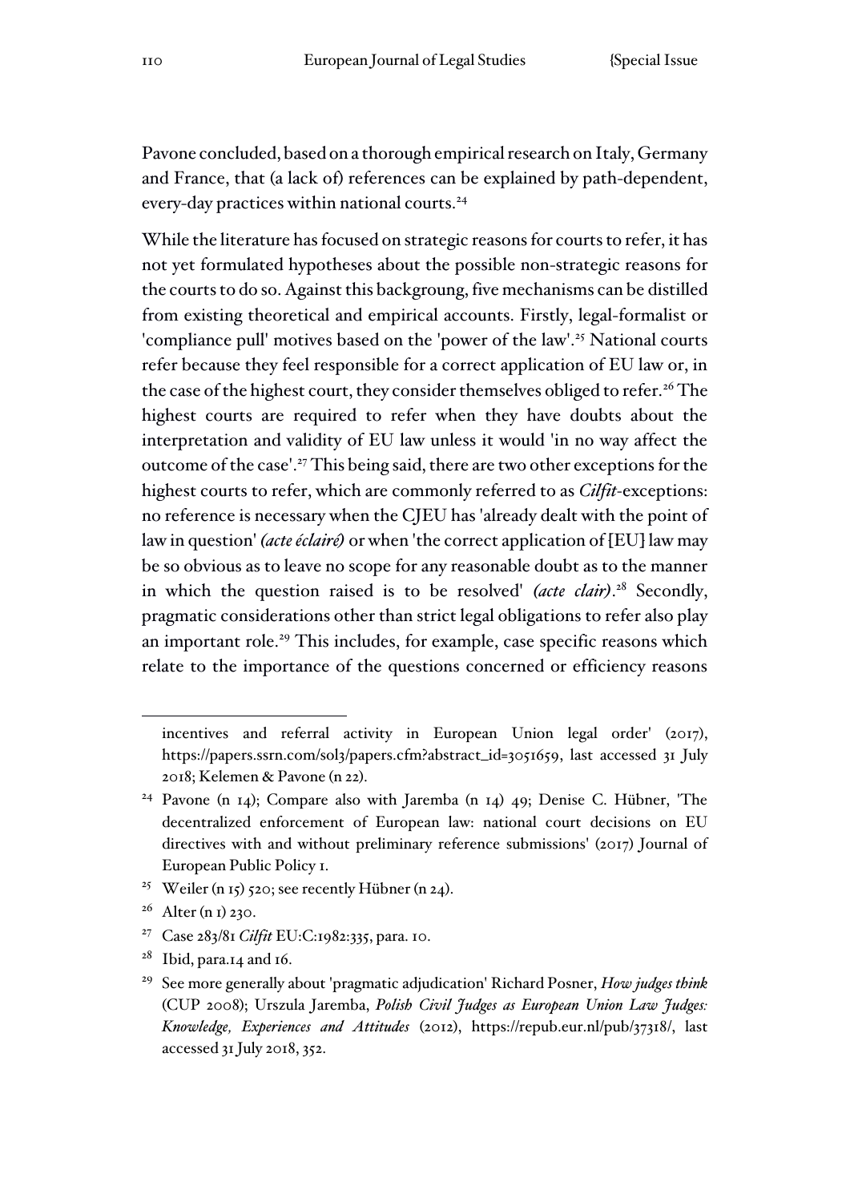Pavone concluded, based on a thorough empirical research on Italy, Germany and France, that (a lack of) references can be explained by path-dependent, every-day practices within national courts.[24]

While the literature has focused on strategic reasons for courts to refer, it has not yet formulated hypotheses about the possible non-strategic reasons for the courts to do so. Against this backgroung, five mechanisms can be distilled from existing theoretical and empirical accounts. Firstly, legal-formalist or 'compliance pull' motives based on the 'power of the law'.[25] National courts refer because they feel responsible for a correct application of EU law or, in the case of the highest court, they consider themselves obliged to refer.[26] The highest courts are required to refer when they have doubts about the interpretation and validity of EU law unless it would 'in no way affect the outcome of the case'.[27] This being said, there are two other exceptions for the highest courts to refer, which are commonly referred to as *Cilfit*-exceptions: no reference is necessary when the CJEU has 'already dealt with the point of law in question' *(acte éclairé)* or when 'the correct application of [EU] law may be so obvious as to leave no scope for any reasonable doubt as to the manner in which the question raised is to be resolved' *(acte clair)*.[28] Secondly, pragmatic considerations other than strict legal obligations to refer also play an important role.[29] This includes, for example, case specific reasons which relate to the importance of the questions concerned or efficiency reasons

---

incentives and referral activity in European Union legal order' (2017), https://papers.ssrn.com/sol3/papers.cfm?abstract_id=3051659, last accessed 31 July 2018; Kelemen & Pavone (n 22).

[24] Pavone (n 14); Compare also with Jaremba (n 14) 49; Denise C. Hübner, 'The decentralized enforcement of European law: national court decisions on EU directives with and without preliminary reference submissions' (2017) Journal of European Public Policy 1.

[25] Weiler (n 15) 520; see recently Hübner (n 24).

[26] Alter (n 1) 230.

[27] Case 283/81 *Cilfit* EU:C:1982:335, para. 10.

[28] Ibid, para.14 and 16.

[29] See more generally about 'pragmatic adjudication' Richard Posner, *How judges think* (CUP 2008); Urszula Jaremba, *Polish Civil Judges as European Union Law Judges: Knowledge, Experiences and Attitudes* (2012), https://repub.eur.nl/pub/37318/, last accessed 31 July 2018, 352.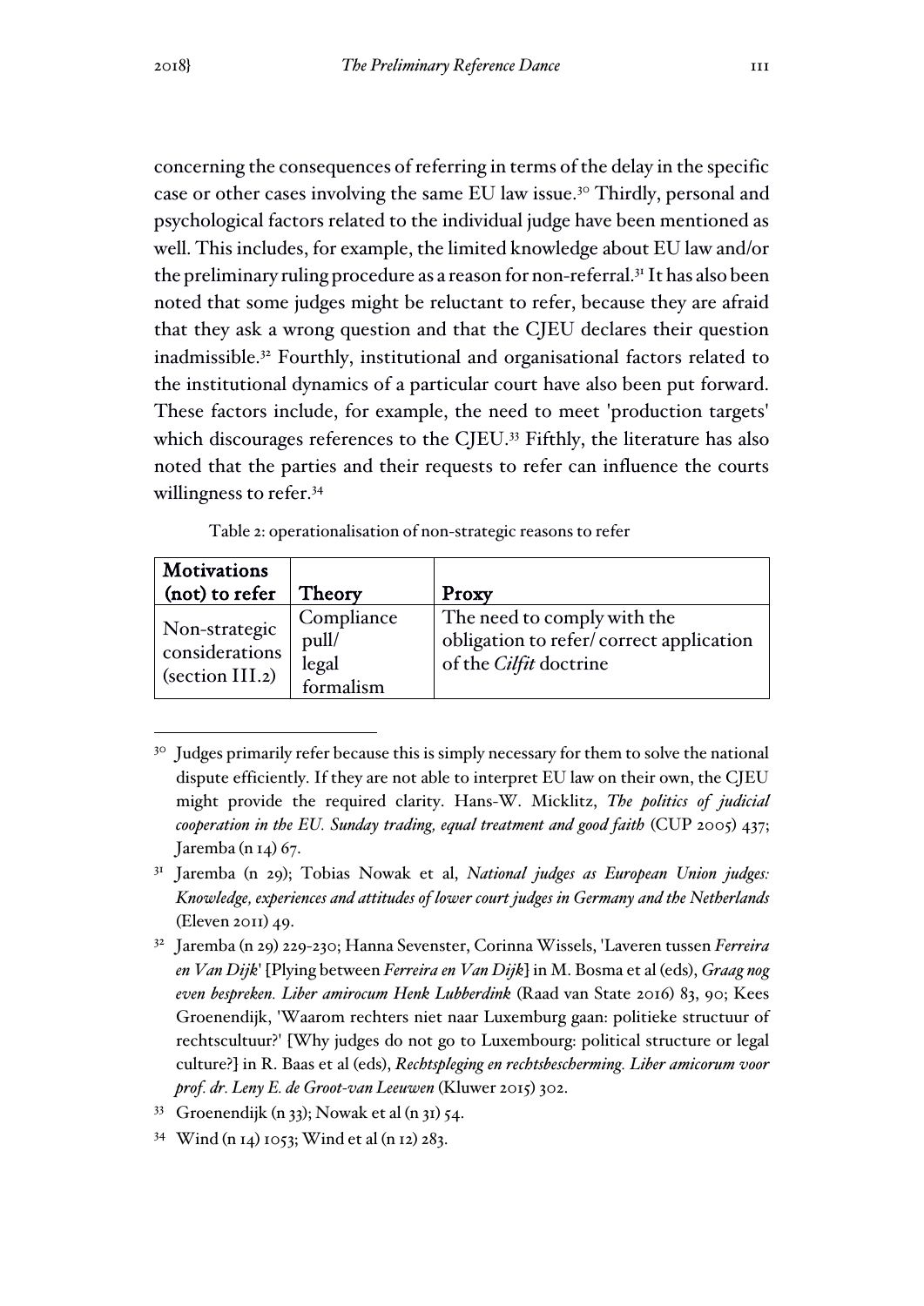concerning the consequences of referring in terms of the delay in the specific case or other cases involving the same EU law issue.[30] Thirdly, personal and psychological factors related to the individual judge have been mentioned as well. This includes, for example, the limited knowledge about EU law and/or the preliminary ruling procedure as a reason for non-referral.[31] It has also been noted that some judges might be reluctant to refer, because they are afraid that they ask a wrong question and that the CJEU declares their question inadmissible.[32] Fourthly, institutional and organisational factors related to the institutional dynamics of a particular court have also been put forward. These factors include, for example, the need to meet 'production targets' which discourages references to the CJEU.[33] Fifthly, the literature has also noted that the parties and their requests to refer can influence the courts willingness to refer.[34]

Table 2: operationalisation of non-strategic reasons to refer

| Motivations (not) to refer | Theory | Proxy |
|---|---|---|
| Non-strategic considerations (section III.2) | Compliance pull/ legal formalism | The need to comply with the obligation to refer/ correct application of the *Cilfit* doctrine |

---

[30] Judges primarily refer because this is simply necessary for them to solve the national dispute efficiently. If they are not able to interpret EU law on their own, the CJEU might provide the required clarity. Hans-W. Micklitz, *The politics of judicial cooperation in the EU. Sunday trading, equal treatment and good faith* (CUP 2005) 437; Jaremba (n 14) 67.

[31] Jaremba (n 29); Tobias Nowak et al, *National judges as European Union judges: Knowledge, experiences and attitudes of lower court judges in Germany and the Netherlands* (Eleven 2011) 49.

[32] Jaremba (n 29) 229-230; Hanna Sevenster, Corinna Wissels, 'Laveren tussen *Ferreira en Van Dijk*' [Plying between *Ferreira en Van Dijk*] in M. Bosma et al (eds), *Graag nog even bespreken. Liber amirocum Henk Lubberdink* (Raad van State 2016) 83, 90; Kees Groenendijk, 'Waarom rechters niet naar Luxemburg gaan: politieke structuur of rechtscultuur?' [Why judges do not go to Luxembourg: political structure or legal culture?] in R. Baas et al (eds), *Rechtspleging en rechtsbescherming. Liber amicorum voor prof. dr. Leny E. de Groot-van Leeuwen* (Kluwer 2015) 302.

[33] Groenendijk (n 33); Nowak et al (n 31) 54.

[34] Wind (n 14) 1053; Wind et al (n 12) 283.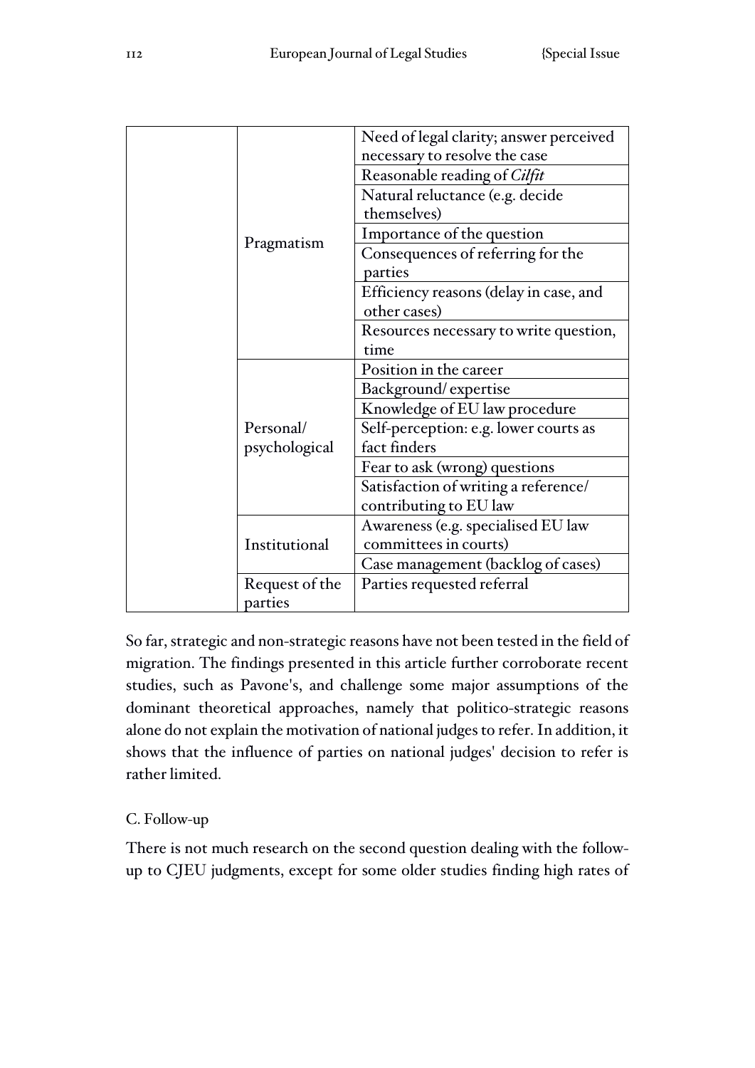| | | |
|---|---|---|
| | Pragmatism | Need of legal clarity; answer perceived necessary to resolve the case |
| | | Reasonable reading of *Cilfit* |
| | | Natural reluctance (e.g. decide themselves) |
| | | Importance of the question |
| | | Consequences of referring for the parties |
| | | Efficiency reasons (delay in case, and other cases) |
| | | Resources necessary to write question, time |
| | Personal/ psychological | Position in the career |
| | | Background/ expertise |
| | | Knowledge of EU law procedure |
| | | Self-perception: e.g. lower courts as fact finders |
| | | Fear to ask (wrong) questions |
| | | Satisfaction of writing a reference/ contributing to EU law |
| | Institutional | Awareness (e.g. specialised EU law committees in courts) |
| | | Case management (backlog of cases) |
| | Request of the parties | Parties requested referral |

So far, strategic and non-strategic reasons have not been tested in the field of migration. The findings presented in this article further corroborate recent studies, such as Pavone's, and challenge some major assumptions of the dominant theoretical approaches, namely that politico-strategic reasons alone do not explain the motivation of national judges to refer. In addition, it shows that the influence of parties on national judges' decision to refer is rather limited.

C. Follow-up

There is not much research on the second question dealing with the follow-up to CJEU judgments, except for some older studies finding high rates of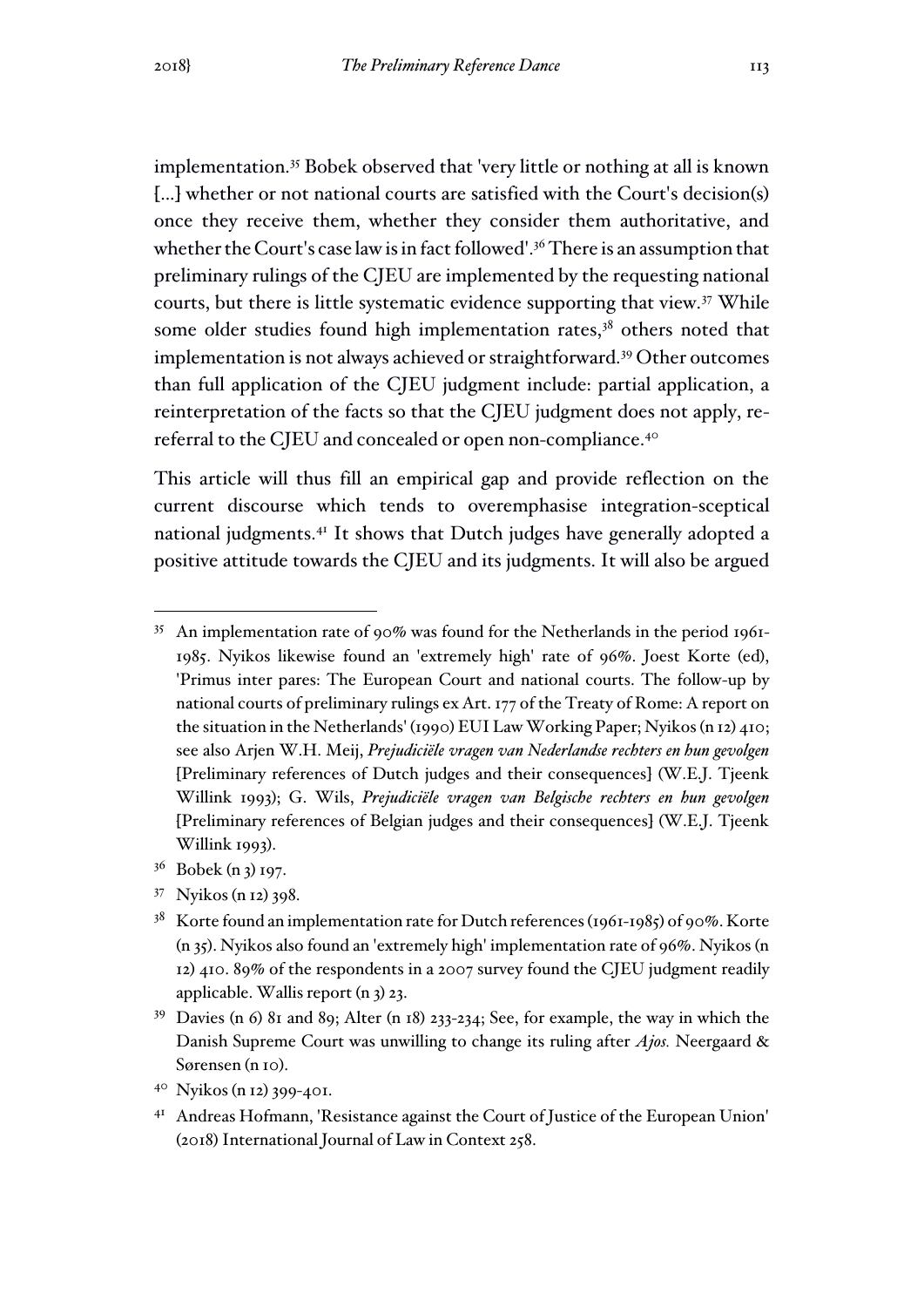implementation.[35] Bobek observed that 'very little or nothing at all is known [...] whether or not national courts are satisfied with the Court's decision(s) once they receive them, whether they consider them authoritative, and whether the Court's case law is in fact followed'.[36] There is an assumption that preliminary rulings of the CJEU are implemented by the requesting national courts, but there is little systematic evidence supporting that view.[37] While some older studies found high implementation rates,[38] others noted that implementation is not always achieved or straightforward.[39] Other outcomes than full application of the CJEU judgment include: partial application, a reinterpretation of the facts so that the CJEU judgment does not apply, re-referral to the CJEU and concealed or open non-compliance.[40]

This article will thus fill an empirical gap and provide reflection on the current discourse which tends to overemphasise integration-sceptical national judgments.[41] It shows that Dutch judges have generally adopted a positive attitude towards the CJEU and its judgments. It will also be argued

---

[35] An implementation rate of 90% was found for the Netherlands in the period 1961-1985. Nyikos likewise found an 'extremely high' rate of 96%. Joest Korte (ed), 'Primus inter pares: The European Court and national courts. The follow-up by national courts of preliminary rulings ex Art. 177 of the Treaty of Rome: A report on the situation in the Netherlands' (1990) EUI Law Working Paper; Nyikos (n 12) 410; see also Arjen W.H. Meij, *Prejudiciële vragen van Nederlandse rechters en hun gevolgen* [Preliminary references of Dutch judges and their consequences] (W.E.J. Tjeenk Willink 1993); G. Wils, *Prejudiciële vragen van Belgische rechters en hun gevolgen* [Preliminary references of Belgian judges and their consequences] (W.E.J. Tjeenk Willink 1993).

[36] Bobek (n 3) 197.

[37] Nyikos (n 12) 398.

[38] Korte found an implementation rate for Dutch references (1961-1985) of 90%. Korte (n 35). Nyikos also found an 'extremely high' implementation rate of 96%. Nyikos (n 12) 410. 89% of the respondents in a 2007 survey found the CJEU judgment readily applicable. Wallis report (n 3) 23.

[39] Davies (n 6) 81 and 89; Alter (n 18) 233-234; See, for example, the way in which the Danish Supreme Court was unwilling to change its ruling after *Ajos.* Neergaard & Sørensen (n 10).

[40] Nyikos (n 12) 399-401.

[41] Andreas Hofmann, 'Resistance against the Court of Justice of the European Union' (2018) International Journal of Law in Context 258.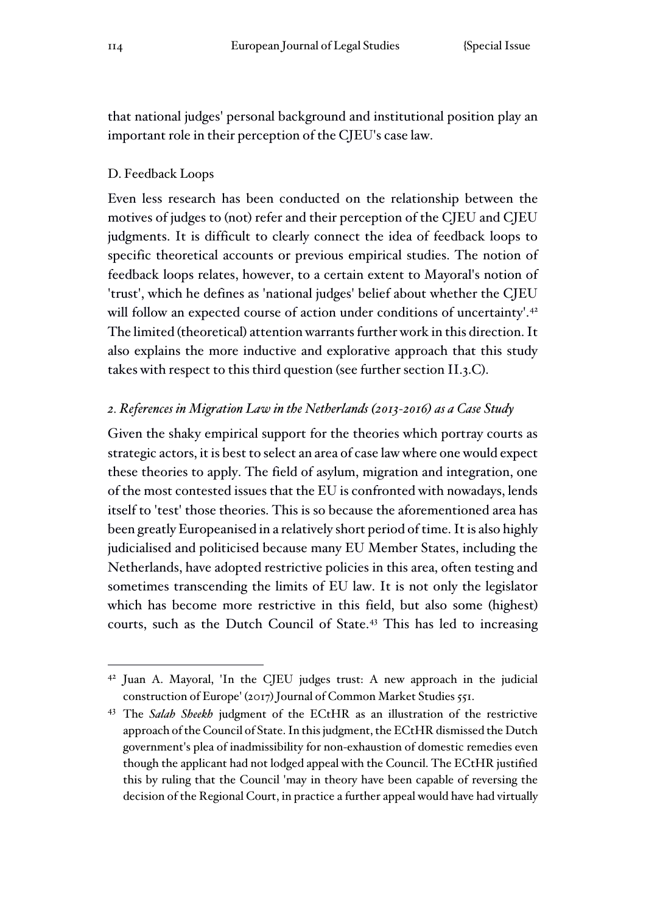that national judges' personal background and institutional position play an important role in their perception of the CJEU's case law.

### D. Feedback Loops

Even less research has been conducted on the relationship between the motives of judges to (not) refer and their perception of the CJEU and CJEU judgments. It is difficult to clearly connect the idea of feedback loops to specific theoretical accounts or previous empirical studies. The notion of feedback loops relates, however, to a certain extent to Mayoral's notion of 'trust', which he defines as 'national judges' belief about whether the CJEU will follow an expected course of action under conditions of uncertainty'.[42] The limited (theoretical) attention warrants further work in this direction. It also explains the more inductive and explorative approach that this study takes with respect to this third question (see further section II.3.C).

## *2. References in Migration Law in the Netherlands (2013-2016) as a Case Study*

Given the shaky empirical support for the theories which portray courts as strategic actors, it is best to select an area of case law where one would expect these theories to apply. The field of asylum, migration and integration, one of the most contested issues that the EU is confronted with nowadays, lends itself to 'test' those theories. This is so because the aforementioned area has been greatly Europeanised in a relatively short period of time. It is also highly judicialised and politicised because many EU Member States, including the Netherlands, have adopted restrictive policies in this area, often testing and sometimes transcending the limits of EU law. It is not only the legislator which has become more restrictive in this field, but also some (highest) courts, such as the Dutch Council of State.[43] This has led to increasing

---

[42] Juan A. Mayoral, 'In the CJEU judges trust: A new approach in the judicial construction of Europe' (2017) Journal of Common Market Studies 551.

[43] The *Salah Sheekh* judgment of the ECtHR as an illustration of the restrictive approach of the Council of State. In this judgment, the ECtHR dismissed the Dutch government's plea of inadmissibility for non-exhaustion of domestic remedies even though the applicant had not lodged appeal with the Council. The ECtHR justified this by ruling that the Council 'may in theory have been capable of reversing the decision of the Regional Court, in practice a further appeal would have had virtually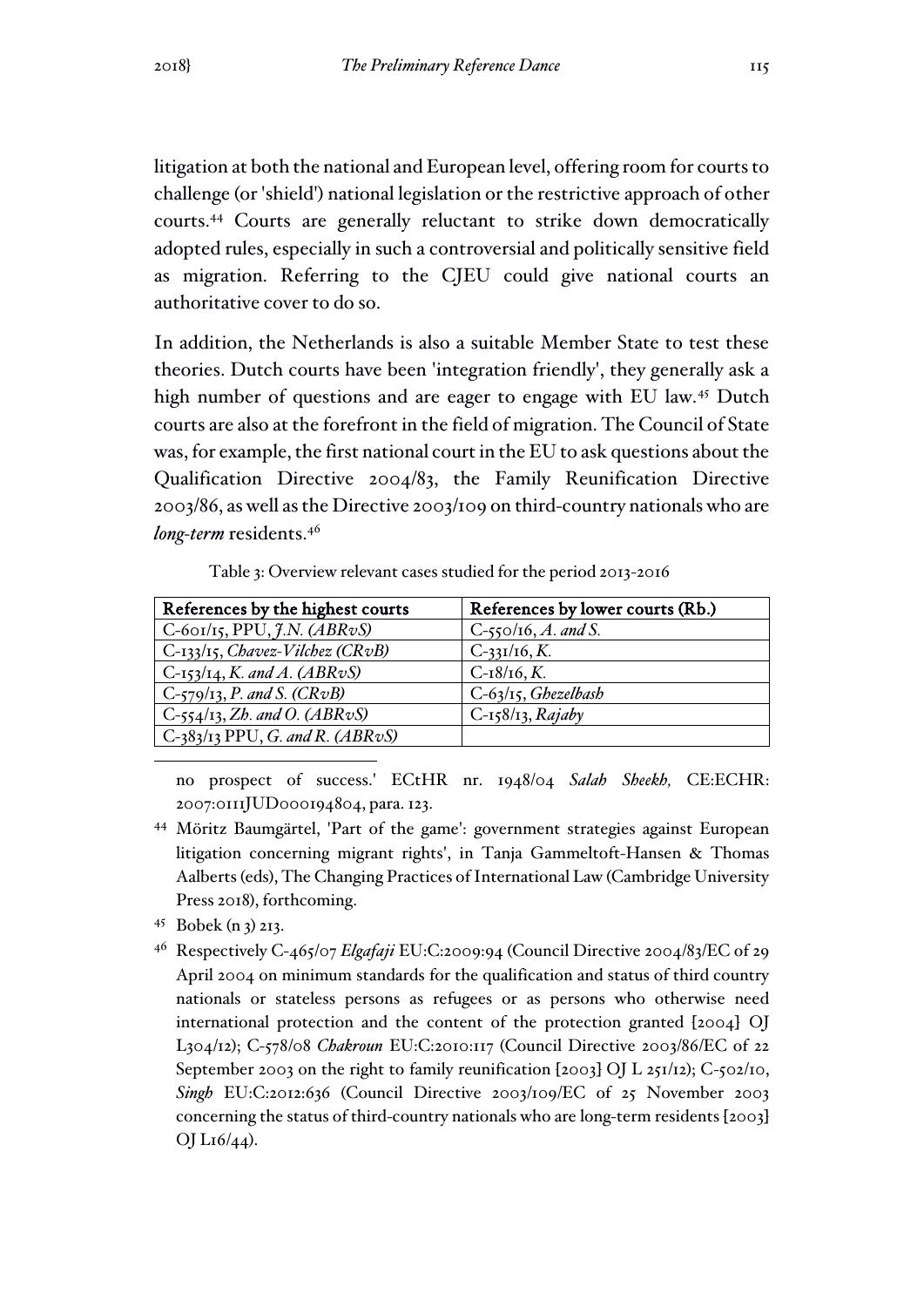litigation at both the national and European level, offering room for courts to challenge (or 'shield') national legislation or the restrictive approach of other courts.[44] Courts are generally reluctant to strike down democratically adopted rules, especially in such a controversial and politically sensitive field as migration. Referring to the CJEU could give national courts an authoritative cover to do so.

In addition, the Netherlands is also a suitable Member State to test these theories. Dutch courts have been 'integration friendly', they generally ask a high number of questions and are eager to engage with EU law.[45] Dutch courts are also at the forefront in the field of migration. The Council of State was, for example, the first national court in the EU to ask questions about the Qualification Directive 2004/83, the Family Reunification Directive 2003/86, as well as the Directive 2003/109 on third-country nationals who are *long-term* residents.[46]

Table 3: Overview relevant cases studied for the period 2013-2016

| References by the highest courts | References by lower courts (Rb.) |
|---|---|
| C-601/15, PPU, *J.N. (ABRvS)* | C-550/16, *A. and S.* |
| C-133/15, *Chavez-Vilchez (CRvB)* | C-331/16, *K.* |
| C-153/14, *K. and A. (ABRvS)* | C-18/16, *K.* |
| C-579/13, *P. and S. (CRvB)* | C-63/15, *Ghezelbash* |
| C-554/13, *Zh. and O. (ABRvS)* | C-158/13, *Rajaby* |
| C-383/13 PPU, *G. and R. (ABRvS)* | |

no prospect of success.' ECtHR nr. 1948/04 *Salah Sheekh,* CE:ECHR:2007:0111JUD000194804, para. 123.

[44] Möritz Baumgärtel, 'Part of the game': government strategies against European litigation concerning migrant rights', in Tanja Gammeltoft-Hansen & Thomas Aalberts (eds), The Changing Practices of International Law (Cambridge University Press 2018), forthcoming.

[45] Bobek (n 3) 213.

[46] Respectively C-465/07 *Elgafaji* EU:C:2009:94 (Council Directive 2004/83/EC of 29 April 2004 on minimum standards for the qualification and status of third country nationals or stateless persons as refugees or as persons who otherwise need international protection and the content of the protection granted [2004] OJ L304/12); C-578/08 *Chakroun* EU:C:2010:117 (Council Directive 2003/86/EC of 22 September 2003 on the right to family reunification [2003] OJ L 251/12); C-502/10, *Singh* EU:C:2012:636 (Council Directive 2003/109/EC of 25 November 2003 concerning the status of third-country nationals who are long-term residents [2003] OJ L16/44).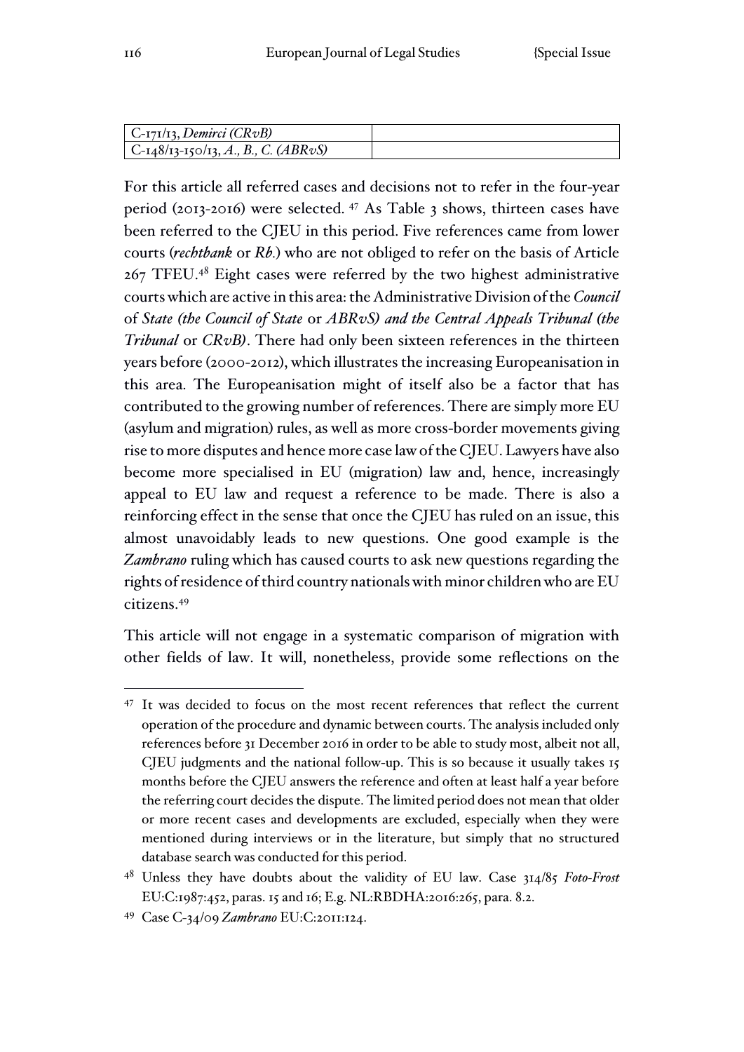| C-171/13, *Demirci (CRvB)* | |
|---|---|
| C-148/13-150/13, *A., B., C. (ABRvS)* | |

For this article all referred cases and decisions not to refer in the four-year period (2013-2016) were selected. [47] As Table 3 shows, thirteen cases have been referred to the CJEU in this period. Five references came from lower courts (*rechtbank* or *Rb.*) who are not obliged to refer on the basis of Article 267 TFEU.[48] Eight cases were referred by the two highest administrative courts which are active in this area: the Administrative Division of the *Council* of *State (the Council of State* or *ABRvS) and the Central Appeals Tribunal (the Tribunal* or *CRvB)*. There had only been sixteen references in the thirteen years before (2000-2012), which illustrates the increasing Europeanisation in this area. The Europeanisation might of itself also be a factor that has contributed to the growing number of references. There are simply more EU (asylum and migration) rules, as well as more cross-border movements giving rise to more disputes and hence more case law of the CJEU. Lawyers have also become more specialised in EU (migration) law and, hence, increasingly appeal to EU law and request a reference to be made. There is also a reinforcing effect in the sense that once the CJEU has ruled on an issue, this almost unavoidably leads to new questions. One good example is the *Zambrano* ruling which has caused courts to ask new questions regarding the rights of residence of third country nationals with minor children who are EU citizens.[49]

This article will not engage in a systematic comparison of migration with other fields of law. It will, nonetheless, provide some reflections on the

[47] It was decided to focus on the most recent references that reflect the current operation of the procedure and dynamic between courts. The analysis included only references before 31 December 2016 in order to be able to study most, albeit not all, CJEU judgments and the national follow-up. This is so because it usually takes 15 months before the CJEU answers the reference and often at least half a year before the referring court decides the dispute. The limited period does not mean that older or more recent cases and developments are excluded, especially when they were mentioned during interviews or in the literature, but simply that no structured database search was conducted for this period.

[48] Unless they have doubts about the validity of EU law. Case 314/85 *Foto-Frost* EU:C:1987:452, paras. 15 and 16; E.g. NL:RBDHA:2016:265, para. 8.2.

[49] Case C-34/09 *Zambrano* EU:C:2011:124.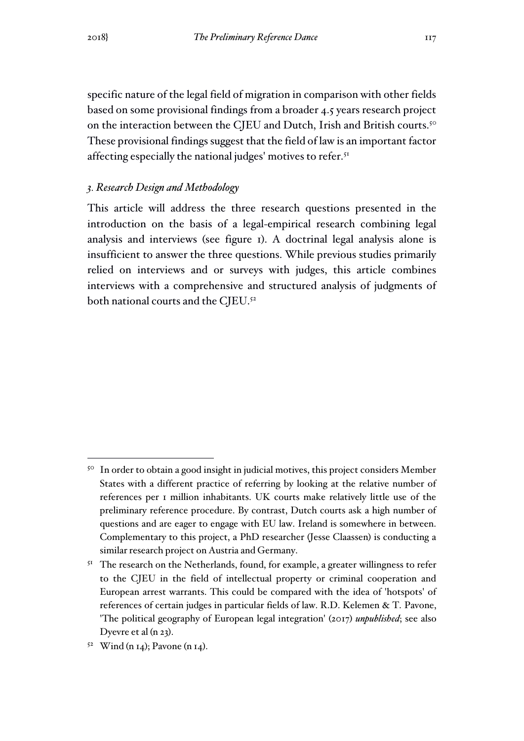specific nature of the legal field of migration in comparison with other fields based on some provisional findings from a broader 4.5 years research project on the interaction between the CJEU and Dutch, Irish and British courts.[50] These provisional findings suggest that the field of law is an important factor affecting especially the national judges' motives to refer.[51]

### *3. Research Design and Methodology*

This article will address the three research questions presented in the introduction on the basis of a legal-empirical research combining legal analysis and interviews (see figure 1). A doctrinal legal analysis alone is insufficient to answer the three questions. While previous studies primarily relied on interviews and or surveys with judges, this article combines interviews with a comprehensive and structured analysis of judgments of both national courts and the CJEU.[52]

---

[50] In order to obtain a good insight in judicial motives, this project considers Member States with a different practice of referring by looking at the relative number of references per 1 million inhabitants. UK courts make relatively little use of the preliminary reference procedure. By contrast, Dutch courts ask a high number of questions and are eager to engage with EU law. Ireland is somewhere in between. Complementary to this project, a PhD researcher (Jesse Claassen) is conducting a similar research project on Austria and Germany.

[51] The research on the Netherlands, found, for example, a greater willingness to refer to the CJEU in the field of intellectual property or criminal cooperation and European arrest warrants. This could be compared with the idea of 'hotspots' of references of certain judges in particular fields of law. R.D. Kelemen & T. Pavone, 'The political geography of European legal integration' (2017) ***unpublished***; see also Dyevre et al (n 23).

[52] Wind (n 14); Pavone (n 14).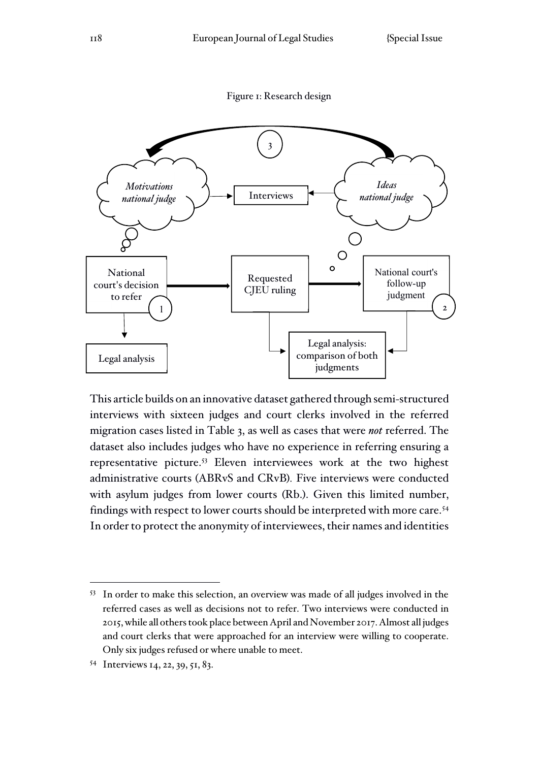Figure 1: Research design

This article builds on an innovative dataset gathered through semi-structured interviews with sixteen judges and court clerks involved in the referred migration cases listed in Table 3, as well as cases that were *not* referred. The dataset also includes judges who have no experience in referring ensuring a representative picture.[53] Eleven interviewees work at the two highest administrative courts (ABRvS and CRvB). Five interviews were conducted with asylum judges from lower courts (Rb.). Given this limited number, findings with respect to lower courts should be interpreted with more care.[54] In order to protect the anonymity of interviewees, their names and identities

---

[53] In order to make this selection, an overview was made of all judges involved in the referred cases as well as decisions not to refer. Two interviews were conducted in 2015, while all others took place between April and November 2017. Almost all judges and court clerks that were approached for an interview were willing to cooperate. Only six judges refused or where unable to meet.

[54] Interviews 14, 22, 39, 51, 83.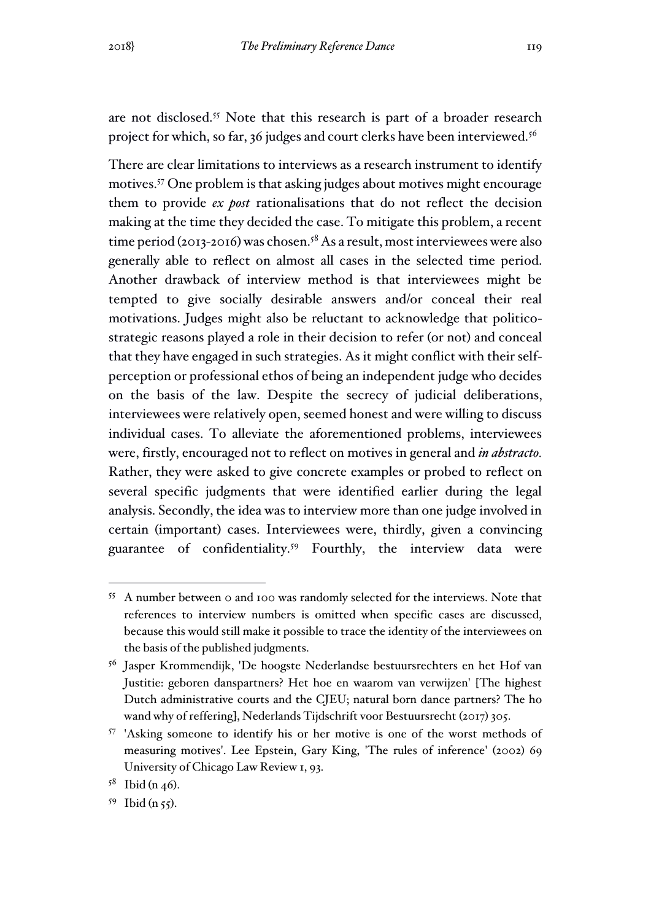are not disclosed.[55] Note that this research is part of a broader research project for which, so far, 36 judges and court clerks have been interviewed.[56]

There are clear limitations to interviews as a research instrument to identify motives.[57] One problem is that asking judges about motives might encourage them to provide *ex post* rationalisations that do not reflect the decision making at the time they decided the case. To mitigate this problem, a recent time period (2013-2016) was chosen.[58] As a result, most interviewees were also generally able to reflect on almost all cases in the selected time period. Another drawback of interview method is that interviewees might be tempted to give socially desirable answers and/or conceal their real motivations. Judges might also be reluctant to acknowledge that politico-strategic reasons played a role in their decision to refer (or not) and conceal that they have engaged in such strategies. As it might conflict with their self-perception or professional ethos of being an independent judge who decides on the basis of the law. Despite the secrecy of judicial deliberations, interviewees were relatively open, seemed honest and were willing to discuss individual cases. To alleviate the aforementioned problems, interviewees were, firstly, encouraged not to reflect on motives in general and *in abstracto*. Rather, they were asked to give concrete examples or probed to reflect on several specific judgments that were identified earlier during the legal analysis. Secondly, the idea was to interview more than one judge involved in certain (important) cases. Interviewees were, thirdly, given a convincing guarantee of confidentiality.[59] Fourthly, the interview data were

---

[55] A number between 0 and 100 was randomly selected for the interviews. Note that references to interview numbers is omitted when specific cases are discussed, because this would still make it possible to trace the identity of the interviewees on the basis of the published judgments.

[56] Jasper Krommendijk, 'De hoogste Nederlandse bestuursrechters en het Hof van Justitie: geboren danspartners? Het hoe en waarom van verwijzen' [The highest Dutch administrative courts and the CJEU; natural born dance partners? The ho wand why of reffering], Nederlands Tijdschrift voor Bestuursrecht (2017) 305.

[57] 'Asking someone to identify his or her motive is one of the worst methods of measuring motives'. Lee Epstein, Gary King, 'The rules of inference' (2002) 69 University of Chicago Law Review 1, 93.

[58] Ibid (n 46).

[59] Ibid (n 55).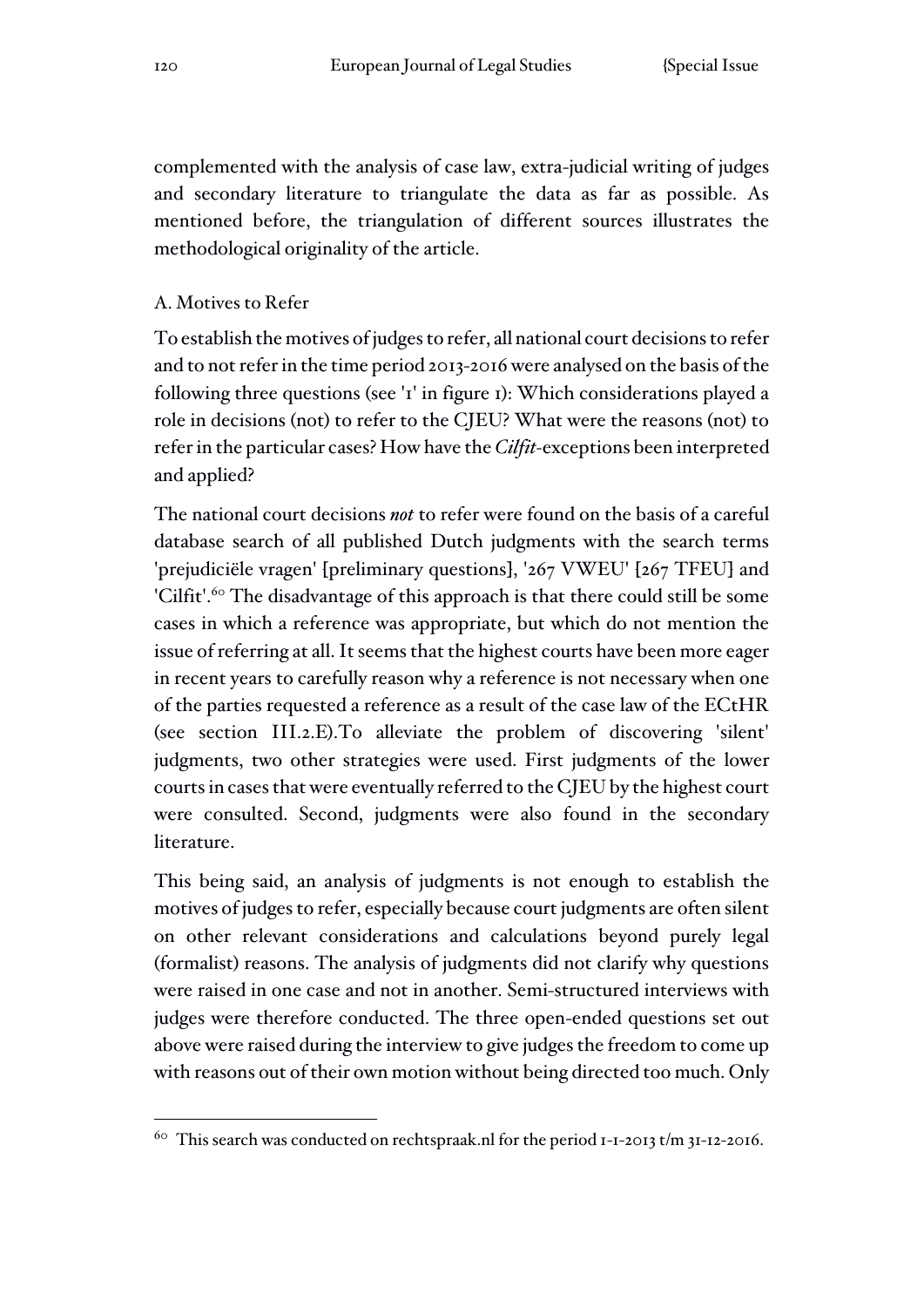complemented with the analysis of case law, extra-judicial writing of judges and secondary literature to triangulate the data as far as possible. As mentioned before, the triangulation of different sources illustrates the methodological originality of the article.

### A. Motives to Refer

To establish the motives of judges to refer, all national court decisions to refer and to not refer in the time period 2013-2016 were analysed on the basis of the following three questions (see '1' in figure 1): Which considerations played a role in decisions (not) to refer to the CJEU? What were the reasons (not) to refer in the particular cases? How have the *Cilfit*-exceptions been interpreted and applied?

The national court decisions *not* to refer were found on the basis of a careful database search of all published Dutch judgments with the search terms 'prejudiciële vragen' [preliminary questions], '267 VWEU' [267 TFEU] and 'Cilfit'.[60] The disadvantage of this approach is that there could still be some cases in which a reference was appropriate, but which do not mention the issue of referring at all. It seems that the highest courts have been more eager in recent years to carefully reason why a reference is not necessary when one of the parties requested a reference as a result of the case law of the ECtHR (see section III.2.E).To alleviate the problem of discovering 'silent' judgments, two other strategies were used. First judgments of the lower courts in cases that were eventually referred to the CJEU by the highest court were consulted. Second, judgments were also found in the secondary literature.

This being said, an analysis of judgments is not enough to establish the motives of judges to refer, especially because court judgments are often silent on other relevant considerations and calculations beyond purely legal (formalist) reasons. The analysis of judgments did not clarify why questions were raised in one case and not in another. Semi-structured interviews with judges were therefore conducted. The three open-ended questions set out above were raised during the interview to give judges the freedom to come up with reasons out of their own motion without being directed too much. Only

---

[60] This search was conducted on rechtspraak.nl for the period 1-1-2013 t/m 31-12-2016.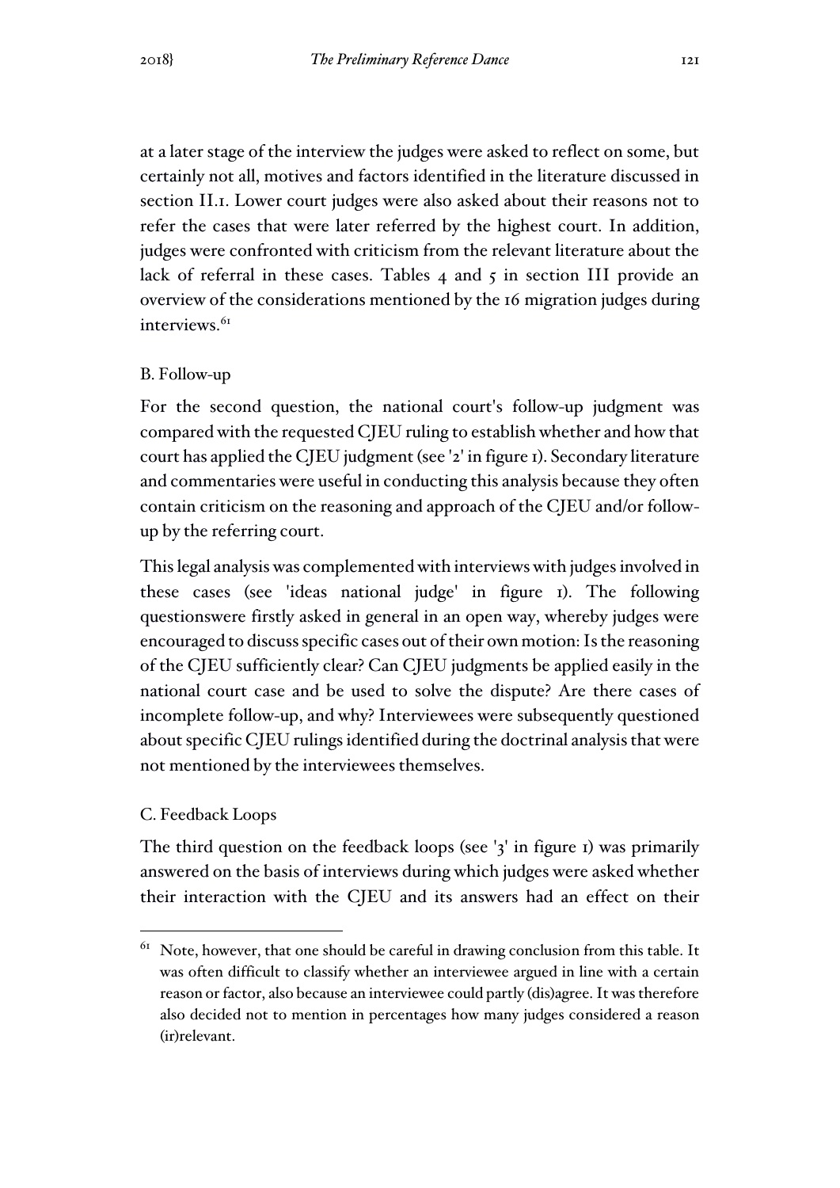at a later stage of the interview the judges were asked to reflect on some, but certainly not all, motives and factors identified in the literature discussed in section II.1. Lower court judges were also asked about their reasons not to refer the cases that were later referred by the highest court. In addition, judges were confronted with criticism from the relevant literature about the lack of referral in these cases. Tables 4 and 5 in section III provide an overview of the considerations mentioned by the 16 migration judges during interviews.[61]

### B. Follow-up

For the second question, the national court's follow-up judgment was compared with the requested CJEU ruling to establish whether and how that court has applied the CJEU judgment (see '2' in figure 1). Secondary literature and commentaries were useful in conducting this analysis because they often contain criticism on the reasoning and approach of the CJEU and/or follow-up by the referring court.

This legal analysis was complemented with interviews with judges involved in these cases (see 'ideas national judge' in figure 1). The following questionswere firstly asked in general in an open way, whereby judges were encouraged to discuss specific cases out of their own motion: Is the reasoning of the CJEU sufficiently clear? Can CJEU judgments be applied easily in the national court case and be used to solve the dispute? Are there cases of incomplete follow-up, and why? Interviewees were subsequently questioned about specific CJEU rulings identified during the doctrinal analysis that were not mentioned by the interviewees themselves.

### C. Feedback Loops

The third question on the feedback loops (see '3' in figure 1) was primarily answered on the basis of interviews during which judges were asked whether their interaction with the CJEU and its answers had an effect on their

---

[61] Note, however, that one should be careful in drawing conclusion from this table. It was often difficult to classify whether an interviewee argued in line with a certain reason or factor, also because an interviewee could partly (dis)agree. It was therefore also decided not to mention in percentages how many judges considered a reason (ir)relevant.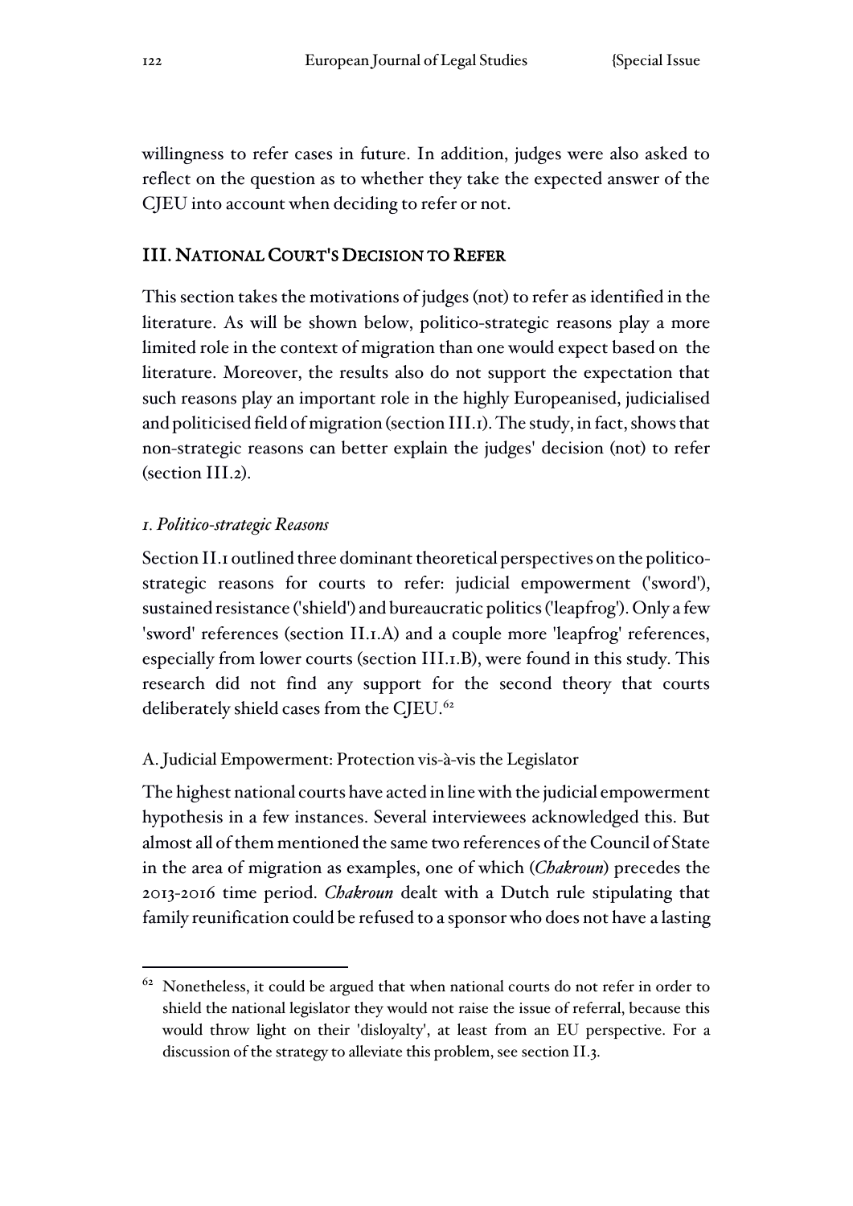willingness to refer cases in future. In addition, judges were also asked to reflect on the question as to whether they take the expected answer of the CJEU into account when deciding to refer or not.

## III. National Court's Decision to Refer

This section takes the motivations of judges (not) to refer as identified in the literature. As will be shown below, politico-strategic reasons play a more limited role in the context of migration than one would expect based on the literature. Moreover, the results also do not support the expectation that such reasons play an important role in the highly Europeanised, judicialised and politicised field of migration (section III.1). The study, in fact, shows that non-strategic reasons can better explain the judges' decision (not) to refer (section III.2).

### 1. *Politico-strategic Reasons*

Section II.1 outlined three dominant theoretical perspectives on the politico-strategic reasons for courts to refer: judicial empowerment ('sword'), sustained resistance ('shield') and bureaucratic politics ('leapfrog'). Only a few 'sword' references (section II.1.A) and a couple more 'leapfrog' references, especially from lower courts (section III.1.B), were found in this study. This research did not find any support for the second theory that courts deliberately shield cases from the CJEU.[62]

#### A. Judicial Empowerment: Protection vis-à-vis the Legislator

The highest national courts have acted in line with the judicial empowerment hypothesis in a few instances. Several interviewees acknowledged this. But almost all of them mentioned the same two references of the Council of State in the area of migration as examples, one of which (*Chakroun*) precedes the 2013-2016 time period. *Chakroun* dealt with a Dutch rule stipulating that family reunification could be refused to a sponsor who does not have a lasting

[62] Nonetheless, it could be argued that when national courts do not refer in order to shield the national legislator they would not raise the issue of referral, because this would throw light on their 'disloyalty', at least from an EU perspective. For a discussion of the strategy to alleviate this problem, see section II.3.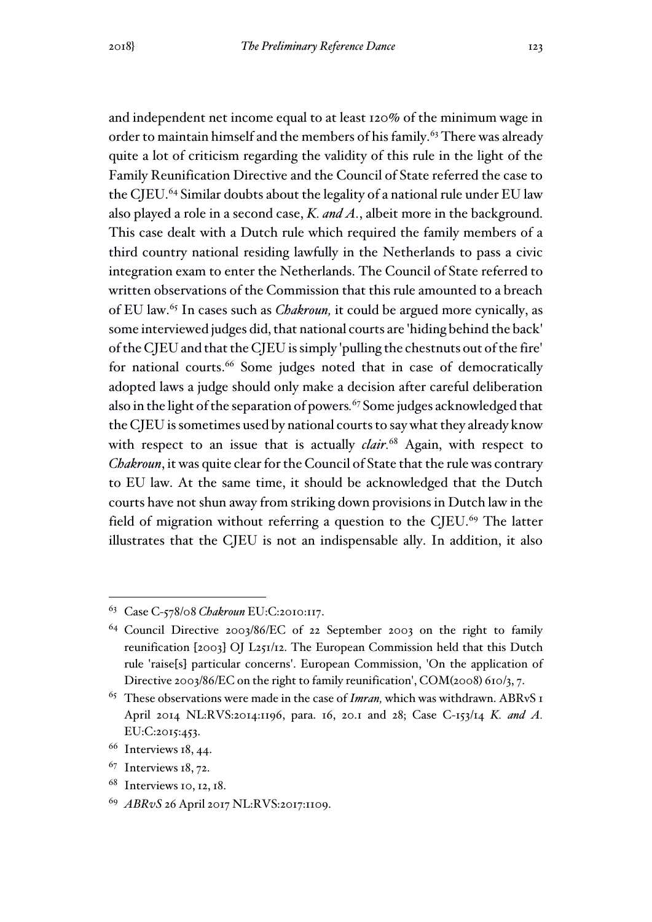and independent net income equal to at least 120% of the minimum wage in order to maintain himself and the members of his family.[63] There was already quite a lot of criticism regarding the validity of this rule in the light of the Family Reunification Directive and the Council of State referred the case to the CJEU.[64] Similar doubts about the legality of a national rule under EU law also played a role in a second case, *K. and A.*, albeit more in the background. This case dealt with a Dutch rule which required the family members of a third country national residing lawfully in the Netherlands to pass a civic integration exam to enter the Netherlands. The Council of State referred to written observations of the Commission that this rule amounted to a breach of EU law.[65] In cases such as *Chakroun,* it could be argued more cynically, as some interviewed judges did, that national courts are 'hiding behind the back' of the CJEU and that the CJEU is simply 'pulling the chestnuts out of the fire' for national courts.[66] Some judges noted that in case of democratically adopted laws a judge should only make a decision after careful deliberation also in the light of the separation of powers.[67] Some judges acknowledged that the CJEU is sometimes used by national courts to say what they already know with respect to an issue that is actually *clair*.[68] Again, with respect to *Chakroun*, it was quite clear for the Council of State that the rule was contrary to EU law. At the same time, it should be acknowledged that the Dutch courts have not shun away from striking down provisions in Dutch law in the field of migration without referring a question to the CJEU.[69] The latter illustrates that the CJEU is not an indispensable ally. In addition, it also

---

[63] Case C-578/08 *Chakroun* EU:C:2010:117.

[64] Council Directive 2003/86/EC of 22 September 2003 on the right to family reunification [2003] OJ L251/12. The European Commission held that this Dutch rule 'raise[s] particular concerns'. European Commission, 'On the application of Directive 2003/86/EC on the right to family reunification', COM(2008) 610/3, 7.

[65] These observations were made in the case of *Imran,* which was withdrawn. ABRvS 1 April 2014 NL:RVS:2014:1196, para. 16, 20.1 and 28; Case C-153/14 *K. and A.* EU:C:2015:453.

[66] Interviews 18, 44.

[67] Interviews 18, 72.

[68] Interviews 10, 12, 18.

[69] *ABRvS* 26 April 2017 NL:RVS:2017:1109.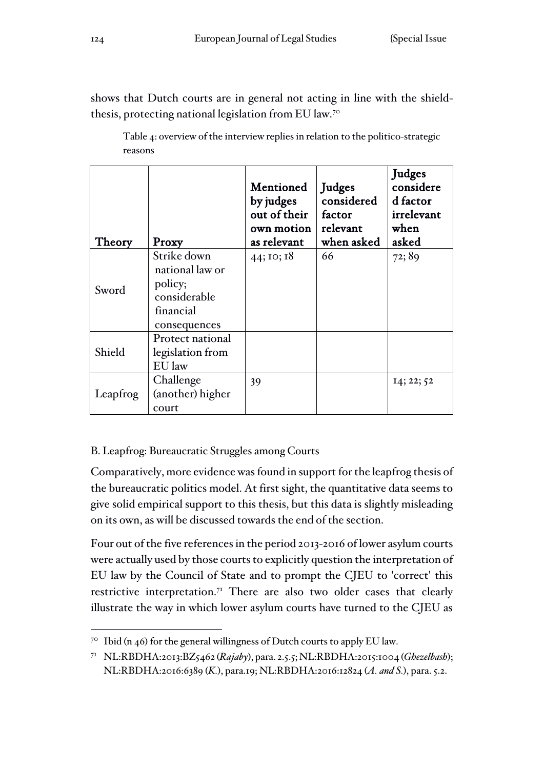shows that Dutch courts are in general not acting in line with the shield-thesis, protecting national legislation from EU law.[70]

Table 4: overview of the interview replies in relation to the politico-strategic reasons

| Theory | Proxy | Mentioned by judges out of their own motion as relevant | Judges considered factor relevant when asked | Judges considered factor irrelevant when asked |
|---|---|---|---|---|
| Sword | Strike down national law or policy; considerable financial consequences | 44; 10; 18 | 66 | 72; 89 |
| Shield | Protect national legislation from EU law | | | |
| Leapfrog | Challenge (another) higher court | 39 | | 14; 22; 52 |

B. Leapfrog: Bureaucratic Struggles among Courts

Comparatively, more evidence was found in support for the leapfrog thesis of the bureaucratic politics model. At first sight, the quantitative data seems to give solid empirical support to this thesis, but this data is slightly misleading on its own, as will be discussed towards the end of the section.

Four out of the five references in the period 2013-2016 of lower asylum courts were actually used by those courts to explicitly question the interpretation of EU law by the Council of State and to prompt the CJEU to 'correct' this restrictive interpretation.[71] There are also two older cases that clearly illustrate the way in which lower asylum courts have turned to the CJEU as

[70] Ibid (n 46) for the general willingness of Dutch courts to apply EU law.

[71] NL:RBDHA:2013:BZ5462 (*Rajaby*), para. 2.5.5; NL:RBDHA:2015:1004 (*Ghezelbash*); NL:RBDHA:2016:6389 (*K.*), para.19; NL:RBDHA:2016:12824 (*A. and S.*), para. 5.2.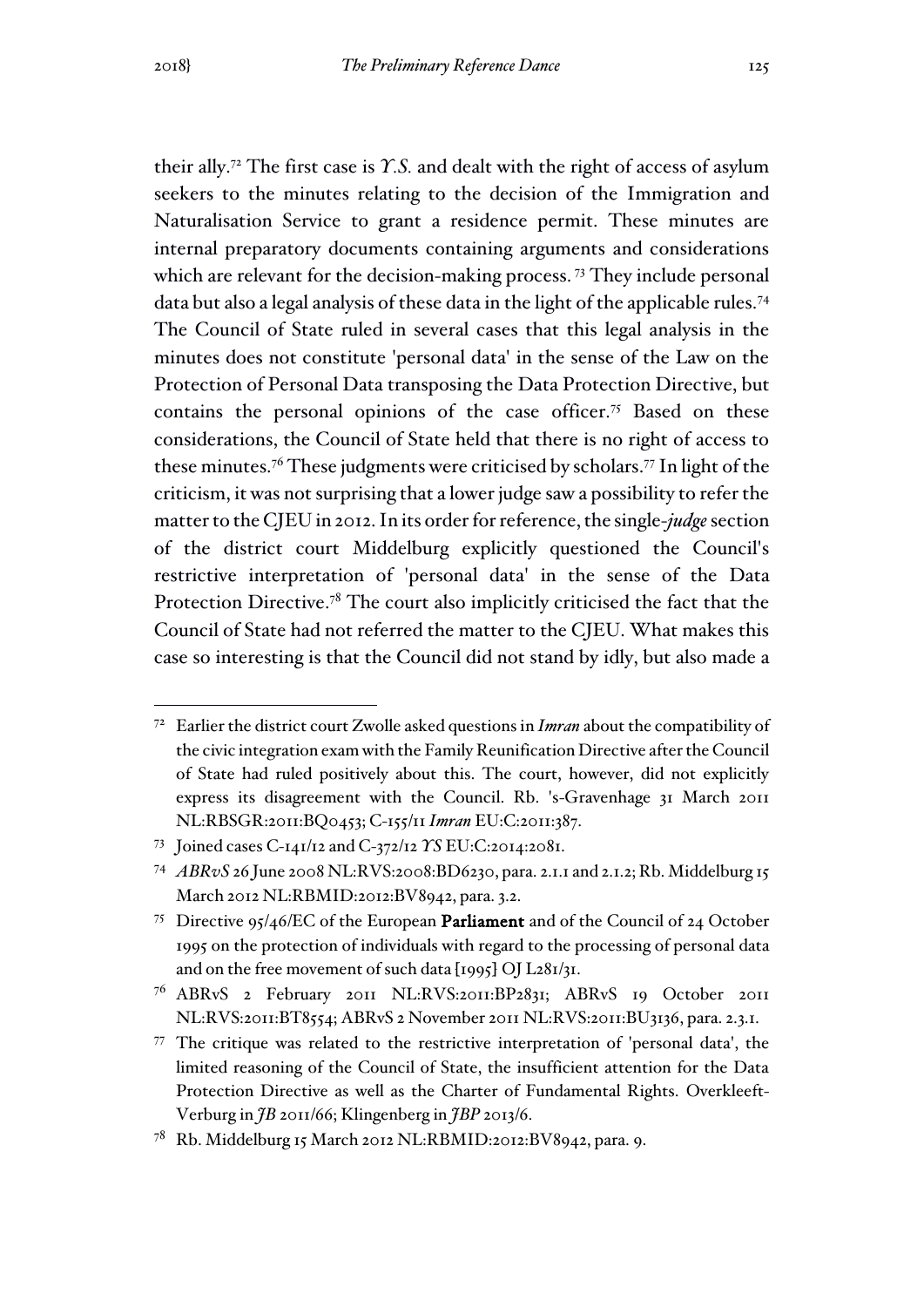their ally.[72] The first case is *Y.S.* and dealt with the right of access of asylum seekers to the minutes relating to the decision of the Immigration and Naturalisation Service to grant a residence permit. These minutes are internal preparatory documents containing arguments and considerations which are relevant for the decision-making process. [73] They include personal data but also a legal analysis of these data in the light of the applicable rules.[74] The Council of State ruled in several cases that this legal analysis in the minutes does not constitute 'personal data' in the sense of the Law on the Protection of Personal Data transposing the Data Protection Directive, but contains the personal opinions of the case officer.[75] Based on these considerations, the Council of State held that there is no right of access to these minutes.[76] These judgments were criticised by scholars.[77] In light of the criticism, it was not surprising that a lower judge saw a possibility to refer the matter to the CJEU in 2012. In its order for reference, the single-*judge* section of the district court Middelburg explicitly questioned the Council's restrictive interpretation of 'personal data' in the sense of the Data Protection Directive.[78] The court also implicitly criticised the fact that the Council of State had not referred the matter to the CJEU. What makes this case so interesting is that the Council did not stand by idly, but also made a

---

[72] Earlier the district court Zwolle asked questions in *Imran* about the compatibility of the civic integration exam with the Family Reunification Directive after the Council of State had ruled positively about this. The court, however, did not explicitly express its disagreement with the Council. Rb. 's-Gravenhage 31 March 2011 NL:RBSGR:2011:BQ0453; C-155/11 *Imran* EU:C:2011:387.

[73] Joined cases C-141/12 and C-372/12 *YS* EU:C:2014:2081.

[74] *ABRvS* 26 June 2008 NL:RVS:2008:BD6230, para. 2.1.1 and 2.1.2; Rb. Middelburg 15 March 2012 NL:RBMID:2012:BV8942, para. 3.2.

[75] Directive 95/46/EC of the European **Parliament** and of the Council of 24 October 1995 on the protection of individuals with regard to the processing of personal data and on the free movement of such data [1995] OJ L281/31.

[76] ABRvS 2 February 2011 NL:RVS:2011:BP2831; ABRvS 19 October 2011 NL:RVS:2011:BT8554; ABRvS 2 November 2011 NL:RVS:2011:BU3136, para. 2.3.1.

[77] The critique was related to the restrictive interpretation of 'personal data', the limited reasoning of the Council of State, the insufficient attention for the Data Protection Directive as well as the Charter of Fundamental Rights. Overkleeft-Verburg in *JB* 2011/66; Klingenberg in *JBP* 2013/6.

[78] Rb. Middelburg 15 March 2012 NL:RBMID:2012:BV8942, para. 9.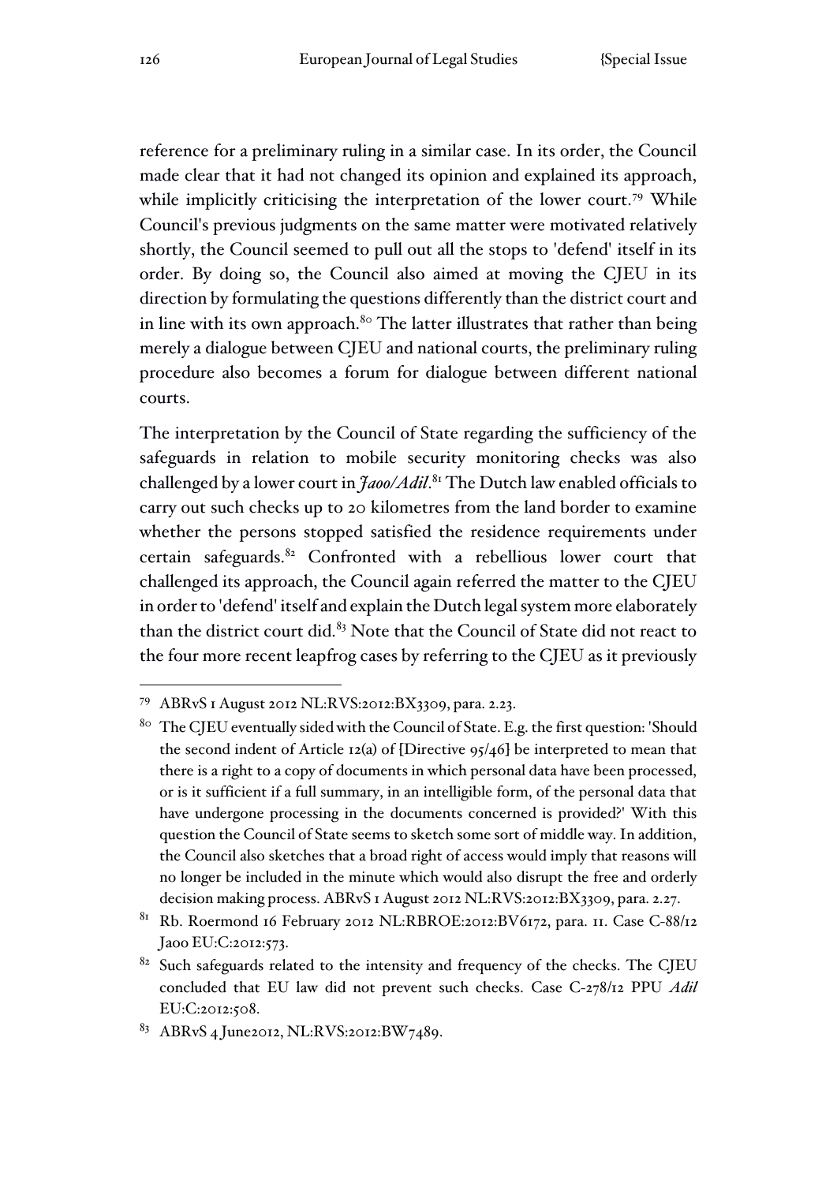reference for a preliminary ruling in a similar case. In its order, the Council made clear that it had not changed its opinion and explained its approach, while implicitly criticising the interpretation of the lower court.[79] While Council's previous judgments on the same matter were motivated relatively shortly, the Council seemed to pull out all the stops to 'defend' itself in its order. By doing so, the Council also aimed at moving the CJEU in its direction by formulating the questions differently than the district court and in line with its own approach.[80] The latter illustrates that rather than being merely a dialogue between CJEU and national courts, the preliminary ruling procedure also becomes a forum for dialogue between different national courts.

The interpretation by the Council of State regarding the sufficiency of the safeguards in relation to mobile security monitoring checks was also challenged by a lower court in *Jaoo/Adil*.[81] The Dutch law enabled officials to carry out such checks up to 20 kilometres from the land border to examine whether the persons stopped satisfied the residence requirements under certain safeguards.[82] Confronted with a rebellious lower court that challenged its approach, the Council again referred the matter to the CJEU in order to 'defend' itself and explain the Dutch legal system more elaborately than the district court did.[83] Note that the Council of State did not react to the four more recent leapfrog cases by referring to the CJEU as it previously

---

[79] ABRvS 1 August 2012 NL:RVS:2012:BX3309, para. 2.23.

[80] The CJEU eventually sided with the Council of State. E.g. the first question: 'Should the second indent of Article 12(a) of [Directive 95/46] be interpreted to mean that there is a right to a copy of documents in which personal data have been processed, or is it sufficient if a full summary, in an intelligible form, of the personal data that have undergone processing in the documents concerned is provided?' With this question the Council of State seems to sketch some sort of middle way. In addition, the Council also sketches that a broad right of access would imply that reasons will no longer be included in the minute which would also disrupt the free and orderly decision making process. ABRvS 1 August 2012 NL:RVS:2012:BX3309, para. 2.27.

[81] Rb. Roermond 16 February 2012 NL:RBROE:2012:BV6172, para. 11. Case C-88/12 Jaoo EU:C:2012:573.

[82] Such safeguards related to the intensity and frequency of the checks. The CJEU concluded that EU law did not prevent such checks. Case C-278/12 PPU *Adil* EU:C:2012:508.

[83] ABRvS 4 June2012, NL:RVS:2012:BW7489.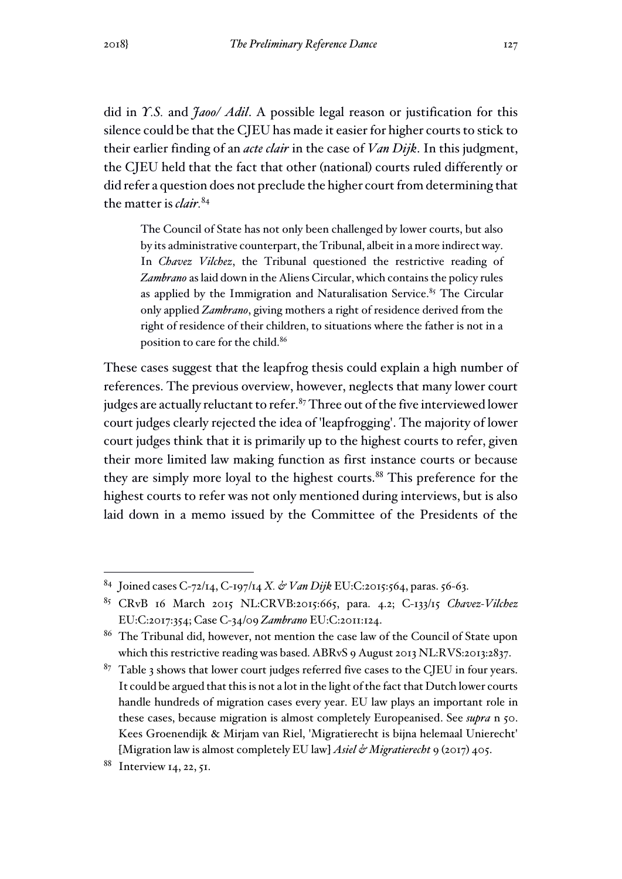did in *Y.S.* and *Jaoo/ Adil*. A possible legal reason or justification for this silence could be that the CJEU has made it easier for higher courts to stick to their earlier finding of an *acte clair* in the case of *Van Dijk*. In this judgment, the CJEU held that the fact that other (national) courts ruled differently or did refer a question does not preclude the higher court from determining that the matter is *clair*.[84]

> The Council of State has not only been challenged by lower courts, but also by its administrative counterpart, the Tribunal, albeit in a more indirect way. In *Chavez Vilchez*, the Tribunal questioned the restrictive reading of *Zambrano* as laid down in the Aliens Circular, which contains the policy rules as applied by the Immigration and Naturalisation Service.[85] The Circular only applied *Zambrano*, giving mothers a right of residence derived from the right of residence of their children, to situations where the father is not in a position to care for the child.[86]

These cases suggest that the leapfrog thesis could explain a high number of references. The previous overview, however, neglects that many lower court judges are actually reluctant to refer.[87] Three out of the five interviewed lower court judges clearly rejected the idea of 'leapfrogging'. The majority of lower court judges think that it is primarily up to the highest courts to refer, given their more limited law making function as first instance courts or because they are simply more loyal to the highest courts.[88] This preference for the highest courts to refer was not only mentioned during interviews, but is also laid down in a memo issued by the Committee of the Presidents of the

---

[84] Joined cases C-72/14, C-197/14 *X. & Van Dijk* EU:C:2015:564, paras. 56-63.

[85] CRvB 16 March 2015 NL:CRVB:2015:665, para. 4.2; C-133/15 *Chavez-Vilchez* EU:C:2017:354; Case C-34/09 *Zambrano* EU:C:2011:124.

[86] The Tribunal did, however, not mention the case law of the Council of State upon which this restrictive reading was based. ABRvS 9 August 2013 NL:RVS:2013:2837.

[87] Table 3 shows that lower court judges referred five cases to the CJEU in four years. It could be argued that this is not a lot in the light of the fact that Dutch lower courts handle hundreds of migration cases every year. EU law plays an important role in these cases, because migration is almost completely Europeanised. See *supra* n 50. Kees Groenendijk & Mirjam van Riel, 'Migratierecht is bijna helemaal Unierecht' [Migration law is almost completely EU law] *Asiel & Migratierecht* 9 (2017) 405.

[88] Interview 14, 22, 51.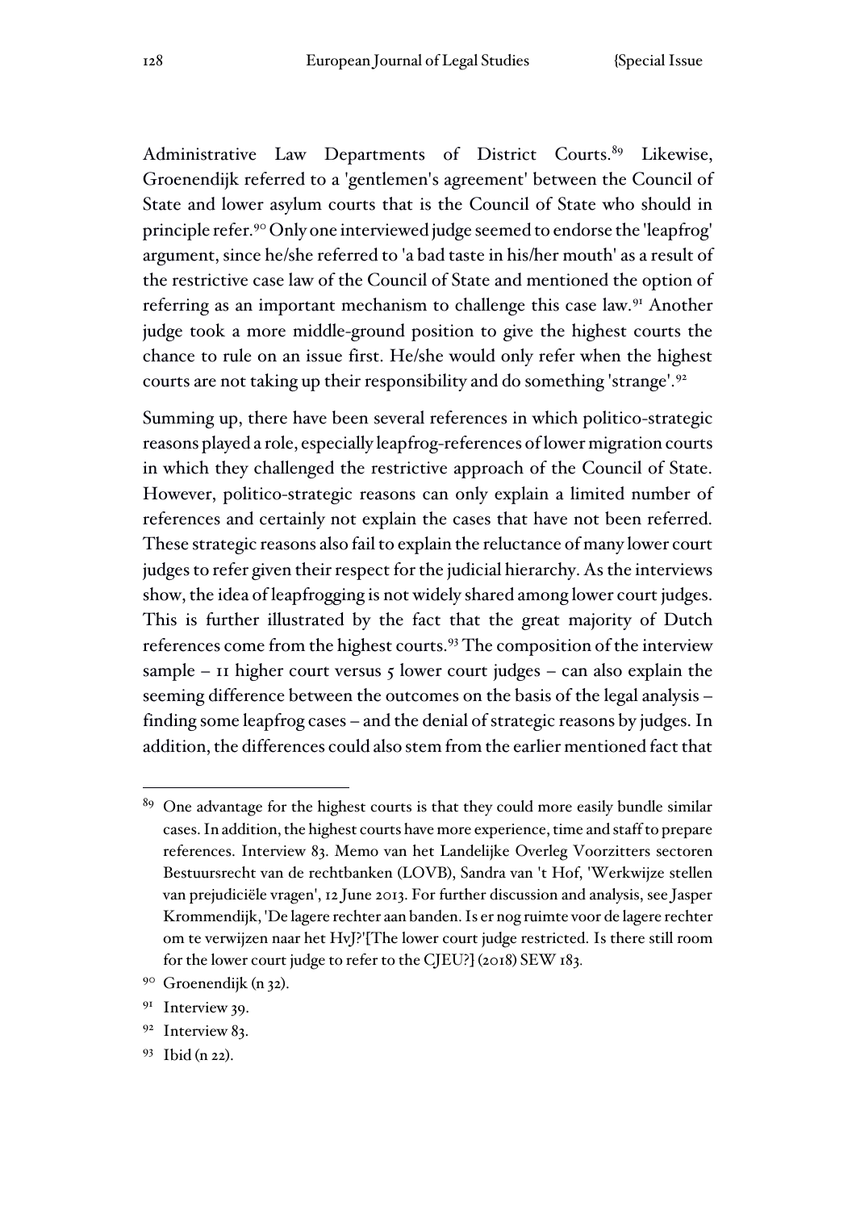Administrative Law Departments of District Courts.[89] Likewise, Groenendijk referred to a 'gentlemen's agreement' between the Council of State and lower asylum courts that is the Council of State who should in principle refer.[90] Only one interviewed judge seemed to endorse the 'leapfrog' argument, since he/she referred to 'a bad taste in his/her mouth' as a result of the restrictive case law of the Council of State and mentioned the option of referring as an important mechanism to challenge this case law.[91] Another judge took a more middle-ground position to give the highest courts the chance to rule on an issue first. He/she would only refer when the highest courts are not taking up their responsibility and do something 'strange'.[92]

Summing up, there have been several references in which politico-strategic reasons played a role, especially leapfrog-references of lower migration courts in which they challenged the restrictive approach of the Council of State. However, politico-strategic reasons can only explain a limited number of references and certainly not explain the cases that have not been referred. These strategic reasons also fail to explain the reluctance of many lower court judges to refer given their respect for the judicial hierarchy. As the interviews show, the idea of leapfrogging is not widely shared among lower court judges. This is further illustrated by the fact that the great majority of Dutch references come from the highest courts.[93] The composition of the interview sample – 11 higher court versus 5 lower court judges – can also explain the seeming difference between the outcomes on the basis of the legal analysis – finding some leapfrog cases – and the denial of strategic reasons by judges. In addition, the differences could also stem from the earlier mentioned fact that

---

[89] One advantage for the highest courts is that they could more easily bundle similar cases. In addition, the highest courts have more experience, time and staff to prepare references. Interview 83. Memo van het Landelijke Overleg Voorzitters sectoren Bestuursrecht van de rechtbanken (LOVB), Sandra van 't Hof, 'Werkwijze stellen van prejudiciële vragen', 12 June 2013. For further discussion and analysis, see Jasper Krommendijk, 'De lagere rechter aan banden. Is er nog ruimte voor de lagere rechter om te verwijzen naar het HvJ?'[The lower court judge restricted. Is there still room for the lower court judge to refer to the CJEU?] (2018) SEW 183.

[90] Groenendijk (n 32).

[91] Interview 39.

[92] Interview 83.

[93] Ibid (n 22).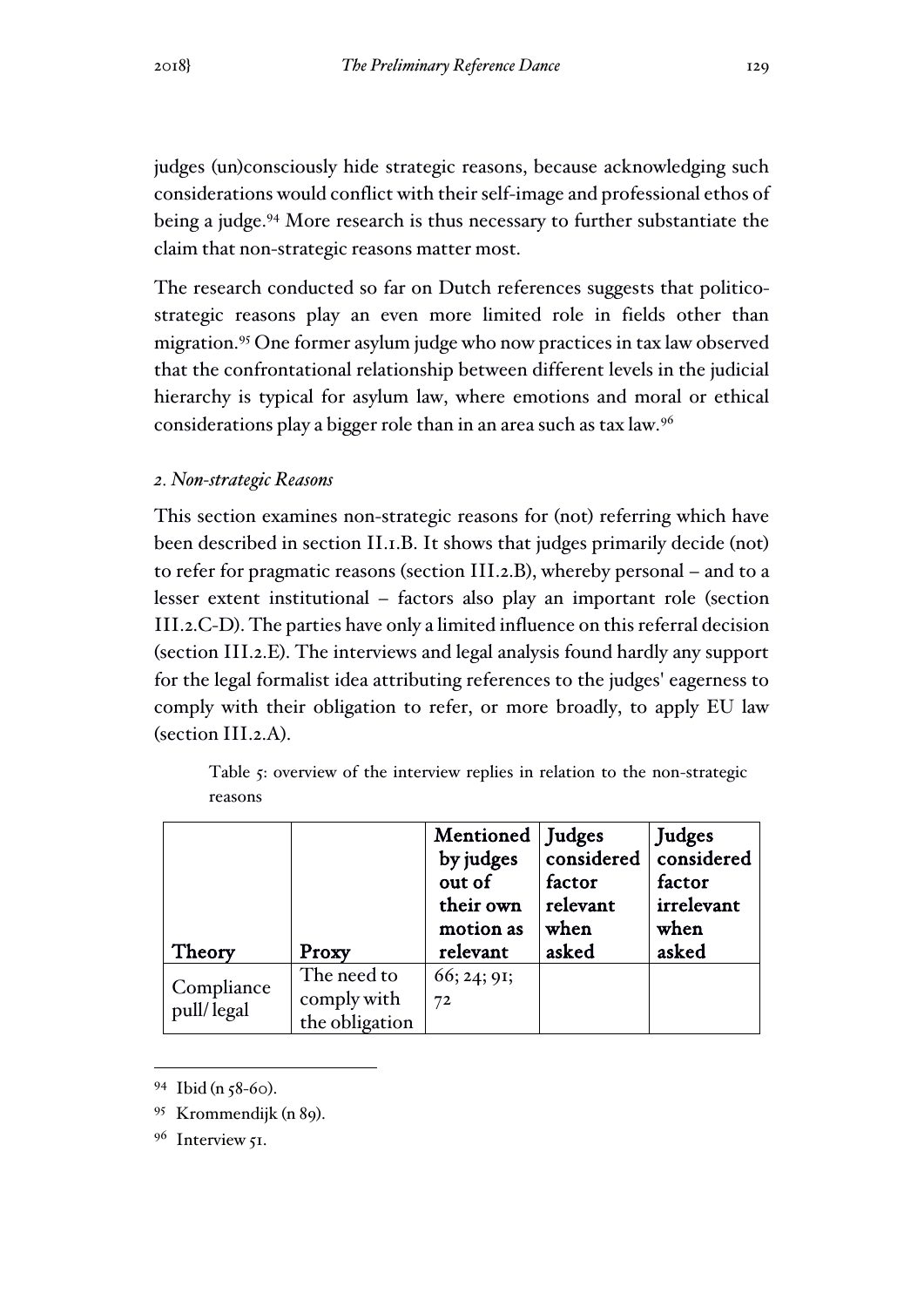judges (un)consciously hide strategic reasons, because acknowledging such considerations would conflict with their self-image and professional ethos of being a judge.[94] More research is thus necessary to further substantiate the claim that non-strategic reasons matter most.

The research conducted so far on Dutch references suggests that politico-strategic reasons play an even more limited role in fields other than migration.[95] One former asylum judge who now practices in tax law observed that the confrontational relationship between different levels in the judicial hierarchy is typical for asylum law, where emotions and moral or ethical considerations play a bigger role than in an area such as tax law.[96]

### *2. Non-strategic Reasons*

This section examines non-strategic reasons for (not) referring which have been described in section II.1.B. It shows that judges primarily decide (not) to refer for pragmatic reasons (section III.2.B), whereby personal – and to a lesser extent institutional – factors also play an important role (section III.2.C-D). The parties have only a limited influence on this referral decision (section III.2.E). The interviews and legal analysis found hardly any support for the legal formalist idea attributing references to the judges' eagerness to comply with their obligation to refer, or more broadly, to apply EU law (section III.2.A).

Table 5: overview of the interview replies in relation to the non-strategic reasons

| **Theory** | **Proxy** | **Mentioned by judges out of their own motion as relevant** | **Judges considered factor relevant when asked** | **Judges considered factor irrelevant when asked** |
|---|---|---|---|---|
| Compliance pull/legal | The need to comply with the obligation | 66; 24; 91; 72 | | |

---

[94] Ibid (n 58-60).

[95] Krommendijk (n 89).

[96] Interview 51.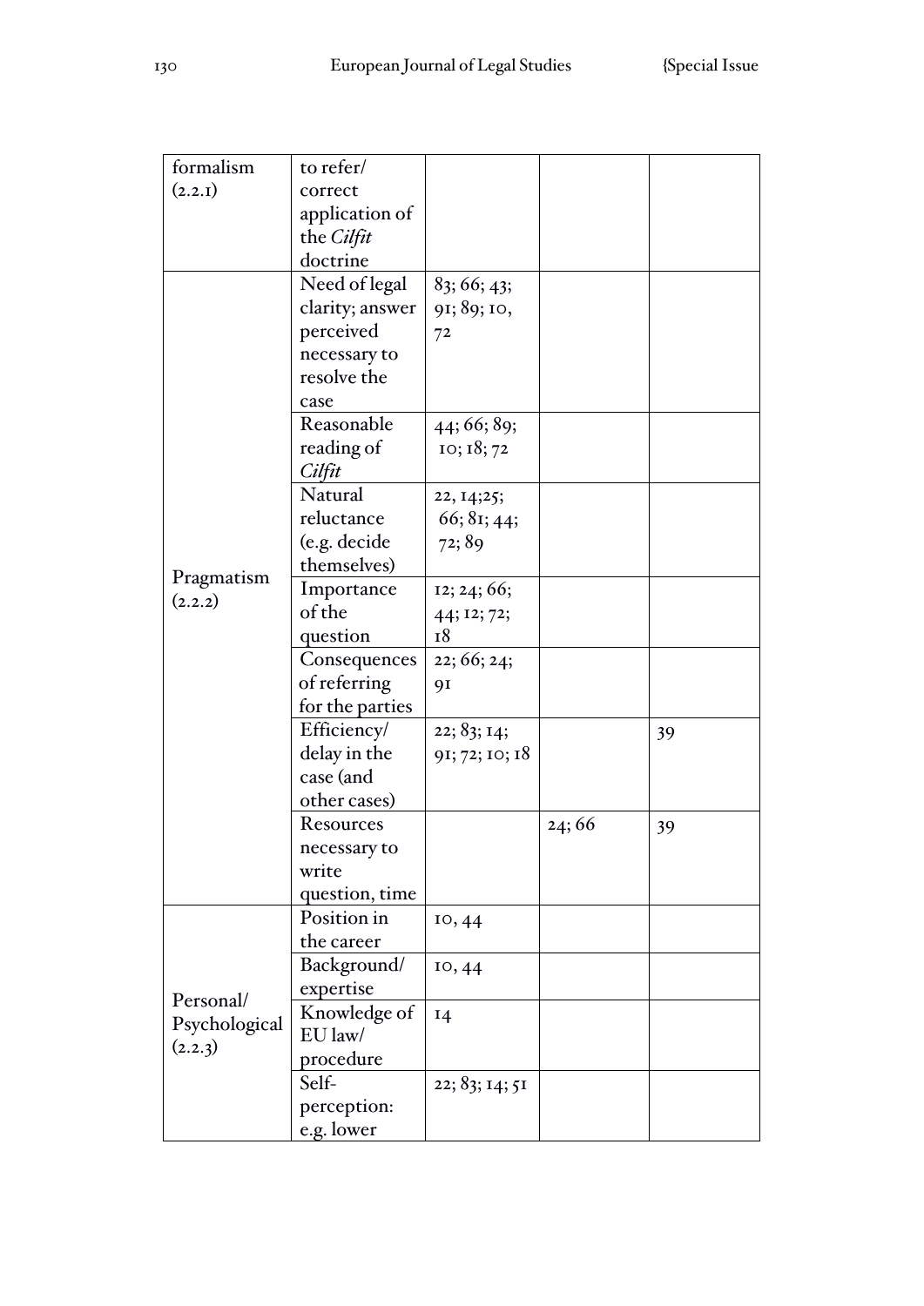| | | | | |
|---|---|---|---|---|
| formalism (2.2.1) | to refer/ correct application of the *Cilfit* doctrine | | | |
| Pragmatism (2.2.2) | Need of legal clarity; answer perceived necessary to resolve the case | 83; 66; 43; 91; 89; 10, 72 | | |
| | Reasonable reading of *Cilfit* | 44; 66; 89; 10; 18; 72 | | |
| | Natural reluctance (e.g. decide themselves) | 22, 14;25; 66; 81; 44; 72; 89 | | |
| | Importance of the question | 12; 24; 66; 44; 12; 72; 18 | | |
| | Consequences of referring for the parties | 22; 66; 24; 91 | | |
| | Efficiency/ delay in the case (and other cases) | 22; 83; 14; 91; 72; 10; 18 | | 39 |
| | Resources necessary to write question, time | | 24; 66 | 39 |
| Personal/ Psychological (2.2.3) | Position in the career | 10, 44 | | |
| | Background/ expertise | 10, 44 | | |
| | Knowledge of EU law/ procedure | 14 | | |
| | Self-perception: e.g. lower | 22; 83; 14; 51 | | |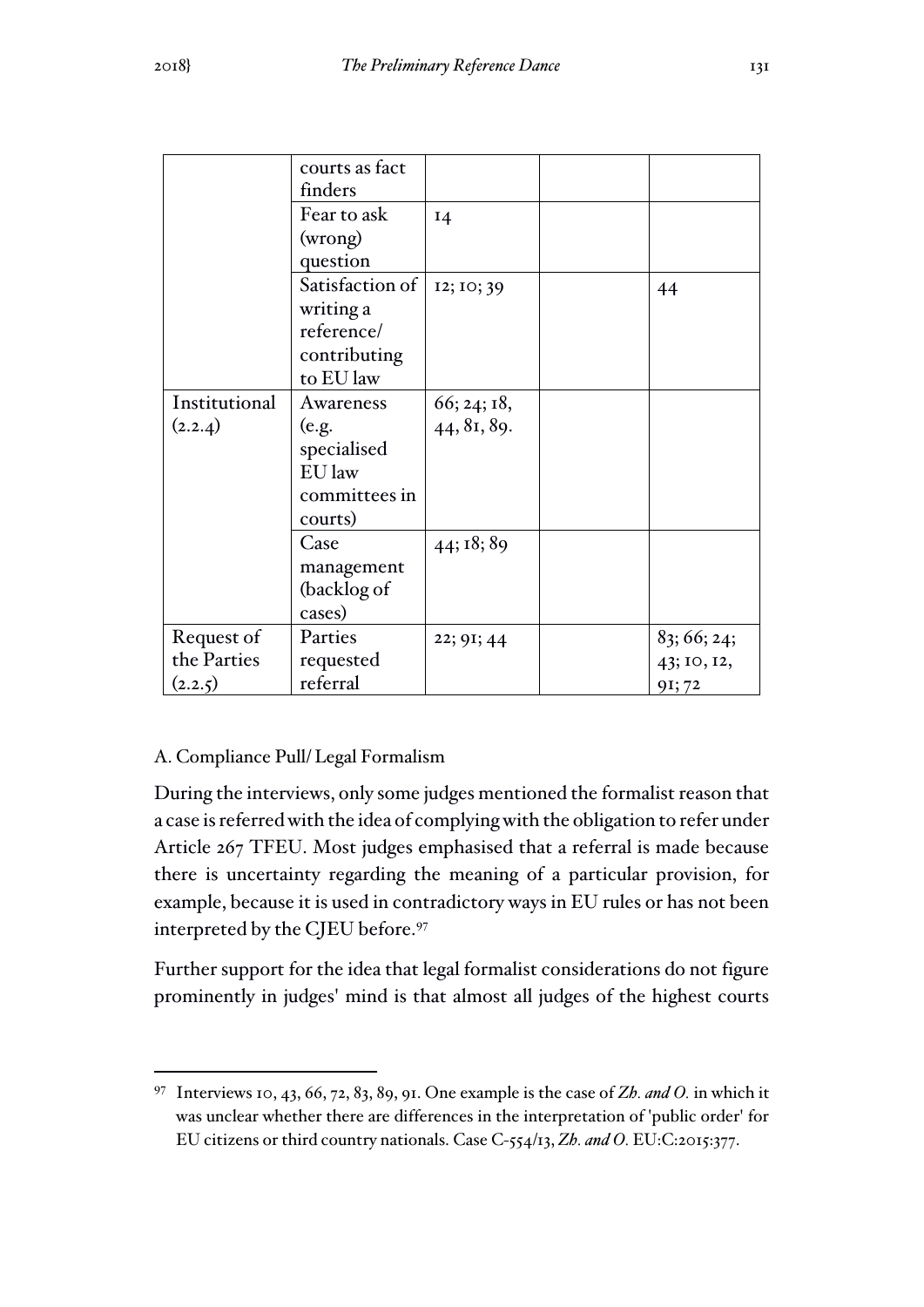| | | | | |
|---|---|---|---|---|
| | courts as fact finders | | | |
| | Fear to ask (wrong) question | 14 | | |
| | Satisfaction of writing a reference/ contributing to EU law | 12; 10; 39 | | 44 |
| Institutional (2.2.4) | Awareness (e.g. specialised EU law committees in courts) | 66; 24; 18, 44, 81, 89. | | |
| | Case management (backlog of cases) | 44; 18; 89 | | |
| Request of the Parties (2.2.5) | Parties requested referral | 22; 91; 44 | | 83; 66; 24; 43; 10, 12, 91; 72 |

A. Compliance Pull/ Legal Formalism

During the interviews, only some judges mentioned the formalist reason that a case is referred with the idea of complying with the obligation to refer under Article 267 TFEU. Most judges emphasised that a referral is made because there is uncertainty regarding the meaning of a particular provision, for example, because it is used in contradictory ways in EU rules or has not been interpreted by the CJEU before.[97]

Further support for the idea that legal formalist considerations do not figure prominently in judges' mind is that almost all judges of the highest courts

[97] Interviews 10, 43, 66, 72, 83, 89, 91. One example is the case of *Zh. and O.* in which it was unclear whether there are differences in the interpretation of 'public order' for EU citizens or third country nationals. Case C-554/13, *Zh. and O.* EU:C:2015:377.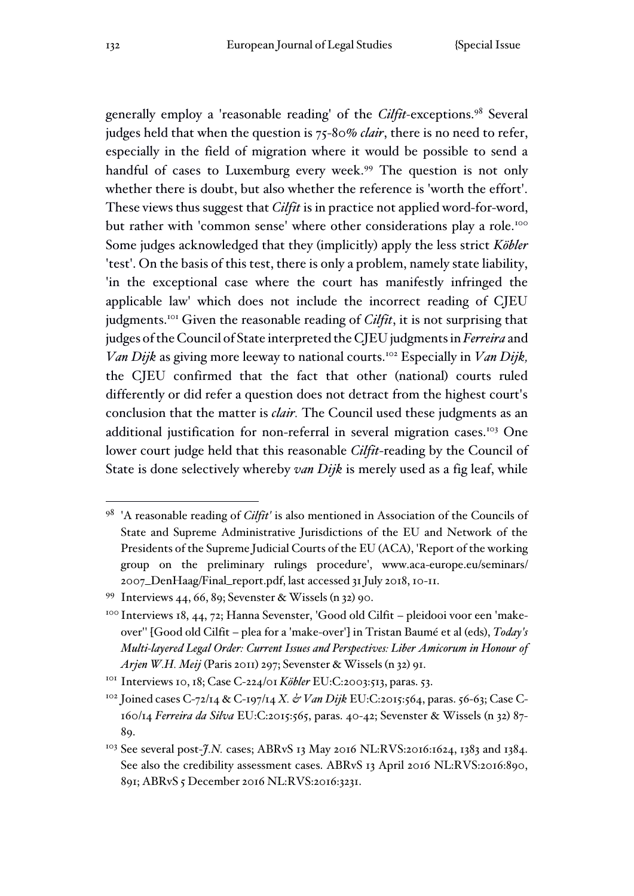generally employ a 'reasonable reading' of the *Cilfit*-exceptions.[98] Several judges held that when the question is 75-80% *clair*, there is no need to refer, especially in the field of migration where it would be possible to send a handful of cases to Luxemburg every week.[99] The question is not only whether there is doubt, but also whether the reference is 'worth the effort'. These views thus suggest that *Cilfit* is in practice not applied word-for-word, but rather with 'common sense' where other considerations play a role.[100] Some judges acknowledged that they (implicitly) apply the less strict *Köbler* 'test'. On the basis of this test, there is only a problem, namely state liability, 'in the exceptional case where the court has manifestly infringed the applicable law' which does not include the incorrect reading of CJEU judgments.[101] Given the reasonable reading of *Cilfit*, it is not surprising that judges of the Council of State interpreted the CJEU judgments in *Ferreira* and *Van Dijk* as giving more leeway to national courts.[102] Especially in *Van Dijk,* the CJEU confirmed that the fact that other (national) courts ruled differently or did refer a question does not detract from the highest court's conclusion that the matter is *clair.* The Council used these judgments as an additional justification for non-referral in several migration cases.[103] One lower court judge held that this reasonable *Cilfit*-reading by the Council of State is done selectively whereby *van Dijk* is merely used as a fig leaf, while

---

[98] 'A reasonable reading of *Cilfit'* is also mentioned in Association of the Councils of State and Supreme Administrative Jurisdictions of the EU and Network of the Presidents of the Supreme Judicial Courts of the EU (ACA), 'Report of the working group on the preliminary rulings procedure', www.aca-europe.eu/seminars/2007_DenHaag/Final_report.pdf, last accessed 31 July 2018, 10-11.

[99] Interviews 44, 66, 89; Sevenster & Wissels (n 32) 90.

[100] Interviews 18, 44, 72; Hanna Sevenster, 'Good old Cilfit – pleidooi voor een 'make-over'' [Good old Cilfit – plea for a 'make-over'] in Tristan Baumé et al (eds), ***Today's Multi-layered Legal Order: Current Issues and Perspectives: Liber Amicorum in Honour of Arjen W.H. Meij*** (Paris 2011) 297; Sevenster & Wissels (n 32) 91.

[101] Interviews 10, 18; Case C-224/01 *Köbler* EU:C:2003:513, paras. 53.

[102] Joined cases C-72/14 & C-197/14 *X. & Van Dijk* EU:C:2015:564, paras. 56-63; Case C-160/14 *Ferreira da Silva* EU:C:2015:565, paras. 40-42; Sevenster & Wissels (n 32) 87-89.

[103] See several post-*J.N.* cases; ABRvS 13 May 2016 NL:RVS:2016:1624, 1383 and 1384. See also the credibility assessment cases. ABRvS 13 April 2016 NL:RVS:2016:890, 891; ABRvS 5 December 2016 NL:RVS:2016:3231.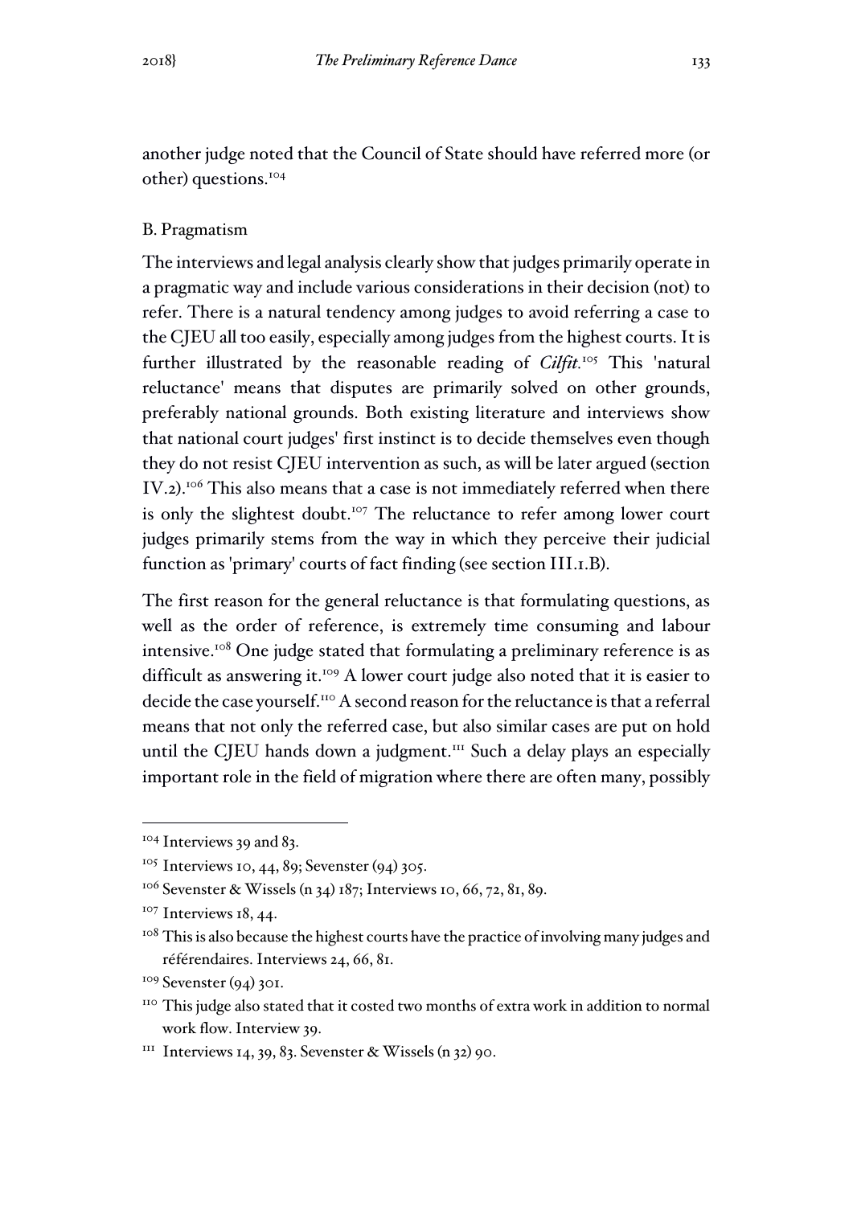another judge noted that the Council of State should have referred more (or other) questions.[104]

### B. Pragmatism

The interviews and legal analysis clearly show that judges primarily operate in a pragmatic way and include various considerations in their decision (not) to refer. There is a natural tendency among judges to avoid referring a case to the CJEU all too easily, especially among judges from the highest courts. It is further illustrated by the reasonable reading of *Cilfit*.[105] This 'natural reluctance' means that disputes are primarily solved on other grounds, preferably national grounds. Both existing literature and interviews show that national court judges' first instinct is to decide themselves even though they do not resist CJEU intervention as such, as will be later argued (section IV.2).[106] This also means that a case is not immediately referred when there is only the slightest doubt.[107] The reluctance to refer among lower court judges primarily stems from the way in which they perceive their judicial function as 'primary' courts of fact finding (see section III.1.B).

The first reason for the general reluctance is that formulating questions, as well as the order of reference, is extremely time consuming and labour intensive.[108] One judge stated that formulating a preliminary reference is as difficult as answering it.[109] A lower court judge also noted that it is easier to decide the case yourself.[110] A second reason for the reluctance is that a referral means that not only the referred case, but also similar cases are put on hold until the CJEU hands down a judgment.[111] Such a delay plays an especially important role in the field of migration where there are often many, possibly

---

[104] Interviews 39 and 83.

[105] Interviews 10, 44, 89; Sevenster (94) 305.

[106] Sevenster & Wissels (n 34) 187; Interviews 10, 66, 72, 81, 89.

[107] Interviews 18, 44.

[108] This is also because the highest courts have the practice of involving many judges and référendaires. Interviews 24, 66, 81.

[109] Sevenster (94) 301.

[110] This judge also stated that it costed two months of extra work in addition to normal work flow. Interview 39.

[111] Interviews 14, 39, 83. Sevenster & Wissels (n 32) 90.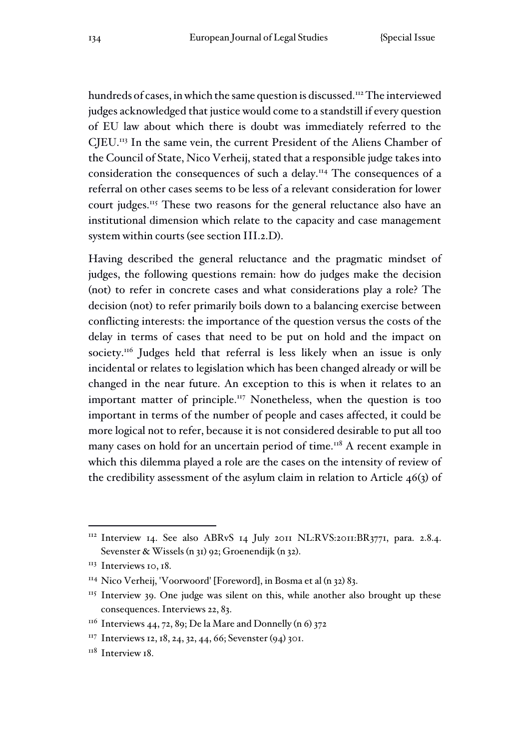hundreds of cases, in which the same question is discussed.[112] The interviewed judges acknowledged that justice would come to a standstill if every question of EU law about which there is doubt was immediately referred to the CJEU.[113] In the same vein, the current President of the Aliens Chamber of the Council of State, Nico Verheij, stated that a responsible judge takes into consideration the consequences of such a delay.[114] The consequences of a referral on other cases seems to be less of a relevant consideration for lower court judges.[115] These two reasons for the general reluctance also have an institutional dimension which relate to the capacity and case management system within courts (see section III.2.D).

Having described the general reluctance and the pragmatic mindset of judges, the following questions remain: how do judges make the decision (not) to refer in concrete cases and what considerations play a role? The decision (not) to refer primarily boils down to a balancing exercise between conflicting interests: the importance of the question versus the costs of the delay in terms of cases that need to be put on hold and the impact on society.[116] Judges held that referral is less likely when an issue is only incidental or relates to legislation which has been changed already or will be changed in the near future. An exception to this is when it relates to an important matter of principle.[117] Nonetheless, when the question is too important in terms of the number of people and cases affected, it could be more logical not to refer, because it is not considered desirable to put all too many cases on hold for an uncertain period of time.[118] A recent example in which this dilemma played a role are the cases on the intensity of review of the credibility assessment of the asylum claim in relation to Article 46(3) of

---

[112] Interview 14. See also ABRvS 14 July 2011 NL:RVS:2011:BR3771, para. 2.8.4. Sevenster & Wissels (n 31) 92; Groenendijk (n 32).

[113] Interviews 10, 18.

[114] Nico Verheij, 'Voorwoord' [Foreword], in Bosma et al (n 32) 83.

[115] Interview 39. One judge was silent on this, while another also brought up these consequences. Interviews 22, 83.

[116] Interviews 44, 72, 89; De la Mare and Donnelly (n 6) 372

[117] Interviews 12, 18, 24, 32, 44, 66; Sevenster (94) 301.

[118] Interview 18.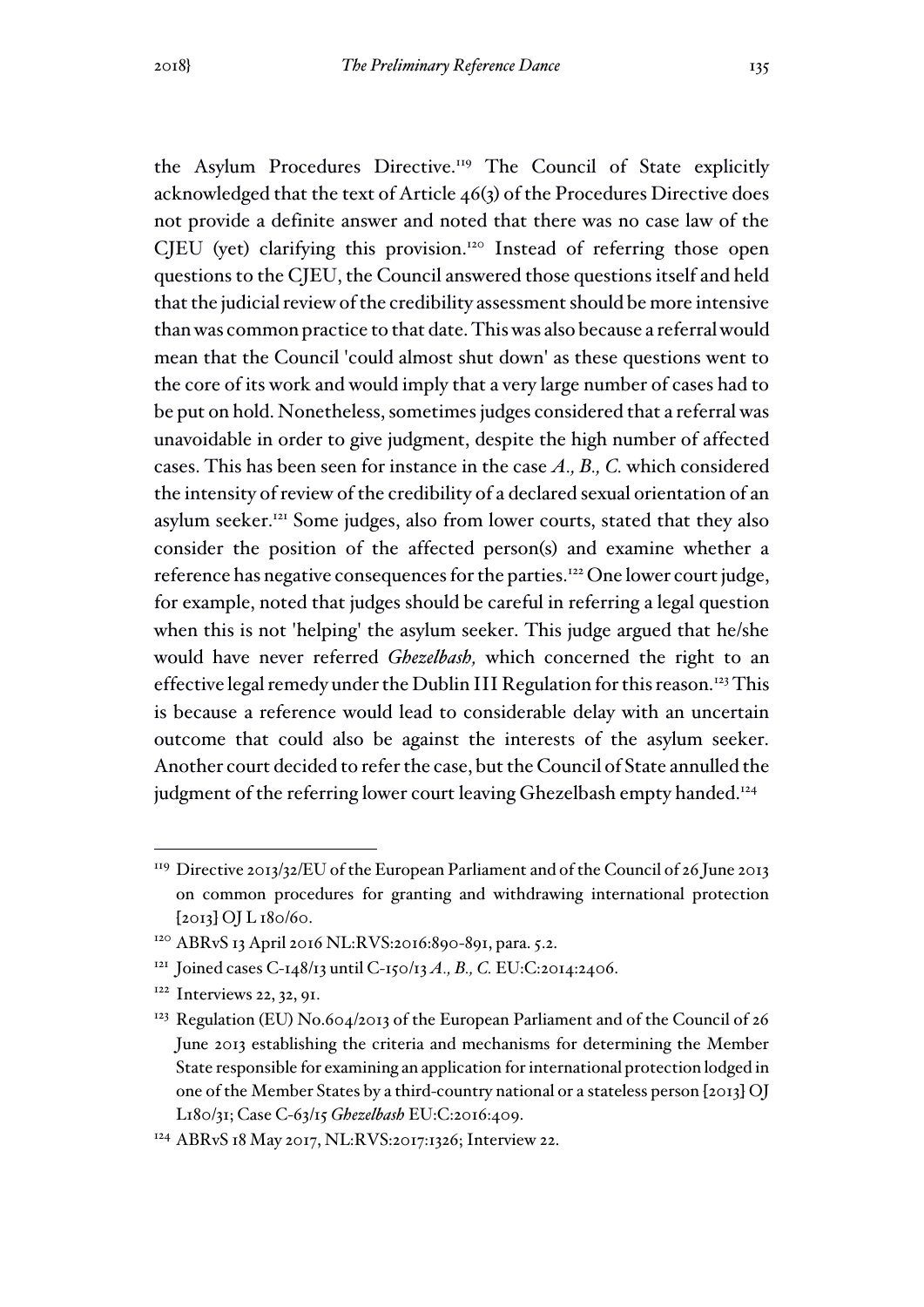the Asylum Procedures Directive.[119] The Council of State explicitly acknowledged that the text of Article 46(3) of the Procedures Directive does not provide a definite answer and noted that there was no case law of the CJEU (yet) clarifying this provision.[120] Instead of referring those open questions to the CJEU, the Council answered those questions itself and held that the judicial review of the credibility assessment should be more intensive than was common practice to that date. This was also because a referral would mean that the Council 'could almost shut down' as these questions went to the core of its work and would imply that a very large number of cases had to be put on hold. Nonetheless, sometimes judges considered that a referral was unavoidable in order to give judgment, despite the high number of affected cases. This has been seen for instance in the case *A., B., C.* which considered the intensity of review of the credibility of a declared sexual orientation of an asylum seeker.[121] Some judges, also from lower courts, stated that they also consider the position of the affected person(s) and examine whether a reference has negative consequences for the parties.[122] One lower court judge, for example, noted that judges should be careful in referring a legal question when this is not 'helping' the asylum seeker. This judge argued that he/she would have never referred *Ghezelbash,* which concerned the right to an effective legal remedy under the Dublin III Regulation for this reason.[123] This is because a reference would lead to considerable delay with an uncertain outcome that could also be against the interests of the asylum seeker. Another court decided to refer the case, but the Council of State annulled the judgment of the referring lower court leaving Ghezelbash empty handed.[124]

---

[119] Directive 2013/32/EU of the European Parliament and of the Council of 26 June 2013 on common procedures for granting and withdrawing international protection [2013] OJ L 180/60.

[120] ABRvS 13 April 2016 NL:RVS:2016:890-891, para. 5.2.

[121] Joined cases C-148/13 until C-150/13 *A., B., C.* EU:C:2014:2406.

[122] Interviews 22, 32, 91.

[123] Regulation (EU) No.604/2013 of the European Parliament and of the Council of 26 June 2013 establishing the criteria and mechanisms for determining the Member State responsible for examining an application for international protection lodged in one of the Member States by a third-country national or a stateless person [2013] OJ L180/31; Case C-63/15 *Ghezelbash* EU:C:2016:409.

[124] ABRvS 18 May 2017, NL:RVS:2017:1326; Interview 22.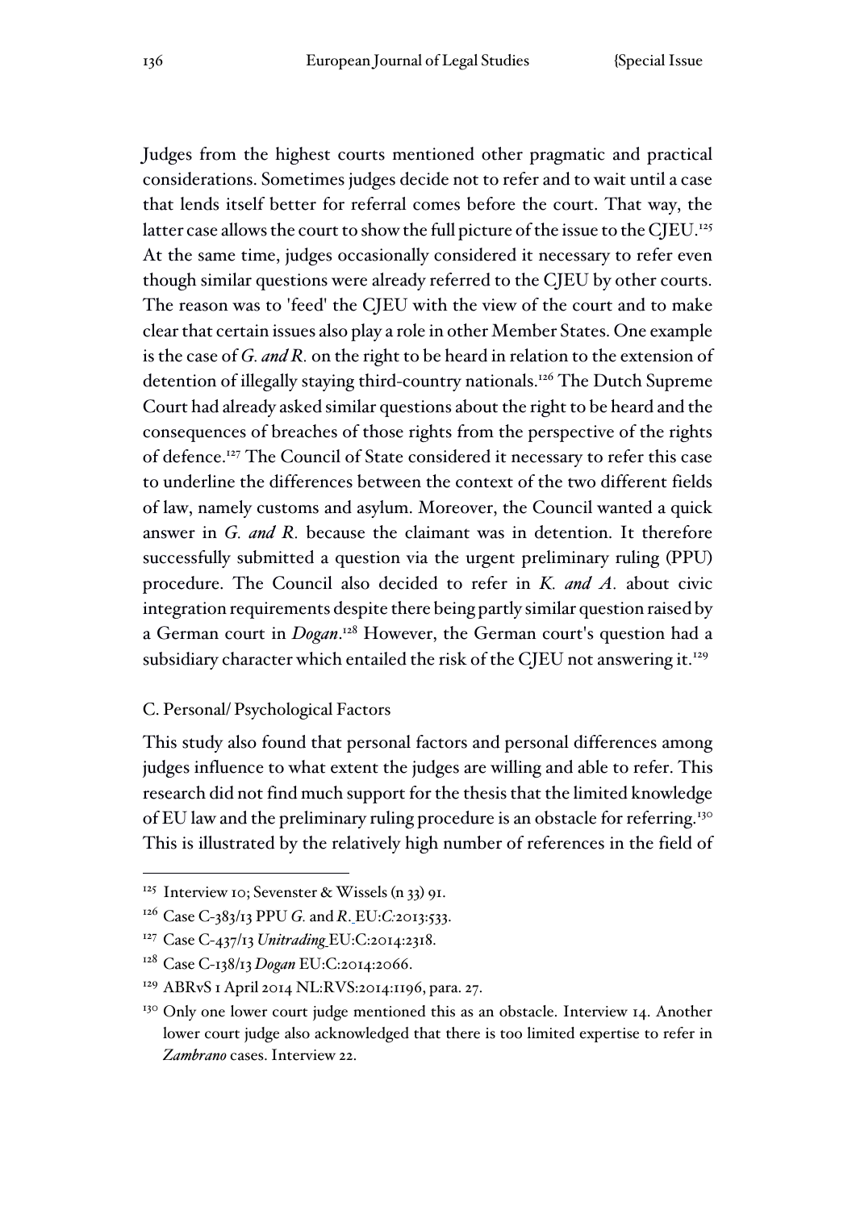Judges from the highest courts mentioned other pragmatic and practical considerations. Sometimes judges decide not to refer and to wait until a case that lends itself better for referral comes before the court. That way, the latter case allows the court to show the full picture of the issue to the CJEU.[125] At the same time, judges occasionally considered it necessary to refer even though similar questions were already referred to the CJEU by other courts. The reason was to 'feed' the CJEU with the view of the court and to make clear that certain issues also play a role in other Member States. One example is the case of *G. and R.* on the right to be heard in relation to the extension of detention of illegally staying third-country nationals.[126] The Dutch Supreme Court had already asked similar questions about the right to be heard and the consequences of breaches of those rights from the perspective of the rights of defence.[127] The Council of State considered it necessary to refer this case to underline the differences between the context of the two different fields of law, namely customs and asylum. Moreover, the Council wanted a quick answer in *G. and R.* because the claimant was in detention. It therefore successfully submitted a question via the urgent preliminary ruling (PPU) procedure. The Council also decided to refer in *K. and A.* about civic integration requirements despite there being partly similar question raised by a German court in *Dogan*.[128] However, the German court's question had a subsidiary character which entailed the risk of the CJEU not answering it.[129]

### C. Personal/ Psychological Factors

This study also found that personal factors and personal differences among judges influence to what extent the judges are willing and able to refer. This research did not find much support for the thesis that the limited knowledge of EU law and the preliminary ruling procedure is an obstacle for referring.[130] This is illustrated by the relatively high number of references in the field of

---

[125] Interview 10; Sevenster & Wissels (n 33) 91.

[126] Case C-383/13 PPU *G.* and *R.* EU:*C:*2013:533.

[127] Case C-437/13 *Unitrading* EU:C:2014:2318.

[128] Case C-138/13 *Dogan* EU:C:2014:2066.

[129] ABRvS 1 April 2014 NL:RVS:2014:1196, para. 27.

[130] Only one lower court judge mentioned this as an obstacle. Interview 14. Another lower court judge also acknowledged that there is too limited expertise to refer in *Zambrano* cases. Interview 22.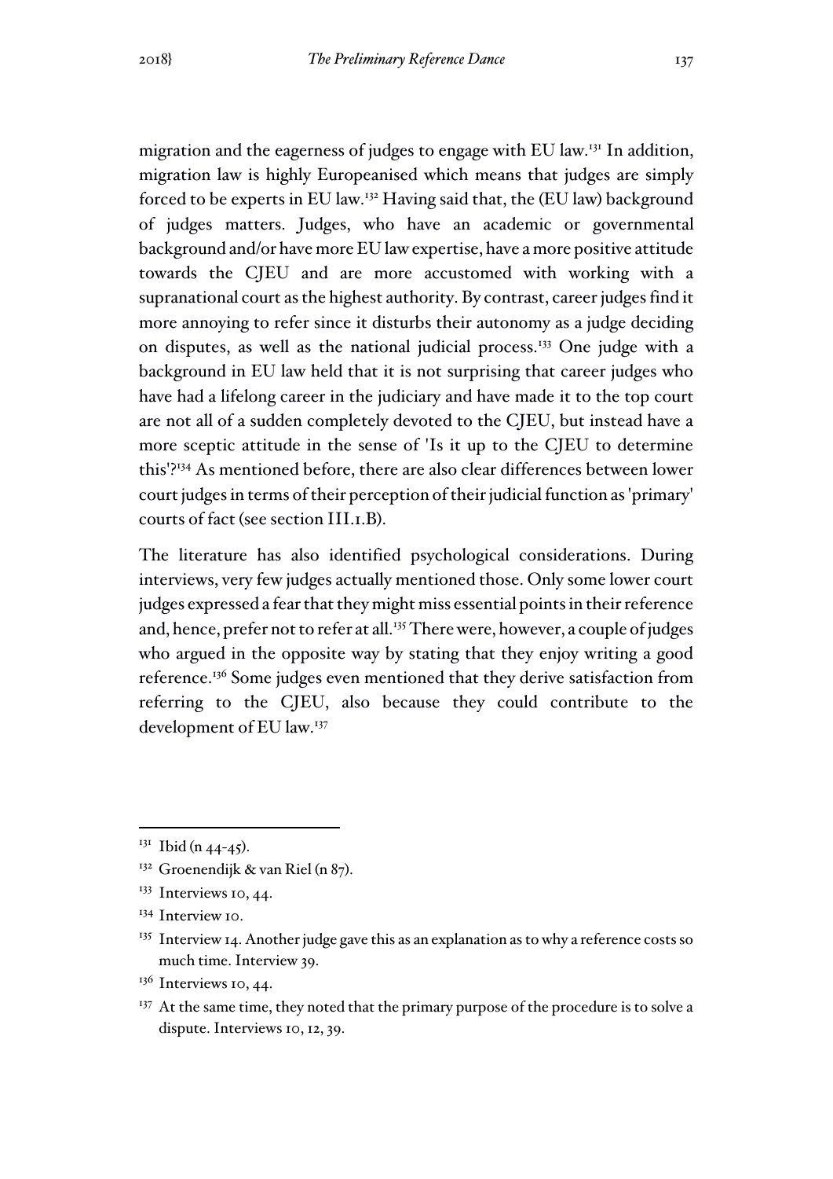migration and the eagerness of judges to engage with EU law.[131] In addition, migration law is highly Europeanised which means that judges are simply forced to be experts in EU law.[132] Having said that, the (EU law) background of judges matters. Judges, who have an academic or governmental background and/or have more EU law expertise, have a more positive attitude towards the CJEU and are more accustomed with working with a supranational court as the highest authority. By contrast, career judges find it more annoying to refer since it disturbs their autonomy as a judge deciding on disputes, as well as the national judicial process.[133] One judge with a background in EU law held that it is not surprising that career judges who have had a lifelong career in the judiciary and have made it to the top court are not all of a sudden completely devoted to the CJEU, but instead have a more sceptic attitude in the sense of 'Is it up to the CJEU to determine this'?[134] As mentioned before, there are also clear differences between lower court judges in terms of their perception of their judicial function as 'primary' courts of fact (see section III.1.B).

The literature has also identified psychological considerations. During interviews, very few judges actually mentioned those. Only some lower court judges expressed a fear that they might miss essential points in their reference and, hence, prefer not to refer at all.[135] There were, however, a couple of judges who argued in the opposite way by stating that they enjoy writing a good reference.[136] Some judges even mentioned that they derive satisfaction from referring to the CJEU, also because they could contribute to the development of EU law.[137]

---

[131] Ibid (n 44-45).

[132] Groenendijk & van Riel (n 87).

[133] Interviews 10, 44.

[134] Interview 10.

[135] Interview 14. Another judge gave this as an explanation as to why a reference costs so much time. Interview 39.

[136] Interviews 10, 44.

[137] At the same time, they noted that the primary purpose of the procedure is to solve a dispute. Interviews 10, 12, 39.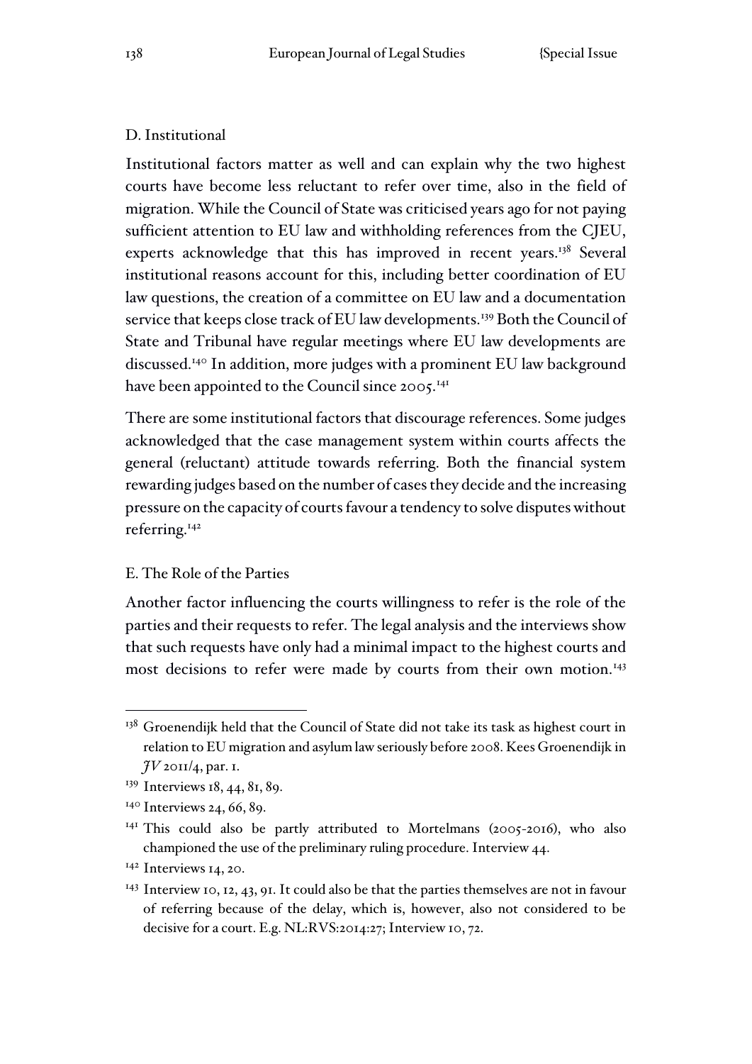### D. Institutional

Institutional factors matter as well and can explain why the two highest courts have become less reluctant to refer over time, also in the field of migration. While the Council of State was criticised years ago for not paying sufficient attention to EU law and withholding references from the CJEU, experts acknowledge that this has improved in recent years.[138] Several institutional reasons account for this, including better coordination of EU law questions, the creation of a committee on EU law and a documentation service that keeps close track of EU law developments.[139] Both the Council of State and Tribunal have regular meetings where EU law developments are discussed.[140] In addition, more judges with a prominent EU law background have been appointed to the Council since 2005.[141]

There are some institutional factors that discourage references. Some judges acknowledged that the case management system within courts affects the general (reluctant) attitude towards referring. Both the financial system rewarding judges based on the number of cases they decide and the increasing pressure on the capacity of courts favour a tendency to solve disputes without referring.[142]

### E. The Role of the Parties

Another factor influencing the courts willingness to refer is the role of the parties and their requests to refer. The legal analysis and the interviews show that such requests have only had a minimal impact to the highest courts and most decisions to refer were made by courts from their own motion.[143]

---

[138] Groenendijk held that the Council of State did not take its task as highest court in relation to EU migration and asylum law seriously before 2008. Kees Groenendijk in *JV* 2011/4, par. 1.

[139] Interviews 18, 44, 81, 89.

[140] Interviews 24, 66, 89.

[141] This could also be partly attributed to Mortelmans (2005-2016), who also championed the use of the preliminary ruling procedure. Interview 44.

[142] Interviews 14, 20.

[143] Interview 10, 12, 43, 91. It could also be that the parties themselves are not in favour of referring because of the delay, which is, however, also not considered to be decisive for a court. E.g. NL:RVS:2014:27; Interview 10, 72.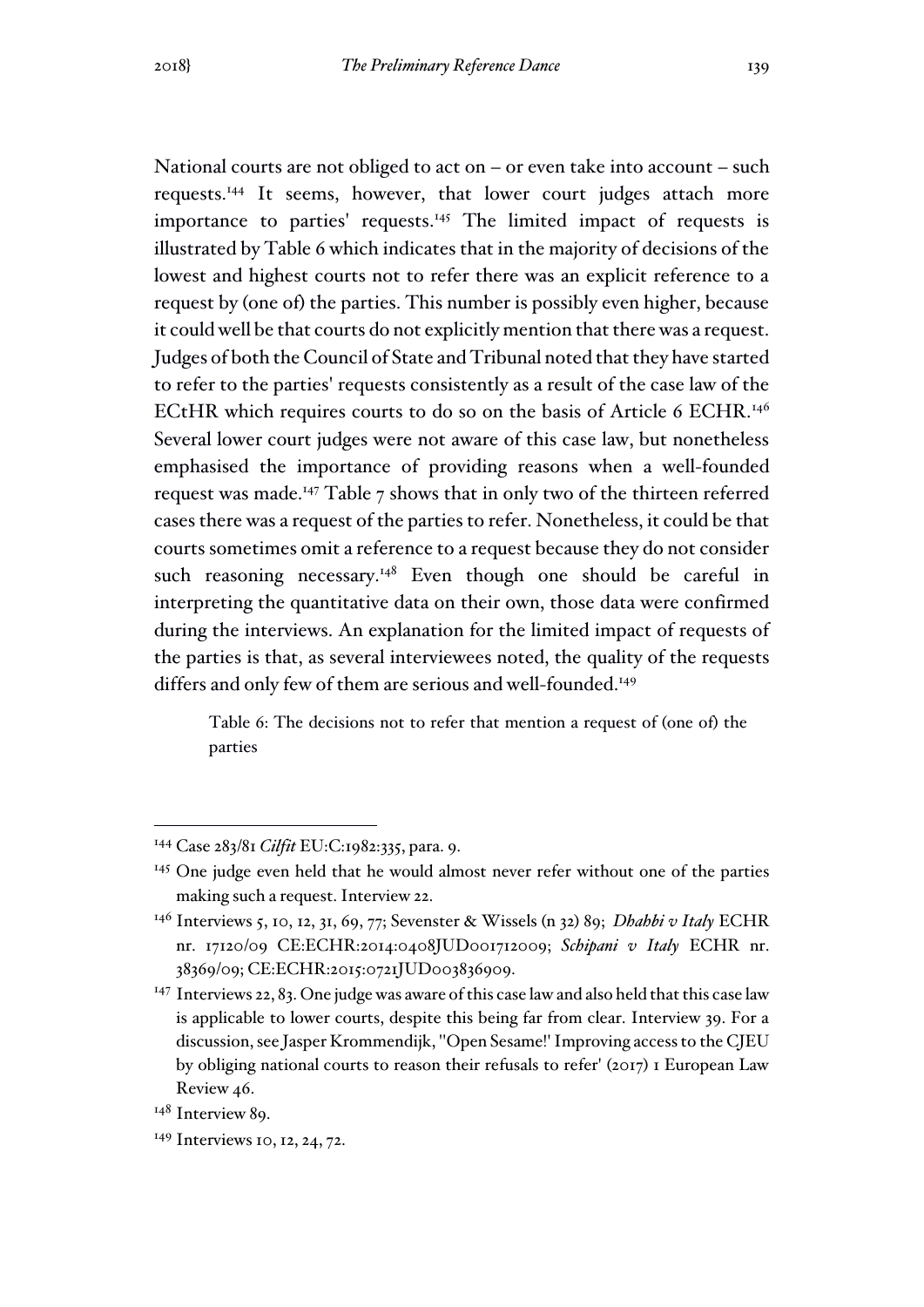National courts are not obliged to act on – or even take into account – such requests.[144] It seems, however, that lower court judges attach more importance to parties' requests.[145] The limited impact of requests is illustrated by Table 6 which indicates that in the majority of decisions of the lowest and highest courts not to refer there was an explicit reference to a request by (one of) the parties. This number is possibly even higher, because it could well be that courts do not explicitly mention that there was a request. Judges of both the Council of State and Tribunal noted that they have started to refer to the parties' requests consistently as a result of the case law of the ECtHR which requires courts to do so on the basis of Article 6 ECHR.[146] Several lower court judges were not aware of this case law, but nonetheless emphasised the importance of providing reasons when a well-founded request was made.[147] Table 7 shows that in only two of the thirteen referred cases there was a request of the parties to refer. Nonetheless, it could be that courts sometimes omit a reference to a request because they do not consider such reasoning necessary.[148] Even though one should be careful in interpreting the quantitative data on their own, those data were confirmed during the interviews. An explanation for the limited impact of requests of the parties is that, as several interviewees noted, the quality of the requests differs and only few of them are serious and well-founded.[149]

Table 6: The decisions not to refer that mention a request of (one of) the parties

---

[144] Case 283/81 *Cilfit* EU:C:1982:335, para. 9.

[145] One judge even held that he would almost never refer without one of the parties making such a request. Interview 22.

[146] Interviews 5, 10, 12, 31, 69, 77; Sevenster & Wissels (n 32) 89; *Dhahbi v Italy* ECHR nr. 17120/09 CE:ECHR:2014:0408JUD001712009; *Schipani v Italy* ECHR nr. 38369/09; CE:ECHR:2015:0721JUD003836909.

[147] Interviews 22, 83. One judge was aware of this case law and also held that this case law is applicable to lower courts, despite this being far from clear. Interview 39. For a discussion, see Jasper Krommendijk, ''Open Sesame!' Improving access to the CJEU by obliging national courts to reason their refusals to refer' (2017) 1 European Law Review 46.

[148] Interview 89.

[149] Interviews 10, 12, 24, 72.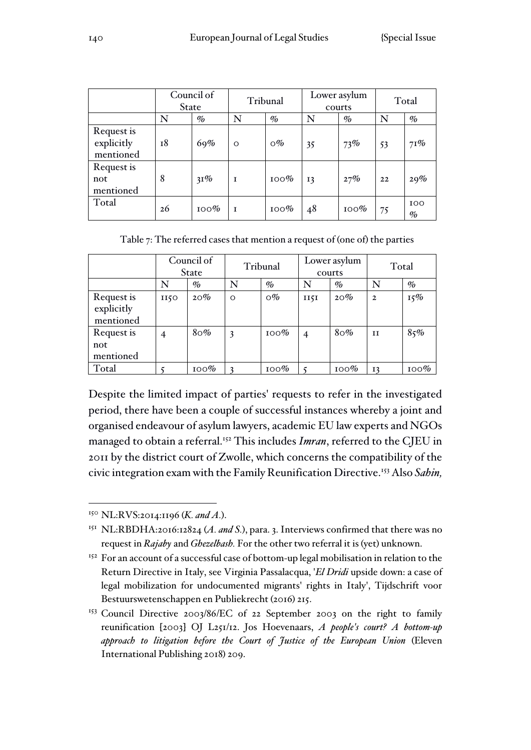| | Council of State | | Tribunal | | Lower asylum courts | | Total | |
|---|---|---|---|---|---|---|---|---|
| | N | % | N | % | N | % | N | % |
| Request is explicitly mentioned | 18 | 69% | 0 | 0% | 35 | 73% | 53 | 71% |
| Request is not mentioned | 8 | 31% | 1 | 100% | 13 | 27% | 22 | 29% |
| Total | 26 | 100% | 1 | 100% | 48 | 100% | 75 | 100 % |

Table 7: The referred cases that mention a request of (one of) the parties

| | Council of State | | Tribunal | | Lower asylum courts | | Total | |
|---|---|---|---|---|---|---|---|---|
| | N | % | N | % | N | % | N | % |
| Request is explicitly mentioned | 1150 | 20% | 0 | 0% | 1151 | 20% | 2 | 15% |
| Request is not mentioned | 4 | 80% | 3 | 100% | 4 | 80% | 11 | 85% |
| Total | 5 | 100% | 3 | 100% | 5 | 100% | 13 | 100% |

Despite the limited impact of parties' requests to refer in the investigated period, there have been a couple of successful instances whereby a joint and organised endeavour of asylum lawyers, academic EU law experts and NGOs managed to obtain a referral.[152] This includes *Imran*, referred to the CJEU in 2011 by the district court of Zwolle, which concerns the compatibility of the civic integration exam with the Family Reunification Directive.[153] Also *Sahin,*

---

[150] NL:RVS:2014:1196 (*K. and A.*).

[151] NL:RBDHA:2016:12824 (*A. and S.*), para. 3. Interviews confirmed that there was no request in *Rajaby* and *Ghezelbash.* For the other two referral it is (yet) unknown.

[152] For an account of a successful case of bottom-up legal mobilisation in relation to the Return Directive in Italy, see Virginia Passalacqua, '*El Dridi* upside down: a case of legal mobilization for undocumented migrants' rights in Italy', Tijdschrift voor Bestuurswetenschappen en Publiekrecht (2016) 215.

[153] Council Directive 2003/86/EC of 22 September 2003 on the right to family reunification [2003] OJ L251/12. Jos Hoevenaars, *A people's court? A bottom-up approach to litigation before the Court of Justice of the European Union* (Eleven International Publishing 2018) 209.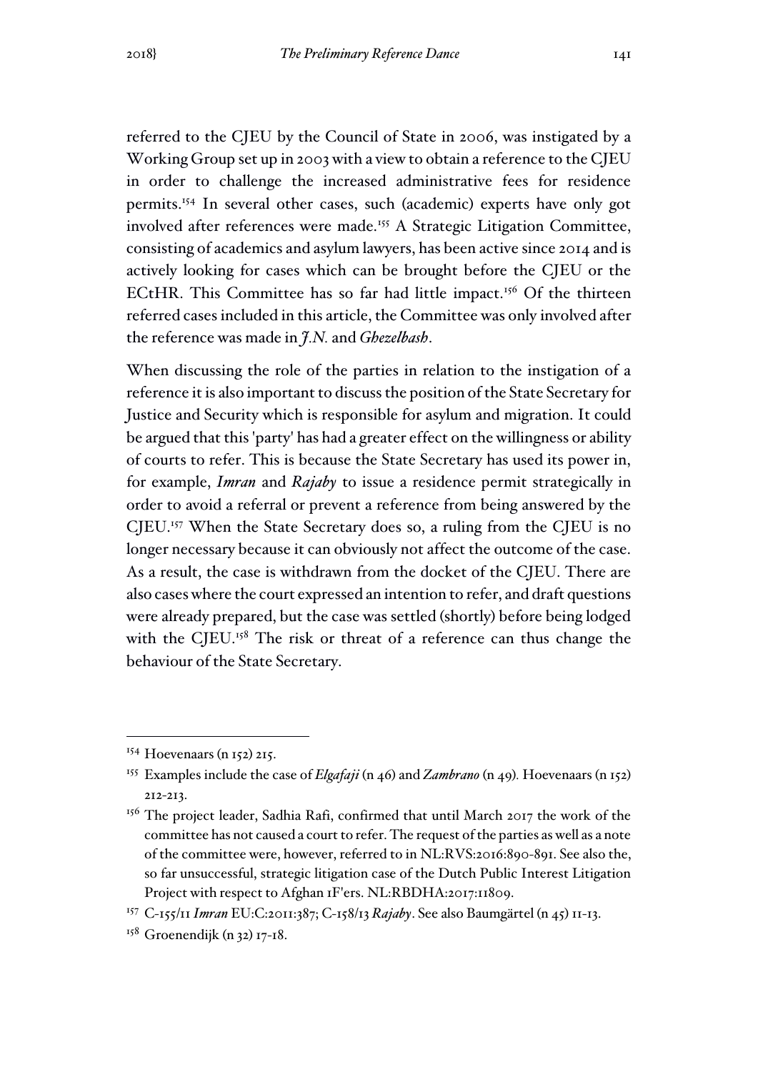referred to the CJEU by the Council of State in 2006, was instigated by a Working Group set up in 2003 with a view to obtain a reference to the CJEU in order to challenge the increased administrative fees for residence permits.[154] In several other cases, such (academic) experts have only got involved after references were made.[155] A Strategic Litigation Committee, consisting of academics and asylum lawyers, has been active since 2014 and is actively looking for cases which can be brought before the CJEU or the ECtHR. This Committee has so far had little impact.[156] Of the thirteen referred cases included in this article, the Committee was only involved after the reference was made in *J.N.* and *Ghezelbash*.

When discussing the role of the parties in relation to the instigation of a reference it is also important to discuss the position of the State Secretary for Justice and Security which is responsible for asylum and migration. It could be argued that this 'party' has had a greater effect on the willingness or ability of courts to refer. This is because the State Secretary has used its power in, for example, *Imran* and *Rajaby* to issue a residence permit strategically in order to avoid a referral or prevent a reference from being answered by the CJEU.[157] When the State Secretary does so, a ruling from the CJEU is no longer necessary because it can obviously not affect the outcome of the case. As a result, the case is withdrawn from the docket of the CJEU. There are also cases where the court expressed an intention to refer, and draft questions were already prepared, but the case was settled (shortly) before being lodged with the CJEU.[158] The risk or threat of a reference can thus change the behaviour of the State Secretary.

---

[154] Hoevenaars (n 152) 215.

[155] Examples include the case of *Elgafaji* (n 46) and *Zambrano* (n 49). Hoevenaars (n 152) 212-213.

[156] The project leader, Sadhia Rafi, confirmed that until March 2017 the work of the committee has not caused a court to refer. The request of the parties as well as a note of the committee were, however, referred to in NL:RVS:2016:890-891. See also the, so far unsuccessful, strategic litigation case of the Dutch Public Interest Litigation Project with respect to Afghan 1F'ers. NL:RBDHA:2017:11809.

[157] C-155/11 *Imran* EU:C:2011:387; C-158/13 *Rajaby*. See also Baumgärtel (n 45) 11-13.

[158] Groenendijk (n 32) 17-18.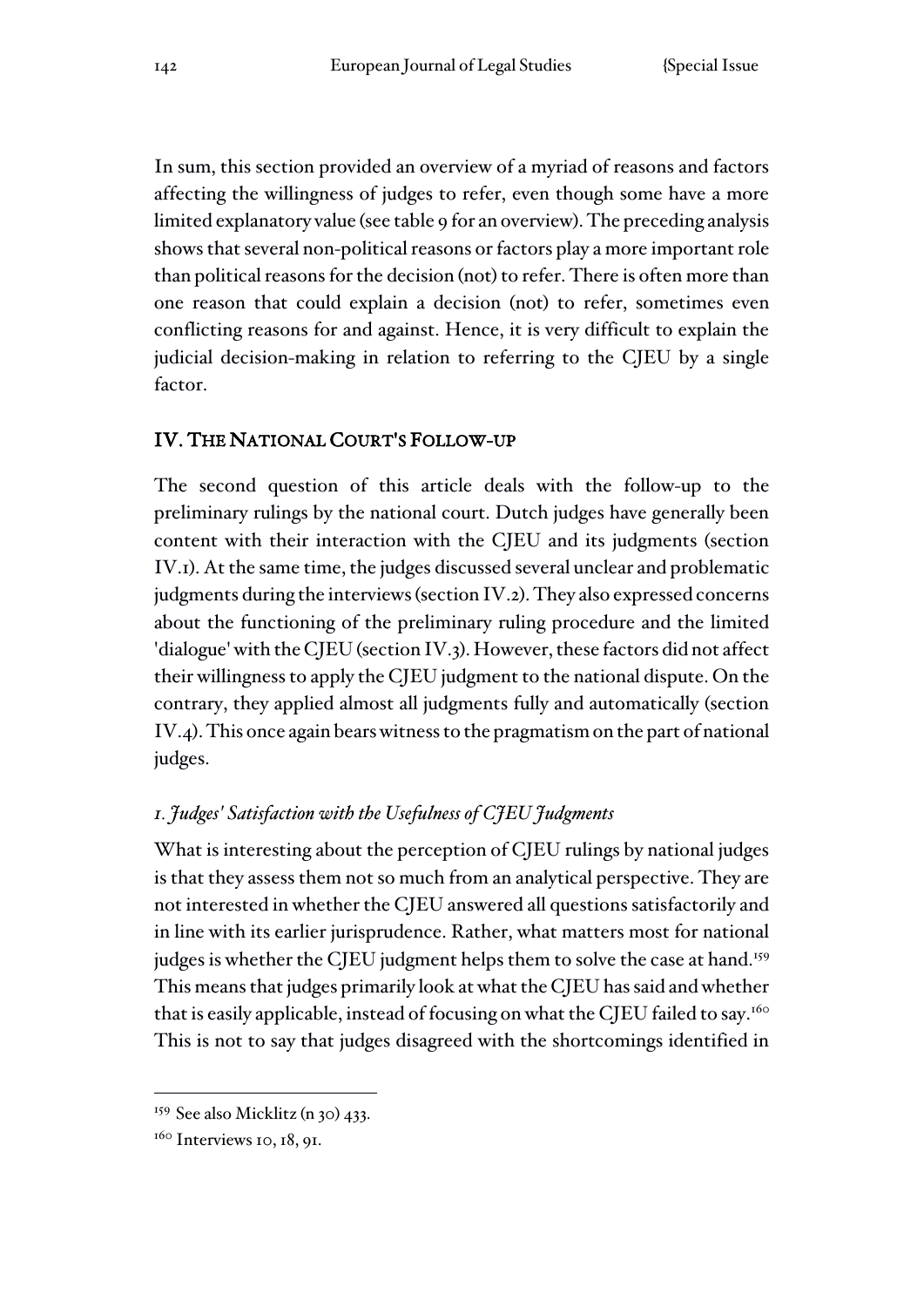In sum, this section provided an overview of a myriad of reasons and factors affecting the willingness of judges to refer, even though some have a more limited explanatory value (see table 9 for an overview). The preceding analysis shows that several non-political reasons or factors play a more important role than political reasons for the decision (not) to refer. There is often more than one reason that could explain a decision (not) to refer, sometimes even conflicting reasons for and against. Hence, it is very difficult to explain the judicial decision-making in relation to referring to the CJEU by a single factor.

## IV. The National Court's Follow-up

The second question of this article deals with the follow-up to the preliminary rulings by the national court. Dutch judges have generally been content with their interaction with the CJEU and its judgments (section IV.1). At the same time, the judges discussed several unclear and problematic judgments during the interviews (section IV.2). They also expressed concerns about the functioning of the preliminary ruling procedure and the limited 'dialogue' with the CJEU (section IV.3). However, these factors did not affect their willingness to apply the CJEU judgment to the national dispute. On the contrary, they applied almost all judgments fully and automatically (section IV.4). This once again bears witness to the pragmatism on the part of national judges.

### *1. Judges' Satisfaction with the Usefulness of CJEU Judgments*

What is interesting about the perception of CJEU rulings by national judges is that they assess them not so much from an analytical perspective. They are not interested in whether the CJEU answered all questions satisfactorily and in line with its earlier jurisprudence. Rather, what matters most for national judges is whether the CJEU judgment helps them to solve the case at hand.[159] This means that judges primarily look at what the CJEU has said and whether that is easily applicable, instead of focusing on what the CJEU failed to say.[160] This is not to say that judges disagreed with the shortcomings identified in

---

[159] See also Micklitz (n 30) 433.

[160] Interviews 10, 18, 91.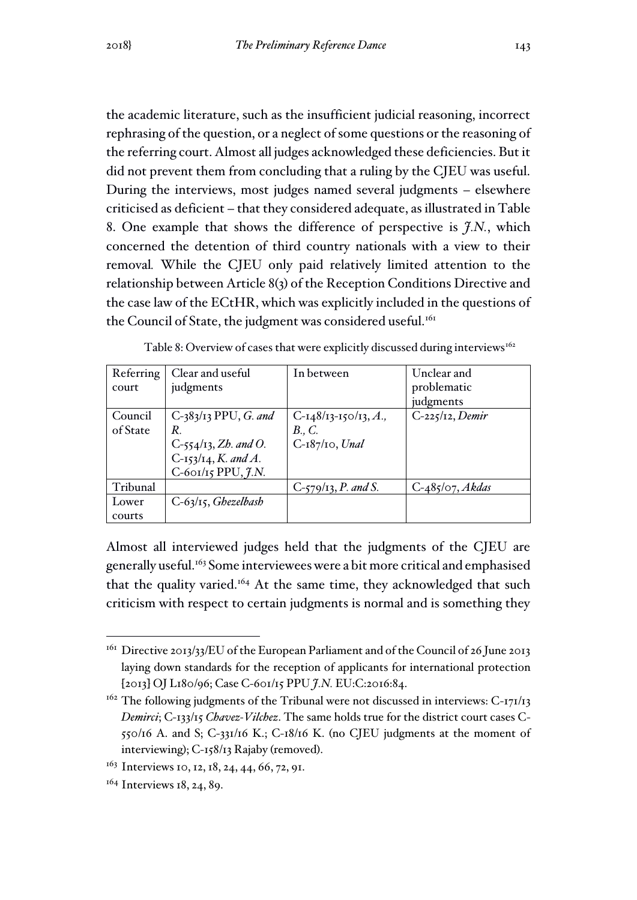the academic literature, such as the insufficient judicial reasoning, incorrect rephrasing of the question, or a neglect of some questions or the reasoning of the referring court. Almost all judges acknowledged these deficiencies. But it did not prevent them from concluding that a ruling by the CJEU was useful. During the interviews, most judges named several judgments – elsewhere criticised as deficient – that they considered adequate, as illustrated in Table 8. One example that shows the difference of perspective is *J.N.*, which concerned the detention of third country nationals with a view to their removal. While the CJEU only paid relatively limited attention to the relationship between Article 8(3) of the Reception Conditions Directive and the case law of the ECtHR, which was explicitly included in the questions of the Council of State, the judgment was considered useful.[161]

Table 8: Overview of cases that were explicitly discussed during interviews[162]

| Referring court | Clear and useful judgments | In between | Unclear and problematic judgments |
|---|---|---|---|
| Council of State | C-383/13 PPU, *G. and R.*<br>C-554/13, *Zh. and O.*<br>C-153/14, *K. and A.*<br>C-601/15 PPU, *J.N.* | C-148/13-150/13, *A., B., C.*<br>C-187/10, *Unal* | C-225/12, *Demir* |
| Tribunal | | C-579/13, *P. and S.* | C-485/07, *Akdas* |
| Lower courts | C-63/15, *Ghezelbash* | | |

Almost all interviewed judges held that the judgments of the CJEU are generally useful.[163] Some interviewees were a bit more critical and emphasised that the quality varied.[164] At the same time, they acknowledged that such criticism with respect to certain judgments is normal and is something they

---

[161] Directive 2013/33/EU of the European Parliament and of the Council of 26 June 2013 laying down standards for the reception of applicants for international protection [2013] OJ L180/96; Case C-601/15 PPU *J.N.* EU:C:2016:84.

[162] The following judgments of the Tribunal were not discussed in interviews: C-171/13 *Demirci*; C-133/15 *Chavez-Vilchez*. The same holds true for the district court cases C-550/16 A. and S; C-331/16 K.; C-18/16 K. (no CJEU judgments at the moment of interviewing); C-158/13 Rajaby (removed).

[163] Interviews 10, 12, 18, 24, 44, 66, 72, 91.

[164] Interviews 18, 24, 89.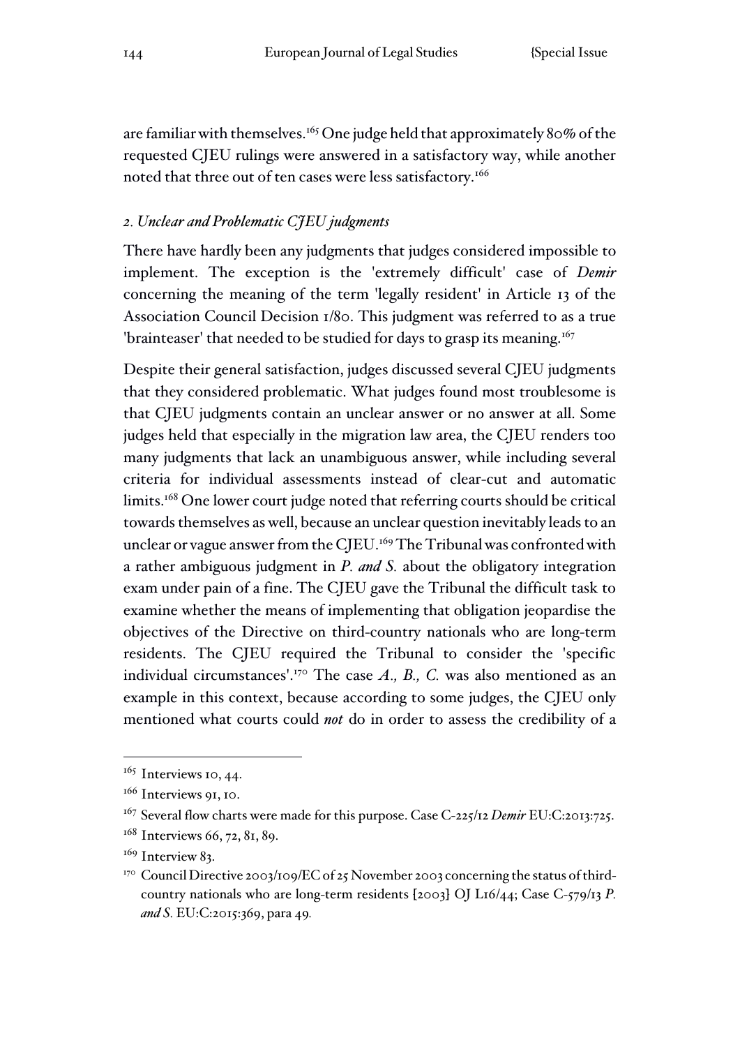are familiar with themselves.[165] One judge held that approximately 80% of the requested CJEU rulings were answered in a satisfactory way, while another noted that three out of ten cases were less satisfactory.[166]

### *2. Unclear and Problematic CJEU judgments*

There have hardly been any judgments that judges considered impossible to implement. The exception is the 'extremely difficult' case of *Demir* concerning the meaning of the term 'legally resident' in Article 13 of the Association Council Decision 1/80. This judgment was referred to as a true 'brainteaser' that needed to be studied for days to grasp its meaning.[167]

Despite their general satisfaction, judges discussed several CJEU judgments that they considered problematic. What judges found most troublesome is that CJEU judgments contain an unclear answer or no answer at all. Some judges held that especially in the migration law area, the CJEU renders too many judgments that lack an unambiguous answer, while including several criteria for individual assessments instead of clear-cut and automatic limits.[168] One lower court judge noted that referring courts should be critical towards themselves as well, because an unclear question inevitably leads to an unclear or vague answer from the CJEU.[169] The Tribunal was confronted with a rather ambiguous judgment in *P. and S.* about the obligatory integration exam under pain of a fine. The CJEU gave the Tribunal the difficult task to examine whether the means of implementing that obligation jeopardise the objectives of the Directive on third-country nationals who are long-term residents. The CJEU required the Tribunal to consider the 'specific individual circumstances'.[170] The case *A., B., C.* was also mentioned as an example in this context, because according to some judges, the CJEU only mentioned what courts could *not* do in order to assess the credibility of a

---

[165] Interviews 10, 44.

[166] Interviews 91, 10.

[167] Several flow charts were made for this purpose. Case C-225/12 *Demir* EU:C:2013:725.

[168] Interviews 66, 72, 81, 89.

[169] Interview 83.

[170] Council Directive 2003/109/EC of 25 November 2003 concerning the status of third-country nationals who are long-term residents [2003] OJ L16/44; Case C-579/13 *P. and S.* EU:C:2015:369, para 49.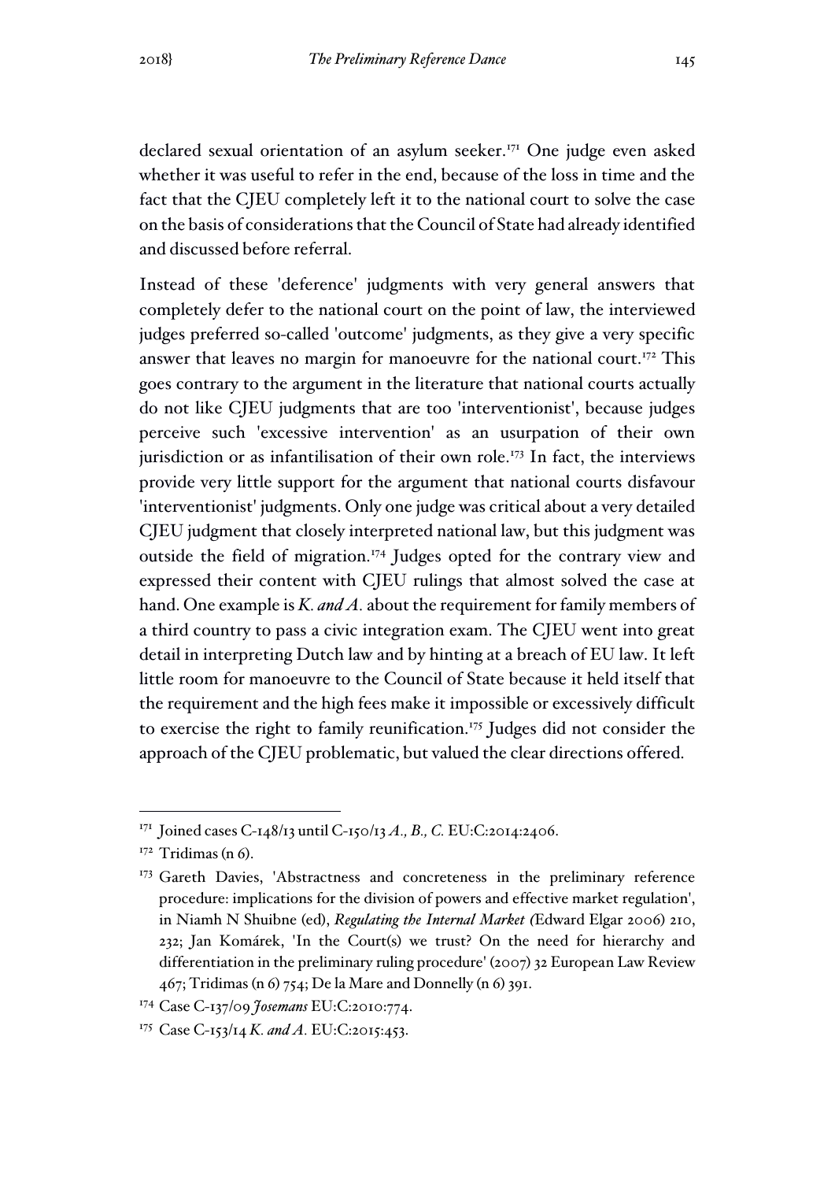declared sexual orientation of an asylum seeker.[171] One judge even asked whether it was useful to refer in the end, because of the loss in time and the fact that the CJEU completely left it to the national court to solve the case on the basis of considerations that the Council of State had already identified and discussed before referral.

Instead of these 'deference' judgments with very general answers that completely defer to the national court on the point of law, the interviewed judges preferred so-called 'outcome' judgments, as they give a very specific answer that leaves no margin for manoeuvre for the national court.[172] This goes contrary to the argument in the literature that national courts actually do not like CJEU judgments that are too 'interventionist', because judges perceive such 'excessive intervention' as an usurpation of their own jurisdiction or as infantilisation of their own role.[173] In fact, the interviews provide very little support for the argument that national courts disfavour 'interventionist' judgments. Only one judge was critical about a very detailed CJEU judgment that closely interpreted national law, but this judgment was outside the field of migration.[174] Judges opted for the contrary view and expressed their content with CJEU rulings that almost solved the case at hand. One example is *K. and A.* about the requirement for family members of a third country to pass a civic integration exam. The CJEU went into great detail in interpreting Dutch law and by hinting at a breach of EU law. It left little room for manoeuvre to the Council of State because it held itself that the requirement and the high fees make it impossible or excessively difficult to exercise the right to family reunification.[175] Judges did not consider the approach of the CJEU problematic, but valued the clear directions offered.

---

[171] Joined cases C-148/13 until C-150/13 *A., B., C.* EU:C:2014:2406.

[172] Tridimas (n 6).

[173] Gareth Davies, 'Abstractness and concreteness in the preliminary reference procedure: implications for the division of powers and effective market regulation', in Niamh N Shuibne (ed), *Regulating the Internal Market* (Edward Elgar 2006) 210, 232; Jan Komárek, 'In the Court(s) we trust? On the need for hierarchy and differentiation in the preliminary ruling procedure' (2007) 32 European Law Review 467; Tridimas (n 6) 754; De la Mare and Donnelly (n 6) 391.

[174] Case C-137/09 *Josemans* EU:C:2010:774.

[175] Case C-153/14 *K. and A.* EU:C:2015:453.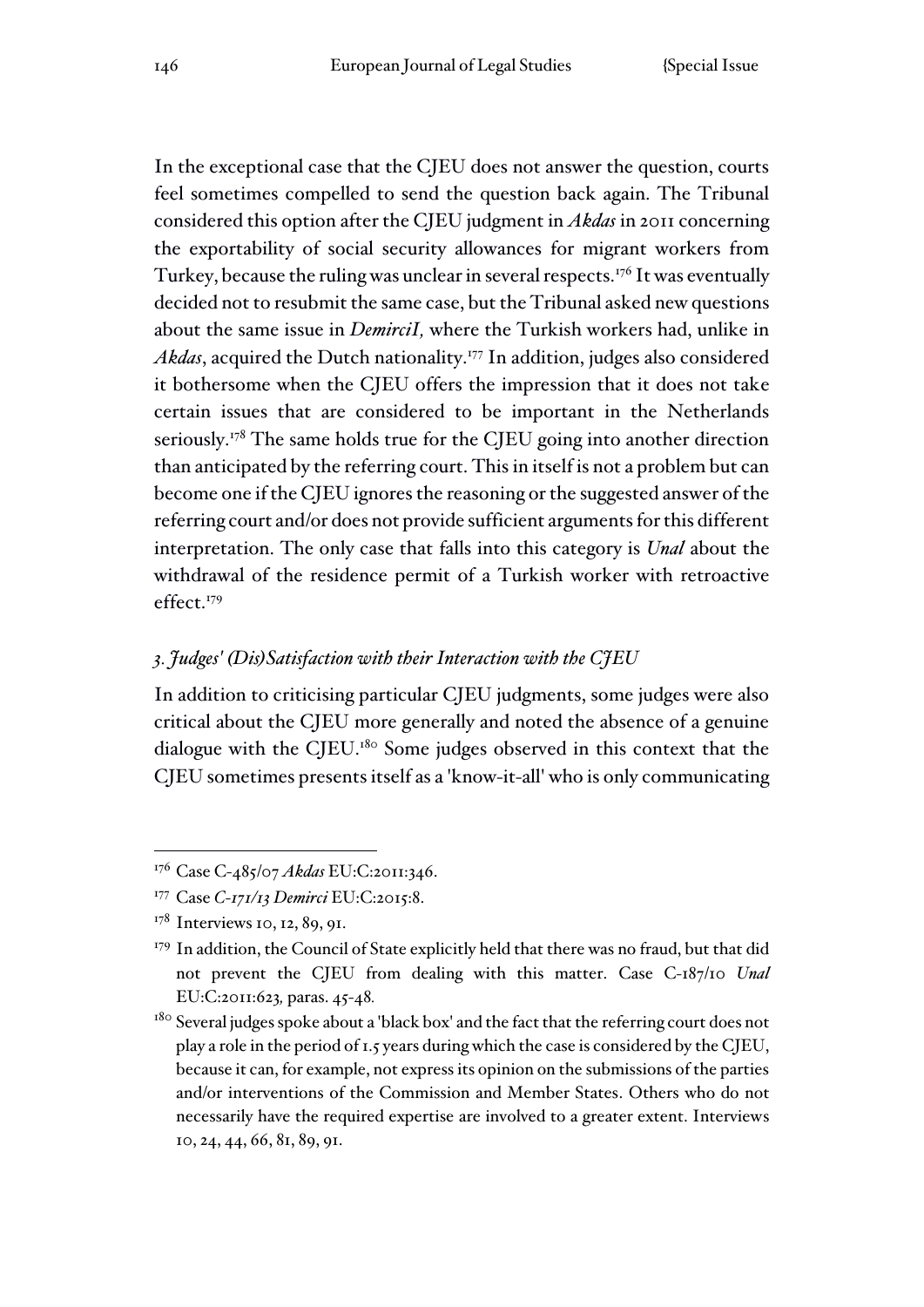In the exceptional case that the CJEU does not answer the question, courts feel sometimes compelled to send the question back again. The Tribunal considered this option after the CJEU judgment in *Akdas* in 2011 concerning the exportability of social security allowances for migrant workers from Turkey, because the ruling was unclear in several respects.[176] It was eventually decided not to resubmit the same case, but the Tribunal asked new questions about the same issue in *DemirciI,* where the Turkish workers had, unlike in *Akdas*, acquired the Dutch nationality.[177] In addition, judges also considered it bothersome when the CJEU offers the impression that it does not take certain issues that are considered to be important in the Netherlands seriously.[178] The same holds true for the CJEU going into another direction than anticipated by the referring court. This in itself is not a problem but can become one if the CJEU ignores the reasoning or the suggested answer of the referring court and/or does not provide sufficient arguments for this different interpretation. The only case that falls into this category is *Unal* about the withdrawal of the residence permit of a Turkish worker with retroactive effect.[179]

### *3. Judges' (Dis)Satisfaction with their Interaction with the CJEU*

In addition to criticising particular CJEU judgments, some judges were also critical about the CJEU more generally and noted the absence of a genuine dialogue with the CJEU.[180] Some judges observed in this context that the CJEU sometimes presents itself as a 'know-it-all' who is only communicating

---

[176] Case C-485/07 *Akdas* EU:C:2011:346.

[177] Case *C-171/13 Demirci* EU:C:2015:8.

[178] Interviews 10, 12, 89, 91.

[179] In addition, the Council of State explicitly held that there was no fraud, but that did not prevent the CJEU from dealing with this matter. Case C-187/10 *Unal* EU:C:2011:623*,* paras. 45-48*.*

[180] Several judges spoke about a 'black box' and the fact that the referring court does not play a role in the period of 1.5 years during which the case is considered by the CJEU, because it can, for example, not express its opinion on the submissions of the parties and/or interventions of the Commission and Member States. Others who do not necessarily have the required expertise are involved to a greater extent. Interviews 10, 24, 44, 66, 81, 89, 91.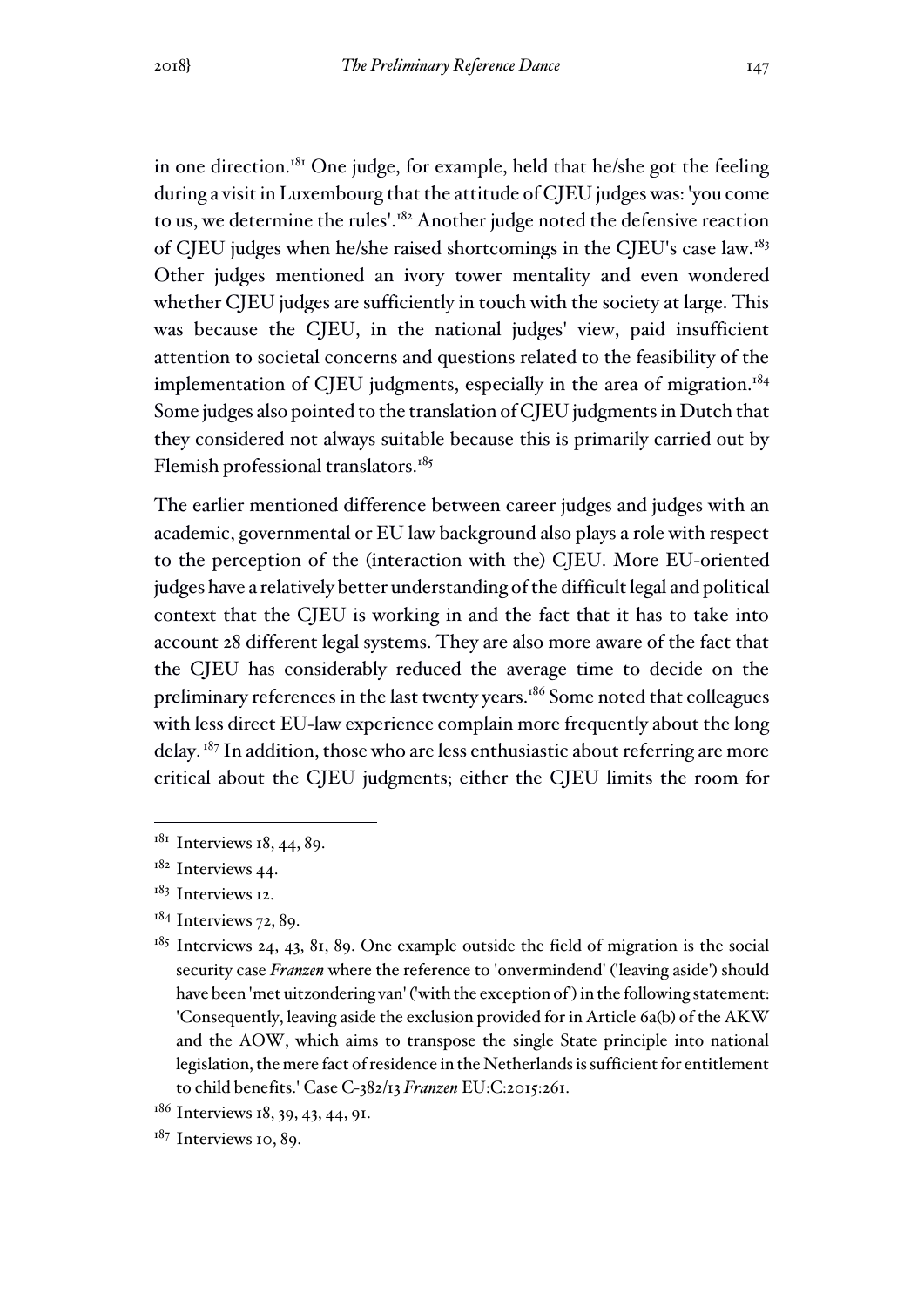in one direction.[181] One judge, for example, held that he/she got the feeling during a visit in Luxembourg that the attitude of CJEU judges was: 'you come to us, we determine the rules'.[182] Another judge noted the defensive reaction of CJEU judges when he/she raised shortcomings in the CJEU's case law.[183] Other judges mentioned an ivory tower mentality and even wondered whether CJEU judges are sufficiently in touch with the society at large. This was because the CJEU, in the national judges' view, paid insufficient attention to societal concerns and questions related to the feasibility of the implementation of CJEU judgments, especially in the area of migration.[184] Some judges also pointed to the translation of CJEU judgments in Dutch that they considered not always suitable because this is primarily carried out by Flemish professional translators.[185]

The earlier mentioned difference between career judges and judges with an academic, governmental or EU law background also plays a role with respect to the perception of the (interaction with the) CJEU. More EU-oriented judges have a relatively better understanding of the difficult legal and political context that the CJEU is working in and the fact that it has to take into account 28 different legal systems. They are also more aware of the fact that the CJEU has considerably reduced the average time to decide on the preliminary references in the last twenty years.[186] Some noted that colleagues with less direct EU-law experience complain more frequently about the long delay.[187] In addition, those who are less enthusiastic about referring are more critical about the CJEU judgments; either the CJEU limits the room for

---

[181] Interviews 18, 44, 89.

[182] Interviews 44.

[183] Interviews 12.

[184] Interviews 72, 89.

[185] Interviews 24, 43, 81, 89. One example outside the field of migration is the social security case *Franzen* where the reference to 'onvermindend' ('leaving aside') should have been 'met uitzondering van' ('with the exception of') in the following statement: 'Consequently, leaving aside the exclusion provided for in Article 6a(b) of the AKW and the AOW, which aims to transpose the single State principle into national legislation, the mere fact of residence in the Netherlands is sufficient for entitlement to child benefits.' Case C-382/13 *Franzen* EU:C:2015:261.

[186] Interviews 18, 39, 43, 44, 91.

[187] Interviews 10, 89.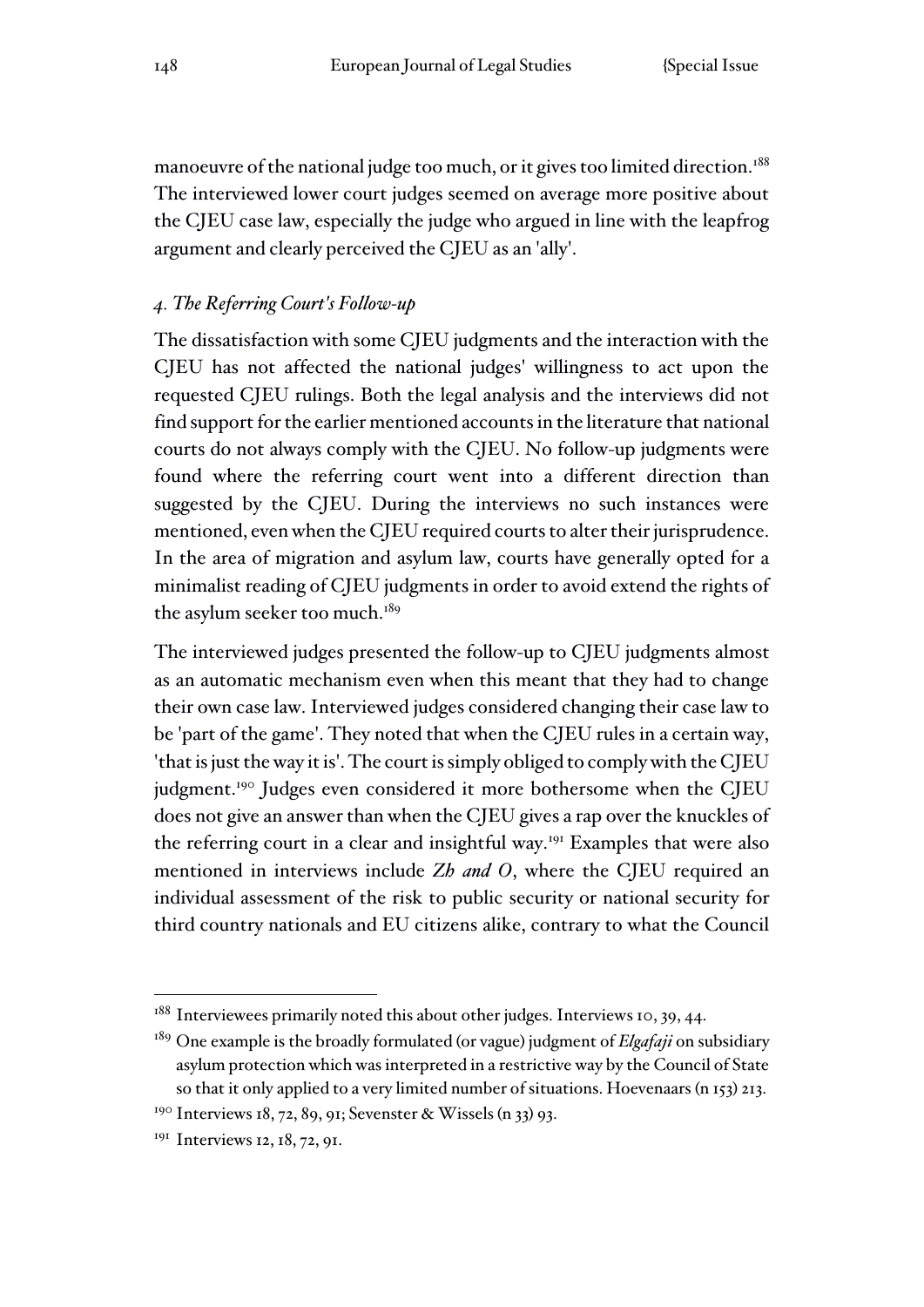manoeuvre of the national judge too much, or it gives too limited direction.[188] The interviewed lower court judges seemed on average more positive about the CJEU case law, especially the judge who argued in line with the leapfrog argument and clearly perceived the CJEU as an 'ally'.

### *4. The Referring Court's Follow-up*

The dissatisfaction with some CJEU judgments and the interaction with the CJEU has not affected the national judges' willingness to act upon the requested CJEU rulings. Both the legal analysis and the interviews did not find support for the earlier mentioned accounts in the literature that national courts do not always comply with the CJEU. No follow-up judgments were found where the referring court went into a different direction than suggested by the CJEU. During the interviews no such instances were mentioned, even when the CJEU required courts to alter their jurisprudence. In the area of migration and asylum law, courts have generally opted for a minimalist reading of CJEU judgments in order to avoid extend the rights of the asylum seeker too much.[189]

The interviewed judges presented the follow-up to CJEU judgments almost as an automatic mechanism even when this meant that they had to change their own case law. Interviewed judges considered changing their case law to be 'part of the game'. They noted that when the CJEU rules in a certain way, 'that is just the way it is'. The court is simply obliged to comply with the CJEU judgment.[190] Judges even considered it more bothersome when the CJEU does not give an answer than when the CJEU gives a rap over the knuckles of the referring court in a clear and insightful way.[191] Examples that were also mentioned in interviews include *Zh and O*, where the CJEU required an individual assessment of the risk to public security or national security for third country nationals and EU citizens alike, contrary to what the Council

---

[188] Interviewees primarily noted this about other judges. Interviews 10, 39, 44.

[189] One example is the broadly formulated (or vague) judgment of *Elgafaji* on subsidiary asylum protection which was interpreted in a restrictive way by the Council of State so that it only applied to a very limited number of situations. Hoevenaars (n 153) 213.

[190] Interviews 18, 72, 89, 91; Sevenster & Wissels (n 33) 93.

[191] Interviews 12, 18, 72, 91.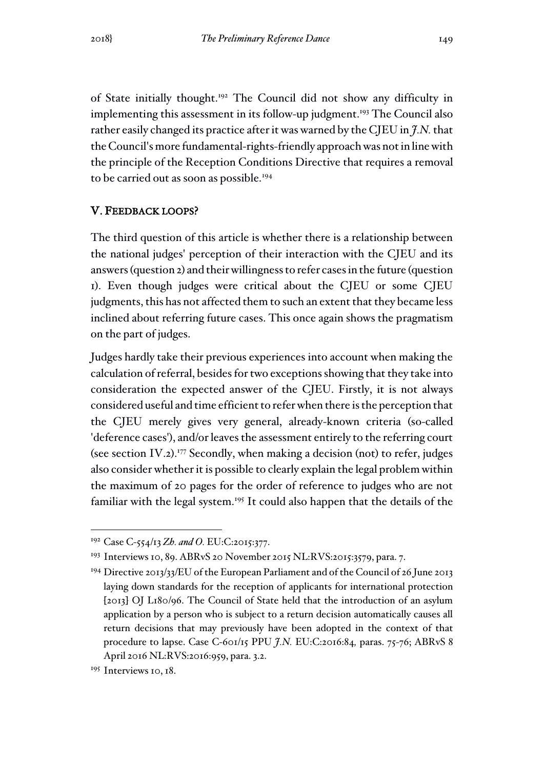of State initially thought.[192] The Council did not show any difficulty in implementing this assessment in its follow-up judgment.[193] The Council also rather easily changed its practice after it was warned by the CJEU in *J.N.* that the Council's more fundamental-rights-friendly approach was not in line with the principle of the Reception Conditions Directive that requires a removal to be carried out as soon as possible.[194]

## V. Feedback loops?

The third question of this article is whether there is a relationship between the national judges' perception of their interaction with the CJEU and its answers (question 2) and their willingness to refer cases in the future (question 1). Even though judges were critical about the CJEU or some CJEU judgments, this has not affected them to such an extent that they became less inclined about referring future cases. This once again shows the pragmatism on the part of judges.

Judges hardly take their previous experiences into account when making the calculation of referral, besides for two exceptions showing that they take into consideration the expected answer of the CJEU. Firstly, it is not always considered useful and time efficient to refer when there is the perception that the CJEU merely gives very general, already-known criteria (so-called 'deference cases'), and/or leaves the assessment entirely to the referring court (see section IV.2).[177] Secondly, when making a decision (not) to refer, judges also consider whether it is possible to clearly explain the legal problem within the maximum of 20 pages for the order of reference to judges who are not familiar with the legal system.[195] It could also happen that the details of the

---

[192] Case C-554/13 *Zh. and O.* EU:C:2015:377.

[193] Interviews 10, 89. ABRvS 20 November 2015 NL:RVS:2015:3579, para. 7.

[194] Directive 2013/33/EU of the European Parliament and of the Council of 26 June 2013 laying down standards for the reception of applicants for international protection [2013] OJ L180/96. The Council of State held that the introduction of an asylum application by a person who is subject to a return decision automatically causes all return decisions that may previously have been adopted in the context of that procedure to lapse. Case C-601/15 PPU *J.N.* EU:C:2016:84, paras. 75-76; ABRvS 8 April 2016 NL:RVS:2016:959, para. 3.2.

[195] Interviews 10, 18.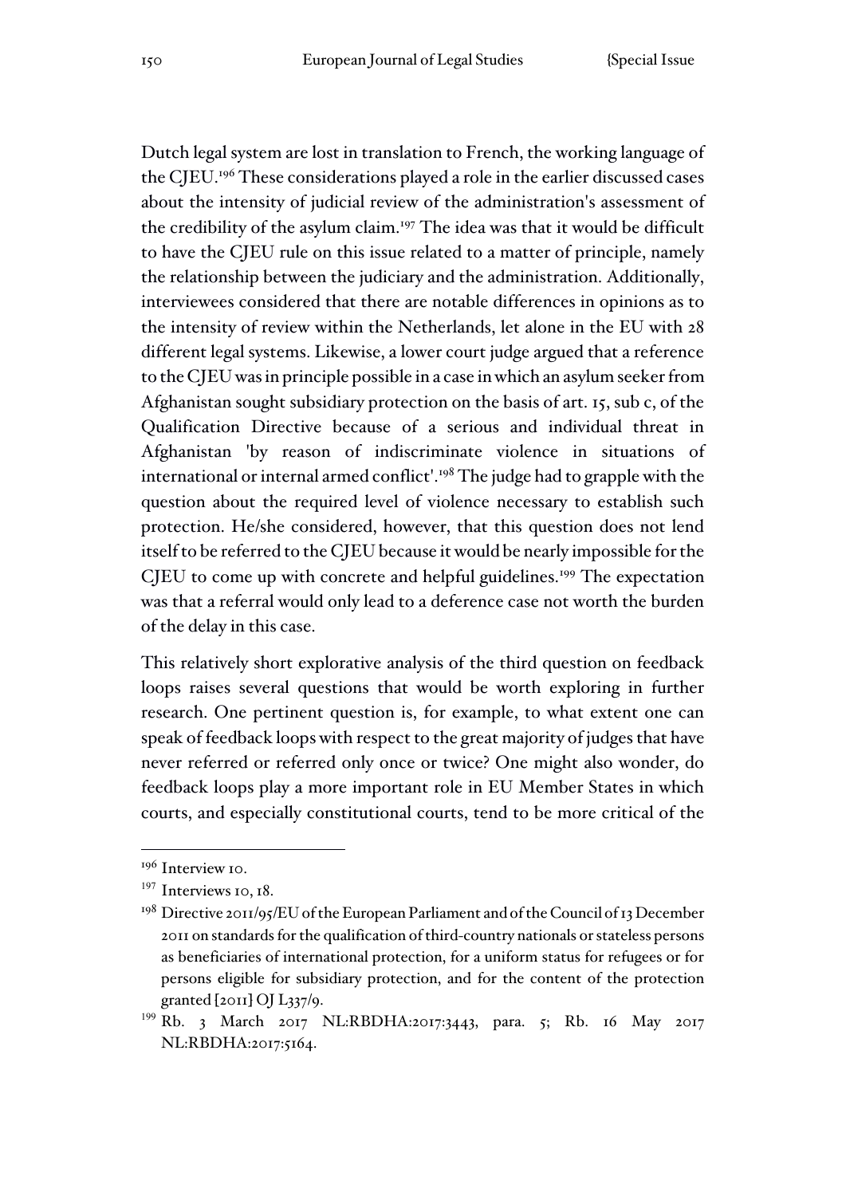Dutch legal system are lost in translation to French, the working language of the CJEU.[196] These considerations played a role in the earlier discussed cases about the intensity of judicial review of the administration's assessment of the credibility of the asylum claim.[197] The idea was that it would be difficult to have the CJEU rule on this issue related to a matter of principle, namely the relationship between the judiciary and the administration. Additionally, interviewees considered that there are notable differences in opinions as to the intensity of review within the Netherlands, let alone in the EU with 28 different legal systems. Likewise, a lower court judge argued that a reference to the CJEU was in principle possible in a case in which an asylum seeker from Afghanistan sought subsidiary protection on the basis of art. 15, sub c, of the Qualification Directive because of a serious and individual threat in Afghanistan 'by reason of indiscriminate violence in situations of international or internal armed conflict'.[198] The judge had to grapple with the question about the required level of violence necessary to establish such protection. He/she considered, however, that this question does not lend itself to be referred to the CJEU because it would be nearly impossible for the CJEU to come up with concrete and helpful guidelines.[199] The expectation was that a referral would only lead to a deference case not worth the burden of the delay in this case.

This relatively short explorative analysis of the third question on feedback loops raises several questions that would be worth exploring in further research. One pertinent question is, for example, to what extent one can speak of feedback loops with respect to the great majority of judges that have never referred or referred only once or twice? One might also wonder, do feedback loops play a more important role in EU Member States in which courts, and especially constitutional courts, tend to be more critical of the

---

[196] Interview 10.

[197] Interviews 10, 18.

[198] Directive 2011/95/EU of the European Parliament and of the Council of 13 December 2011 on standards for the qualification of third-country nationals or stateless persons as beneficiaries of international protection, for a uniform status for refugees or for persons eligible for subsidiary protection, and for the content of the protection granted [2011] OJ L337/9.

[199] Rb. 3 March 2017 NL:RBDHA:2017:3443, para. 5; Rb. 16 May 2017 NL:RBDHA:2017:5164.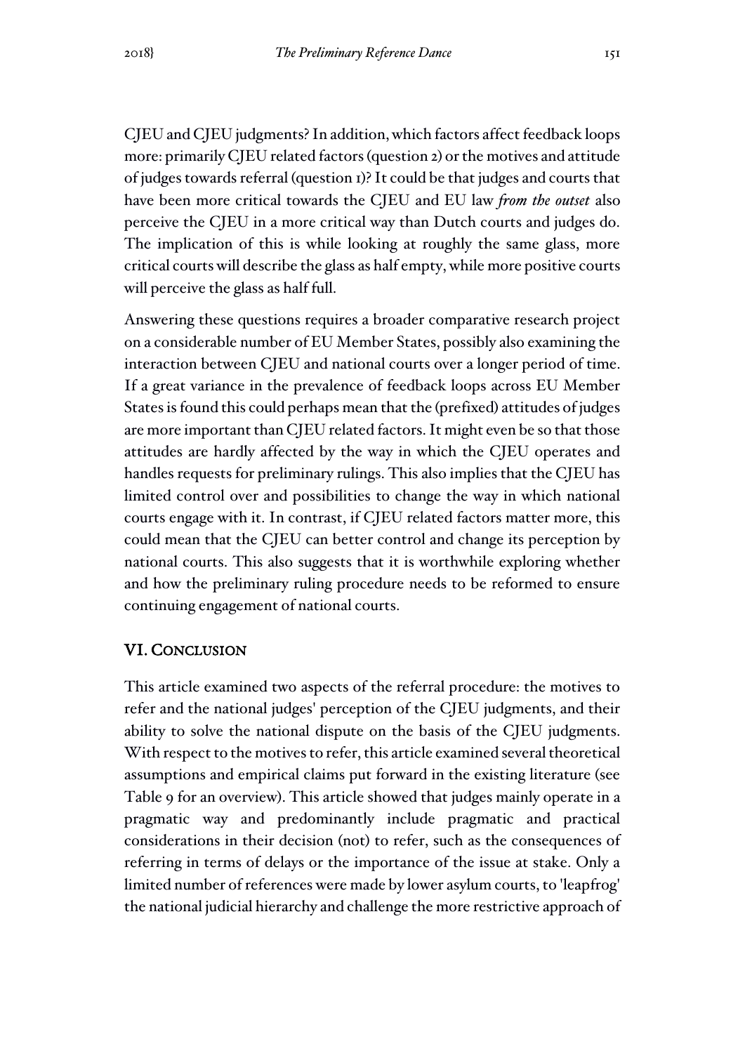CJEU and CJEU judgments? In addition, which factors affect feedback loops more: primarily CJEU related factors (question 2) or the motives and attitude of judges towards referral (question 1)? It could be that judges and courts that have been more critical towards the CJEU and EU law *from the outset* also perceive the CJEU in a more critical way than Dutch courts and judges do. The implication of this is while looking at roughly the same glass, more critical courts will describe the glass as half empty, while more positive courts will perceive the glass as half full.

Answering these questions requires a broader comparative research project on a considerable number of EU Member States, possibly also examining the interaction between CJEU and national courts over a longer period of time. If a great variance in the prevalence of feedback loops across EU Member States is found this could perhaps mean that the (prefixed) attitudes of judges are more important than CJEU related factors. It might even be so that those attitudes are hardly affected by the way in which the CJEU operates and handles requests for preliminary rulings. This also implies that the CJEU has limited control over and possibilities to change the way in which national courts engage with it. In contrast, if CJEU related factors matter more, this could mean that the CJEU can better control and change its perception by national courts. This also suggests that it is worthwhile exploring whether and how the preliminary ruling procedure needs to be reformed to ensure continuing engagement of national courts.

## VI. Conclusion

This article examined two aspects of the referral procedure: the motives to refer and the national judges' perception of the CJEU judgments, and their ability to solve the national dispute on the basis of the CJEU judgments. With respect to the motives to refer, this article examined several theoretical assumptions and empirical claims put forward in the existing literature (see Table 9 for an overview). This article showed that judges mainly operate in a pragmatic way and predominantly include pragmatic and practical considerations in their decision (not) to refer, such as the consequences of referring in terms of delays or the importance of the issue at stake. Only a limited number of references were made by lower asylum courts, to 'leapfrog' the national judicial hierarchy and challenge the more restrictive approach of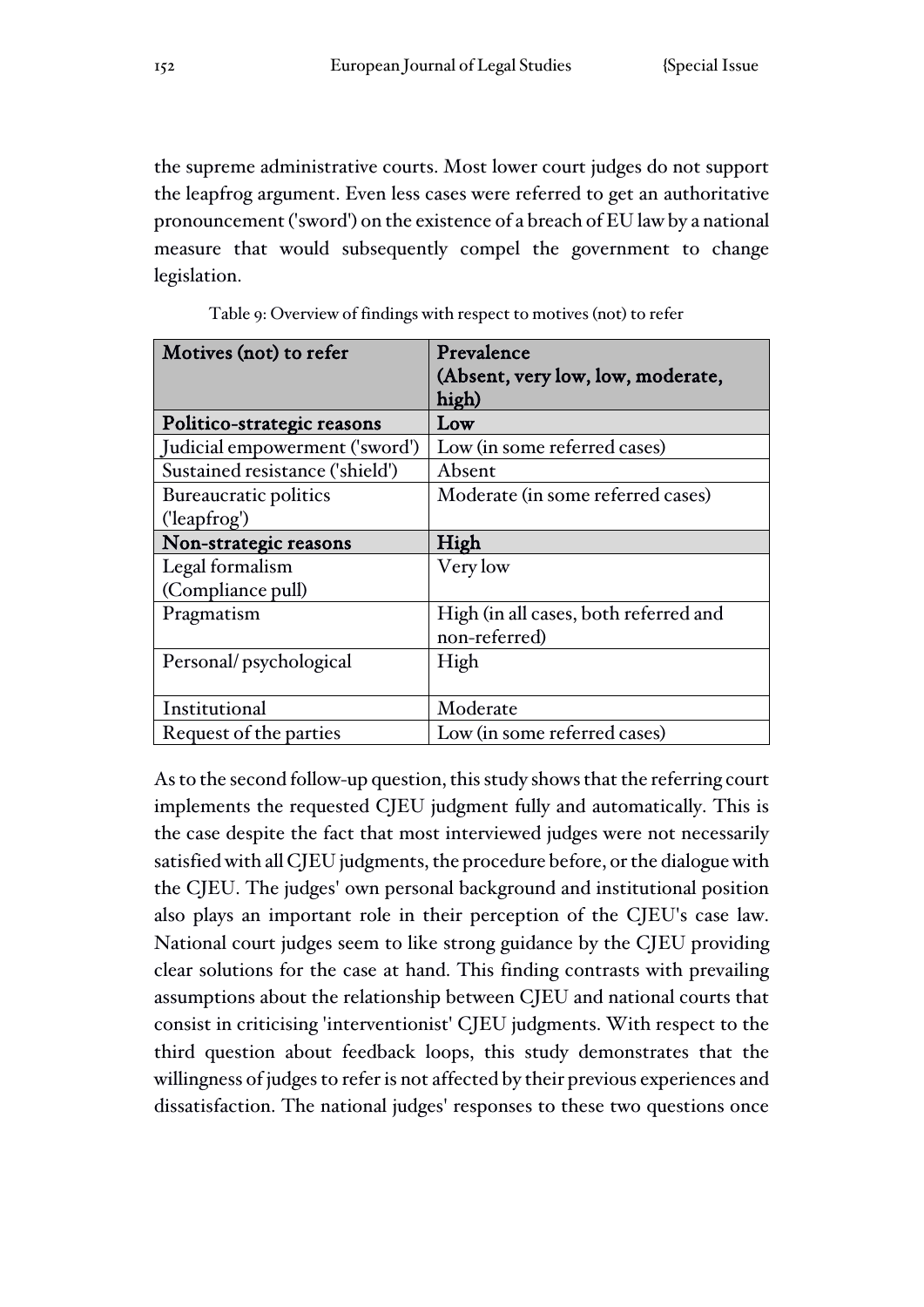the supreme administrative courts. Most lower court judges do not support the leapfrog argument. Even less cases were referred to get an authoritative pronouncement ('sword') on the existence of a breach of EU law by a national measure that would subsequently compel the government to change legislation.

Table 9: Overview of findings with respect to motives (not) to refer

| Motives (not) to refer | Prevalence (Absent, very low, low, moderate, high) |
|---|---|
| **Politico-strategic reasons** | **Low** |
| Judicial empowerment ('sword') | Low (in some referred cases) |
| Sustained resistance ('shield') | Absent |
| Bureaucratic politics ('leapfrog') | Moderate (in some referred cases) |
| **Non-strategic reasons** | **High** |
| Legal formalism (Compliance pull) | Very low |
| Pragmatism | High (in all cases, both referred and non-referred) |
| Personal/ psychological | High |
| Institutional | Moderate |
| Request of the parties | Low (in some referred cases) |

As to the second follow-up question, this study shows that the referring court implements the requested CJEU judgment fully and automatically. This is the case despite the fact that most interviewed judges were not necessarily satisfied with all CJEU judgments, the procedure before, or the dialogue with the CJEU. The judges' own personal background and institutional position also plays an important role in their perception of the CJEU's case law. National court judges seem to like strong guidance by the CJEU providing clear solutions for the case at hand. This finding contrasts with prevailing assumptions about the relationship between CJEU and national courts that consist in criticising 'interventionist' CJEU judgments. With respect to the third question about feedback loops, this study demonstrates that the willingness of judges to refer is not affected by their previous experiences and dissatisfaction. The national judges' responses to these two questions once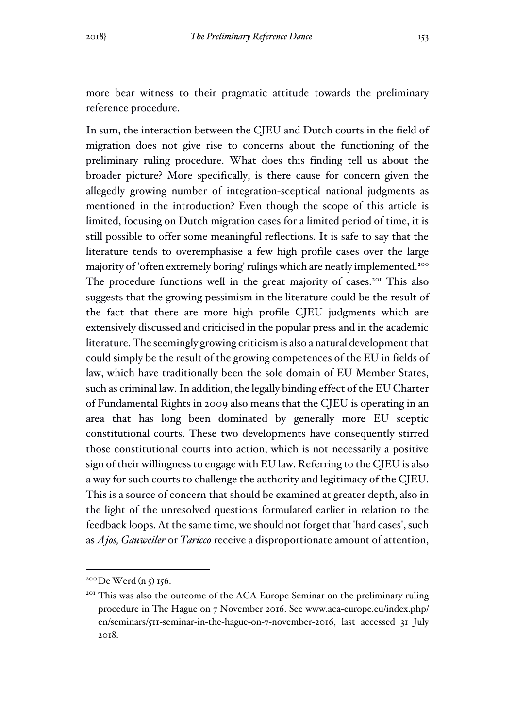more bear witness to their pragmatic attitude towards the preliminary reference procedure.

In sum, the interaction between the CJEU and Dutch courts in the field of migration does not give rise to concerns about the functioning of the preliminary ruling procedure. What does this finding tell us about the broader picture? More specifically, is there cause for concern given the allegedly growing number of integration-sceptical national judgments as mentioned in the introduction? Even though the scope of this article is limited, focusing on Dutch migration cases for a limited period of time, it is still possible to offer some meaningful reflections. It is safe to say that the literature tends to overemphasise a few high profile cases over the large majority of 'often extremely boring' rulings which are neatly implemented.[200] The procedure functions well in the great majority of cases.[201] This also suggests that the growing pessimism in the literature could be the result of the fact that there are more high profile CJEU judgments which are extensively discussed and criticised in the popular press and in the academic literature. The seemingly growing criticism is also a natural development that could simply be the result of the growing competences of the EU in fields of law, which have traditionally been the sole domain of EU Member States, such as criminal law. In addition, the legally binding effect of the EU Charter of Fundamental Rights in 2009 also means that the CJEU is operating in an area that has long been dominated by generally more EU sceptic constitutional courts. These two developments have consequently stirred those constitutional courts into action, which is not necessarily a positive sign of their willingness to engage with EU law. Referring to the CJEU is also a way for such courts to challenge the authority and legitimacy of the CJEU. This is a source of concern that should be examined at greater depth, also in the light of the unresolved questions formulated earlier in relation to the feedback loops. At the same time, we should not forget that 'hard cases', such as *Ajos, Gauweiler* or *Taricco* receive a disproportionate amount of attention,

---

[200] De Werd (n 5) 156.

[201] This was also the outcome of the ACA Europe Seminar on the preliminary ruling procedure in The Hague on 7 November 2016. See www.aca-europe.eu/index.php/en/seminars/511-seminar-in-the-hague-on-7-november-2016, last accessed 31 July 2018.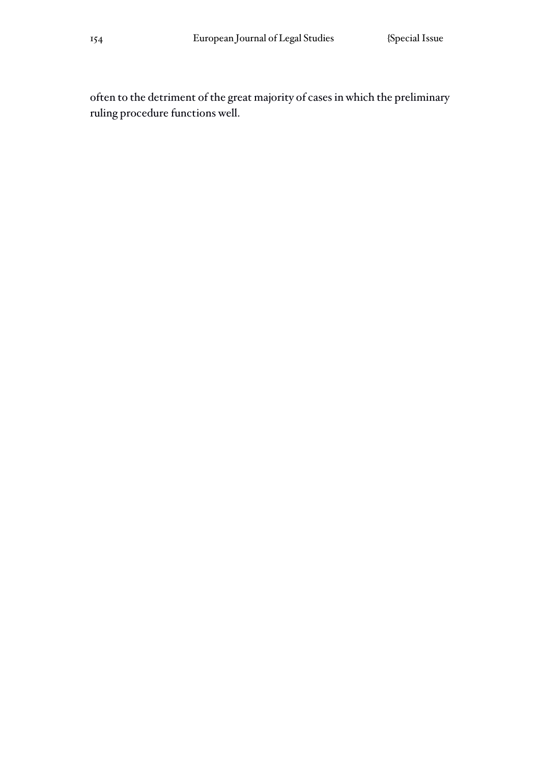often to the detriment of the great majority of cases in which the preliminary ruling procedure functions well.